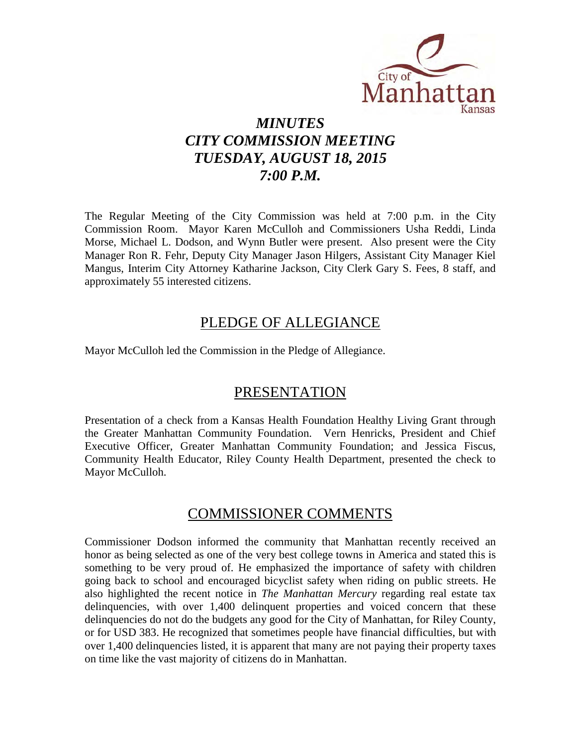# *MINUTES*
# *CITY COMMISSION MEETING*
# *TUESDAY, AUGUST 18, 2015*
# *7:00 P.M.*

The Regular Meeting of the City Commission was held at 7:00 p.m. in the City Commission Room. Mayor Karen McCulloh and Commissioners Usha Reddi, Linda Morse, Michael L. Dodson, and Wynn Butler were present. Also present were the City Manager Ron R. Fehr, Deputy City Manager Jason Hilgers, Assistant City Manager Kiel Mangus, Interim City Attorney Katharine Jackson, City Clerk Gary S. Fees, 8 staff, and approximately 55 interested citizens.

## PLEDGE OF ALLEGIANCE

Mayor McCulloh led the Commission in the Pledge of Allegiance.

## PRESENTATION

Presentation of a check from a Kansas Health Foundation Healthy Living Grant through the Greater Manhattan Community Foundation. Vern Henricks, President and Chief Executive Officer, Greater Manhattan Community Foundation; and Jessica Fiscus, Community Health Educator, Riley County Health Department, presented the check to Mayor McCulloh.

## COMMISSIONER COMMENTS

Commissioner Dodson informed the community that Manhattan recently received an honor as being selected as one of the very best college towns in America and stated this is something to be very proud of. He emphasized the importance of safety with children going back to school and encouraged bicyclist safety when riding on public streets. He also highlighted the recent notice in *The Manhattan Mercury* regarding real estate tax delinquencies, with over 1,400 delinquent properties and voiced concern that these delinquencies do not do the budgets any good for the City of Manhattan, for Riley County, or for USD 383. He recognized that sometimes people have financial difficulties, but with over 1,400 delinquencies listed, it is apparent that many are not paying their property taxes on time like the vast majority of citizens do in Manhattan.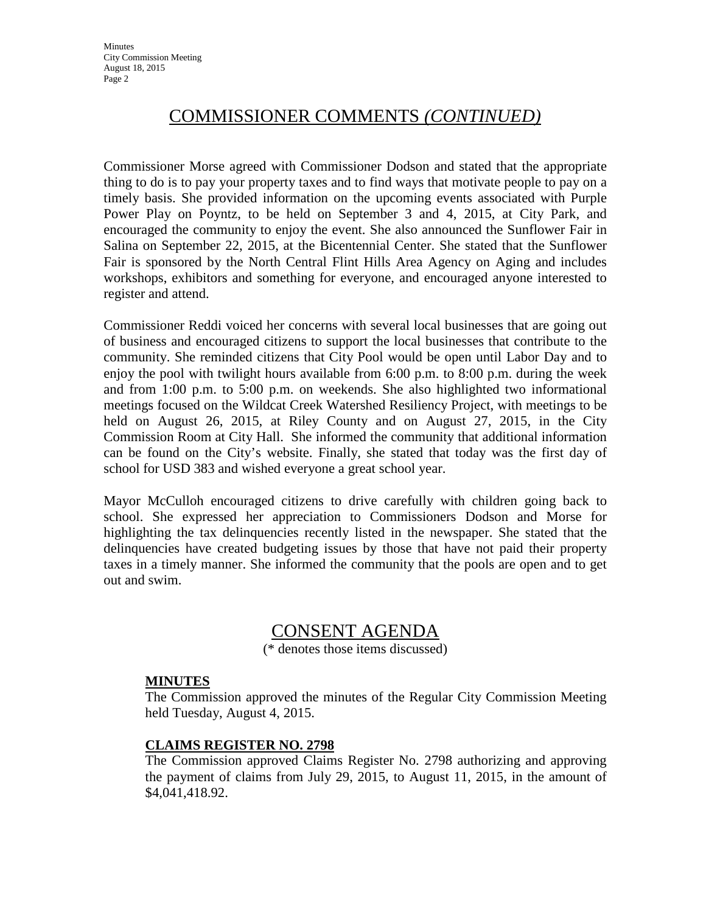## COMMISSIONER COMMENTS *(CONTINUED)*

Commissioner Morse agreed with Commissioner Dodson and stated that the appropriate thing to do is to pay your property taxes and to find ways that motivate people to pay on a timely basis. She provided information on the upcoming events associated with Purple Power Play on Poyntz, to be held on September 3 and 4, 2015, at City Park, and encouraged the community to enjoy the event. She also announced the Sunflower Fair in Salina on September 22, 2015, at the Bicentennial Center. She stated that the Sunflower Fair is sponsored by the North Central Flint Hills Area Agency on Aging and includes workshops, exhibitors and something for everyone, and encouraged anyone interested to register and attend.

Commissioner Reddi voiced her concerns with several local businesses that are going out of business and encouraged citizens to support the local businesses that contribute to the community. She reminded citizens that City Pool would be open until Labor Day and to enjoy the pool with twilight hours available from 6:00 p.m. to 8:00 p.m. during the week and from 1:00 p.m. to 5:00 p.m. on weekends. She also highlighted two informational meetings focused on the Wildcat Creek Watershed Resiliency Project, with meetings to be held on August 26, 2015, at Riley County and on August 27, 2015, in the City Commission Room at City Hall. She informed the community that additional information can be found on the City's website. Finally, she stated that today was the first day of school for USD 383 and wished everyone a great school year.

Mayor McCulloh encouraged citizens to drive carefully with children going back to school. She expressed her appreciation to Commissioners Dodson and Morse for highlighting the tax delinquencies recently listed in the newspaper. She stated that the delinquencies have created budgeting issues by those that have not paid their property taxes in a timely manner. She informed the community that the pools are open and to get out and swim.

## CONSENT AGENDA

(* denotes those items discussed)

**MINUTES**

The Commission approved the minutes of the Regular City Commission Meeting held Tuesday, August 4, 2015.

**CLAIMS REGISTER NO. 2798**

The Commission approved Claims Register No. 2798 authorizing and approving the payment of claims from July 29, 2015, to August 11, 2015, in the amount of $4,041,418.92.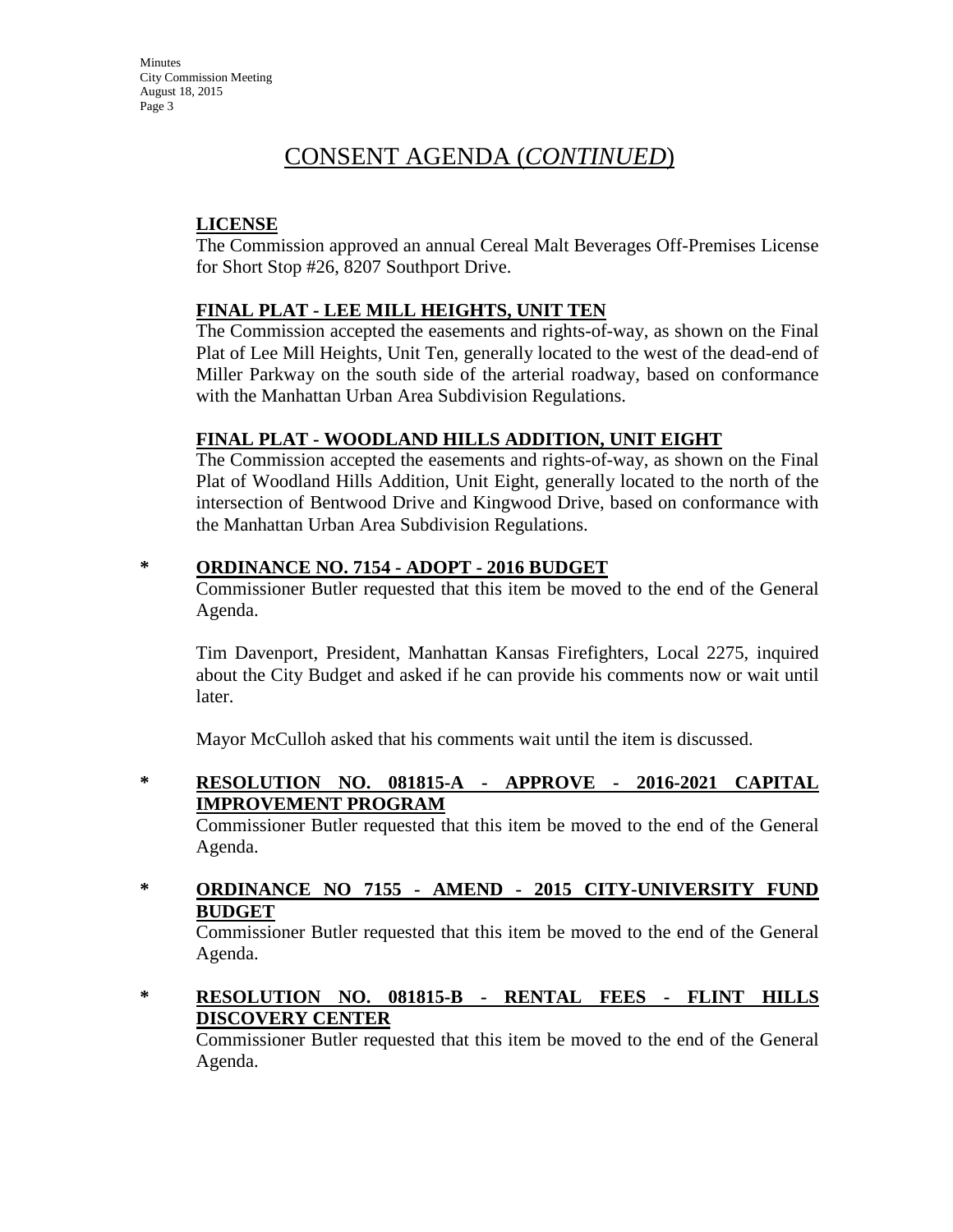# CONSENT AGENDA (*CONTINUED*)

**LICENSE**

The Commission approved an annual Cereal Malt Beverages Off-Premises License for Short Stop #26, 8207 Southport Drive.

**FINAL PLAT - LEE MILL HEIGHTS, UNIT TEN**

The Commission accepted the easements and rights-of-way, as shown on the Final Plat of Lee Mill Heights, Unit Ten, generally located to the west of the dead-end of Miller Parkway on the south side of the arterial roadway, based on conformance with the Manhattan Urban Area Subdivision Regulations.

**FINAL PLAT - WOODLAND HILLS ADDITION, UNIT EIGHT**

The Commission accepted the easements and rights-of-way, as shown on the Final Plat of Woodland Hills Addition, Unit Eight, generally located to the north of the intersection of Bentwood Drive and Kingwood Drive, based on conformance with the Manhattan Urban Area Subdivision Regulations.

\* **ORDINANCE NO. 7154 - ADOPT - 2016 BUDGET**

Commissioner Butler requested that this item be moved to the end of the General Agenda.

Tim Davenport, President, Manhattan Kansas Firefighters, Local 2275, inquired about the City Budget and asked if he can provide his comments now or wait until later.

Mayor McCulloh asked that his comments wait until the item is discussed.

\* **RESOLUTION NO. 081815-A - APPROVE - 2016-2021 CAPITAL IMPROVEMENT PROGRAM**

Commissioner Butler requested that this item be moved to the end of the General Agenda.

\* **ORDINANCE NO 7155 - AMEND - 2015 CITY-UNIVERSITY FUND BUDGET**

Commissioner Butler requested that this item be moved to the end of the General Agenda.

\* **RESOLUTION NO. 081815-B - RENTAL FEES - FLINT HILLS DISCOVERY CENTER**

Commissioner Butler requested that this item be moved to the end of the General Agenda.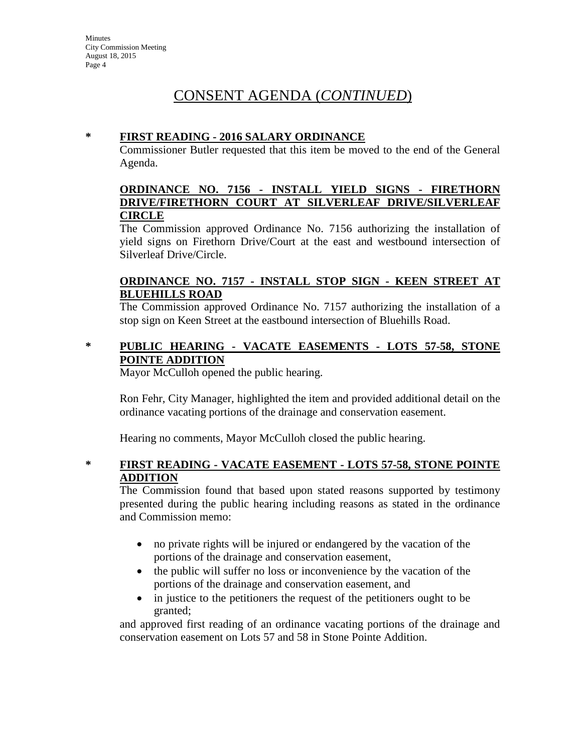# CONSENT AGENDA (*CONTINUED*)

**\* FIRST READING - 2016 SALARY ORDINANCE**

Commissioner Butler requested that this item be moved to the end of the General Agenda.

**ORDINANCE NO. 7156 - INSTALL YIELD SIGNS - FIRETHORN DRIVE/FIRETHORN COURT AT SILVERLEAF DRIVE/SILVERLEAF CIRCLE**

The Commission approved Ordinance No. 7156 authorizing the installation of yield signs on Firethorn Drive/Court at the east and westbound intersection of Silverleaf Drive/Circle.

**ORDINANCE NO. 7157 - INSTALL STOP SIGN - KEEN STREET AT BLUEHILLS ROAD**

The Commission approved Ordinance No. 7157 authorizing the installation of a stop sign on Keen Street at the eastbound intersection of Bluehills Road.

**\* PUBLIC HEARING - VACATE EASEMENTS - LOTS 57-58, STONE POINTE ADDITION**

Mayor McCulloh opened the public hearing.

Ron Fehr, City Manager, highlighted the item and provided additional detail on the ordinance vacating portions of the drainage and conservation easement.

Hearing no comments, Mayor McCulloh closed the public hearing.

**\* FIRST READING - VACATE EASEMENT - LOTS 57-58, STONE POINTE ADDITION**

The Commission found that based upon stated reasons supported by testimony presented during the public hearing including reasons as stated in the ordinance and Commission memo:

- no private rights will be injured or endangered by the vacation of the portions of the drainage and conservation easement,
- the public will suffer no loss or inconvenience by the vacation of the portions of the drainage and conservation easement, and
- in justice to the petitioners the request of the petitioners ought to be granted;

and approved first reading of an ordinance vacating portions of the drainage and conservation easement on Lots 57 and 58 in Stone Pointe Addition.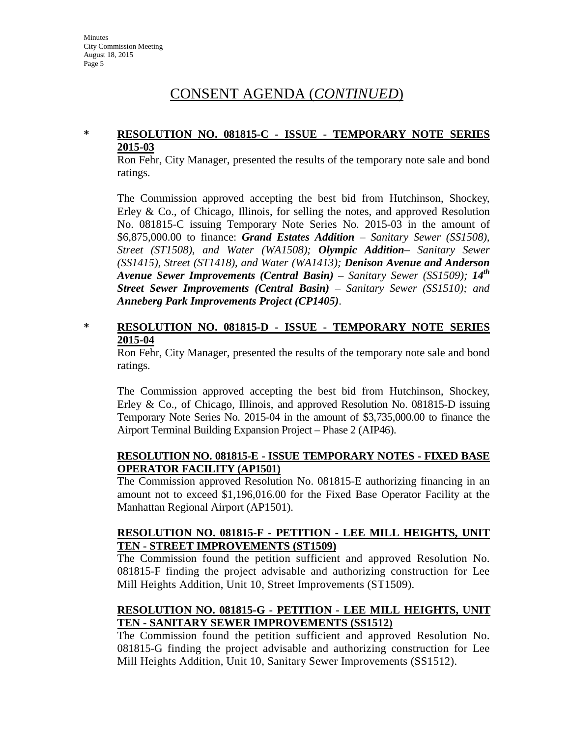## CONSENT AGENDA (*CONTINUED*)

**\* RESOLUTION NO. 081815-C - ISSUE - TEMPORARY NOTE SERIES 2015-03**

Ron Fehr, City Manager, presented the results of the temporary note sale and bond ratings.

The Commission approved accepting the best bid from Hutchinson, Shockey, Erley & Co., of Chicago, Illinois, for selling the notes, and approved Resolution No. 081815-C issuing Temporary Note Series No. 2015-03 in the amount of $6,875,000.00 to finance: ***Grand Estates Addition*** *– Sanitary Sewer (SS1508), Street (ST1508), and Water (WA1508);* ***Olympic Addition****– Sanitary Sewer (SS1415), Street (ST1418), and Water (WA1413);* ***Denison Avenue and Anderson Avenue Sewer Improvements (Central Basin)*** *– Sanitary Sewer (SS1509);* ***14th Street Sewer Improvements (Central Basin)*** *– Sanitary Sewer (SS1510); and* ***Anneberg Park Improvements Project (CP1405)***.

**\* RESOLUTION NO. 081815-D - ISSUE - TEMPORARY NOTE SERIES 2015-04**

Ron Fehr, City Manager, presented the results of the temporary note sale and bond ratings.

The Commission approved accepting the best bid from Hutchinson, Shockey, Erley & Co., of Chicago, Illinois, and approved Resolution No. 081815-D issuing Temporary Note Series No. 2015-04 in the amount of $3,735,000.00 to finance the Airport Terminal Building Expansion Project – Phase 2 (AIP46).

**RESOLUTION NO. 081815-E - ISSUE TEMPORARY NOTES - FIXED BASE OPERATOR FACILITY (AP1501)**

The Commission approved Resolution No. 081815-E authorizing financing in an amount not to exceed $1,196,016.00 for the Fixed Base Operator Facility at the Manhattan Regional Airport (AP1501).

**RESOLUTION NO. 081815-F - PETITION - LEE MILL HEIGHTS, UNIT TEN - STREET IMPROVEMENTS (ST1509)**

The Commission found the petition sufficient and approved Resolution No. 081815-F finding the project advisable and authorizing construction for Lee Mill Heights Addition, Unit 10, Street Improvements (ST1509).

**RESOLUTION NO. 081815-G - PETITION - LEE MILL HEIGHTS, UNIT TEN - SANITARY SEWER IMPROVEMENTS (SS1512)**

The Commission found the petition sufficient and approved Resolution No. 081815-G finding the project advisable and authorizing construction for Lee Mill Heights Addition, Unit 10, Sanitary Sewer Improvements (SS1512).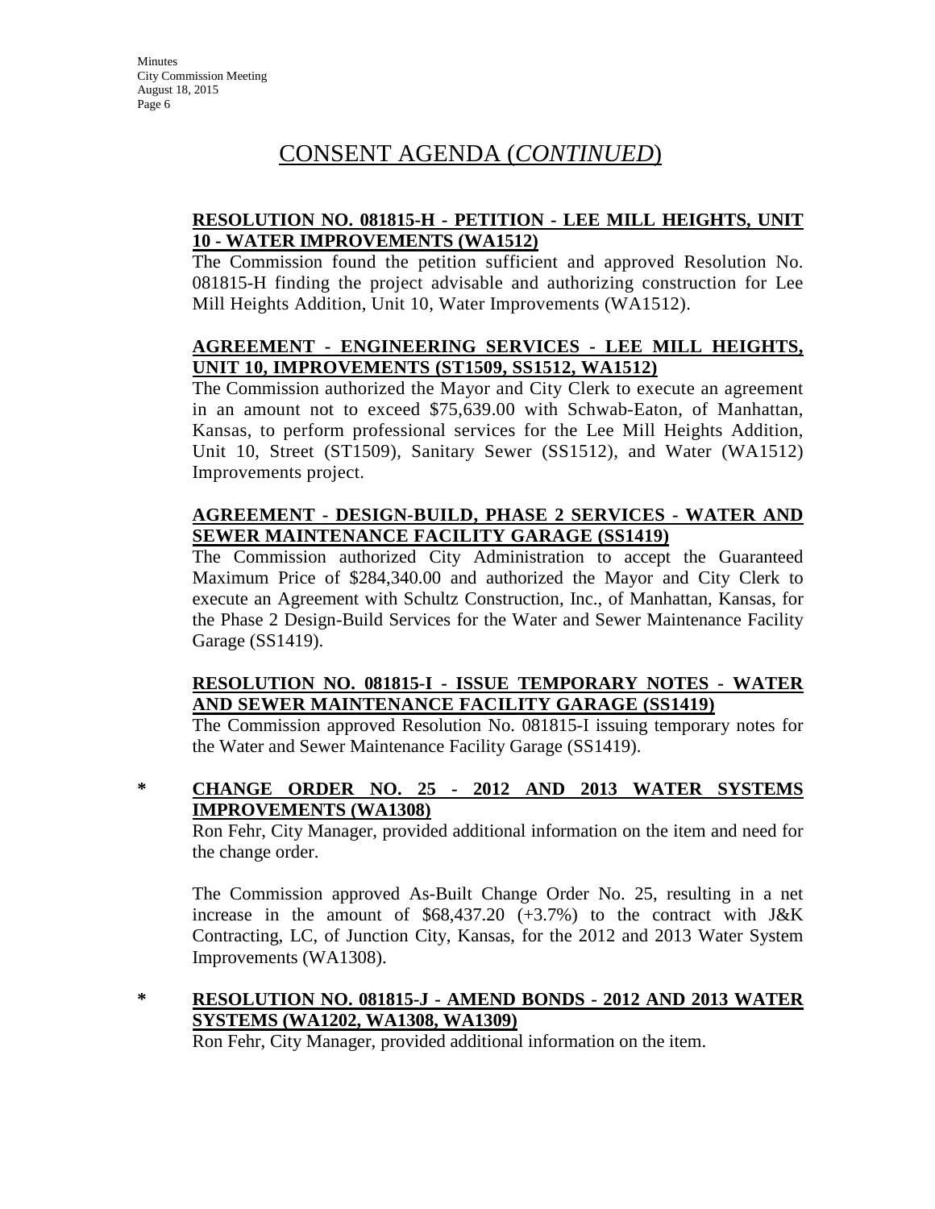## CONSENT AGENDA (*CONTINUED*)

**RESOLUTION NO. 081815-H - PETITION - LEE MILL HEIGHTS, UNIT 10 - WATER IMPROVEMENTS (WA1512)**

The Commission found the petition sufficient and approved Resolution No. 081815-H finding the project advisable and authorizing construction for Lee Mill Heights Addition, Unit 10, Water Improvements (WA1512).

**AGREEMENT - ENGINEERING SERVICES - LEE MILL HEIGHTS, UNIT 10, IMPROVEMENTS (ST1509, SS1512, WA1512)**

The Commission authorized the Mayor and City Clerk to execute an agreement in an amount not to exceed $75,639.00 with Schwab-Eaton, of Manhattan, Kansas, to perform professional services for the Lee Mill Heights Addition, Unit 10, Street (ST1509), Sanitary Sewer (SS1512), and Water (WA1512) Improvements project.

**AGREEMENT - DESIGN-BUILD, PHASE 2 SERVICES - WATER AND SEWER MAINTENANCE FACILITY GARAGE (SS1419)**

The Commission authorized City Administration to accept the Guaranteed Maximum Price of $284,340.00 and authorized the Mayor and City Clerk to execute an Agreement with Schultz Construction, Inc., of Manhattan, Kansas, for the Phase 2 Design-Build Services for the Water and Sewer Maintenance Facility Garage (SS1419).

**RESOLUTION NO. 081815-I - ISSUE TEMPORARY NOTES - WATER AND SEWER MAINTENANCE FACILITY GARAGE (SS1419)**

The Commission approved Resolution No. 081815-I issuing temporary notes for the Water and Sewer Maintenance Facility Garage (SS1419).

\* **CHANGE ORDER NO. 25 - 2012 AND 2013 WATER SYSTEMS IMPROVEMENTS (WA1308)**

Ron Fehr, City Manager, provided additional information on the item and need for the change order.

The Commission approved As-Built Change Order No. 25, resulting in a net increase in the amount of $68,437.20 (+3.7%) to the contract with J&K Contracting, LC, of Junction City, Kansas, for the 2012 and 2013 Water System Improvements (WA1308).

\* **RESOLUTION NO. 081815-J - AMEND BONDS - 2012 AND 2013 WATER SYSTEMS (WA1202, WA1308, WA1309)**

Ron Fehr, City Manager, provided additional information on the item.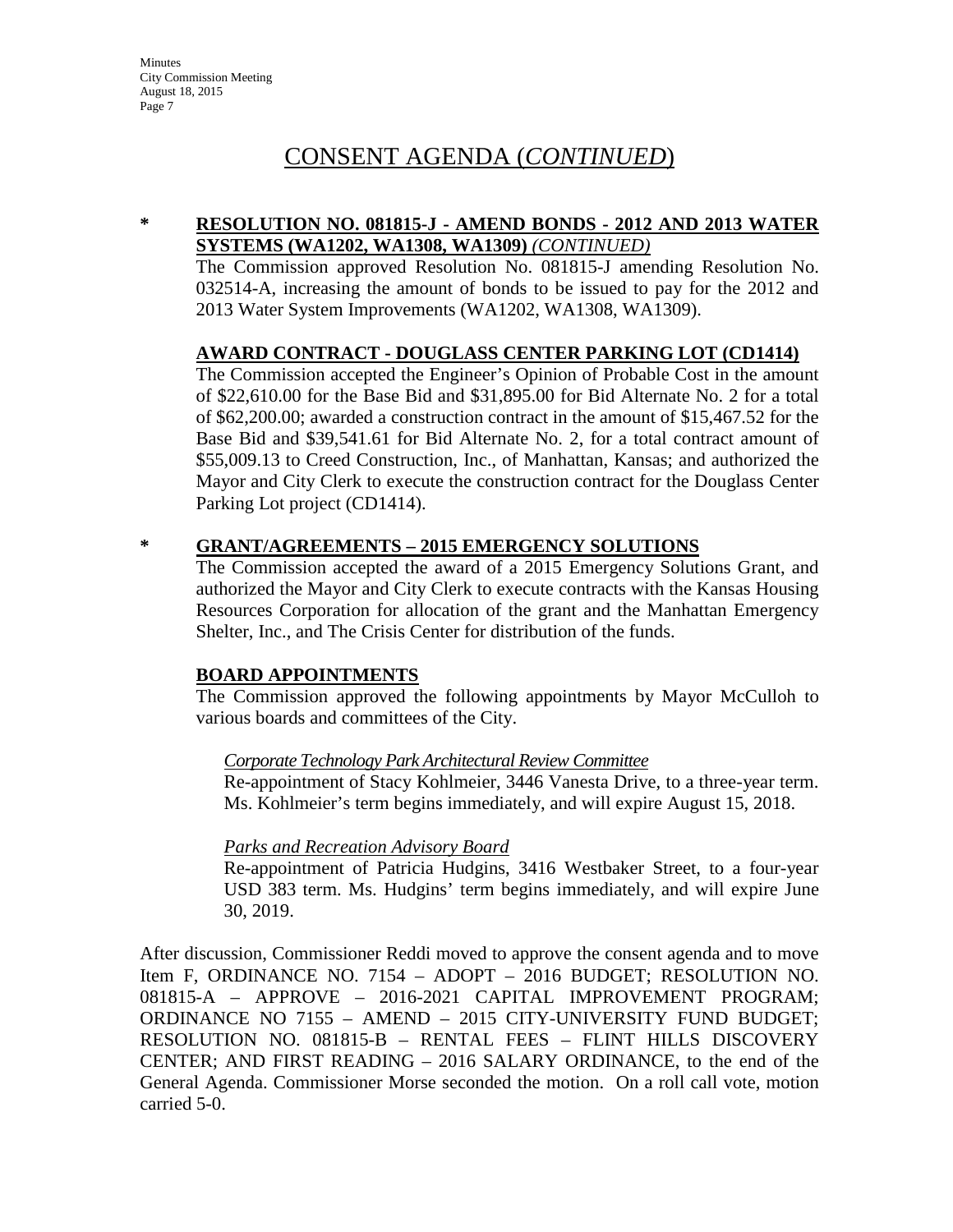# CONSENT AGENDA (*CONTINUED*)

**\* RESOLUTION NO. 081815-J - AMEND BONDS - 2012 AND 2013 WATER SYSTEMS (WA1202, WA1308, WA1309)** ***(CONTINUED)***

The Commission approved Resolution No. 081815-J amending Resolution No. 032514-A, increasing the amount of bonds to be issued to pay for the 2012 and 2013 Water System Improvements (WA1202, WA1308, WA1309).

**AWARD CONTRACT - DOUGLASS CENTER PARKING LOT (CD1414)**

The Commission accepted the Engineer's Opinion of Probable Cost in the amount of $22,610.00 for the Base Bid and $31,895.00 for Bid Alternate No. 2 for a total of $62,200.00; awarded a construction contract in the amount of $15,467.52 for the Base Bid and $39,541.61 for Bid Alternate No. 2, for a total contract amount of $55,009.13 to Creed Construction, Inc., of Manhattan, Kansas; and authorized the Mayor and City Clerk to execute the construction contract for the Douglass Center Parking Lot project (CD1414).

**\* GRANT/AGREEMENTS – 2015 EMERGENCY SOLUTIONS**

The Commission accepted the award of a 2015 Emergency Solutions Grant, and authorized the Mayor and City Clerk to execute contracts with the Kansas Housing Resources Corporation for allocation of the grant and the Manhattan Emergency Shelter, Inc., and The Crisis Center for distribution of the funds.

**BOARD APPOINTMENTS**

The Commission approved the following appointments by Mayor McCulloh to various boards and committees of the City.

*Corporate Technology Park Architectural Review Committee*

Re-appointment of Stacy Kohlmeier, 3446 Vanesta Drive, to a three-year term. Ms. Kohlmeier's term begins immediately, and will expire August 15, 2018.

*Parks and Recreation Advisory Board*

Re-appointment of Patricia Hudgins, 3416 Westbaker Street, to a four-year USD 383 term. Ms. Hudgins' term begins immediately, and will expire June 30, 2019.

After discussion, Commissioner Reddi moved to approve the consent agenda and to move Item F, ORDINANCE NO. 7154 – ADOPT – 2016 BUDGET; RESOLUTION NO. 081815-A – APPROVE – 2016-2021 CAPITAL IMPROVEMENT PROGRAM; ORDINANCE NO 7155 – AMEND – 2015 CITY-UNIVERSITY FUND BUDGET; RESOLUTION NO. 081815-B – RENTAL FEES – FLINT HILLS DISCOVERY CENTER; AND FIRST READING – 2016 SALARY ORDINANCE, to the end of the General Agenda. Commissioner Morse seconded the motion. On a roll call vote, motion carried 5-0.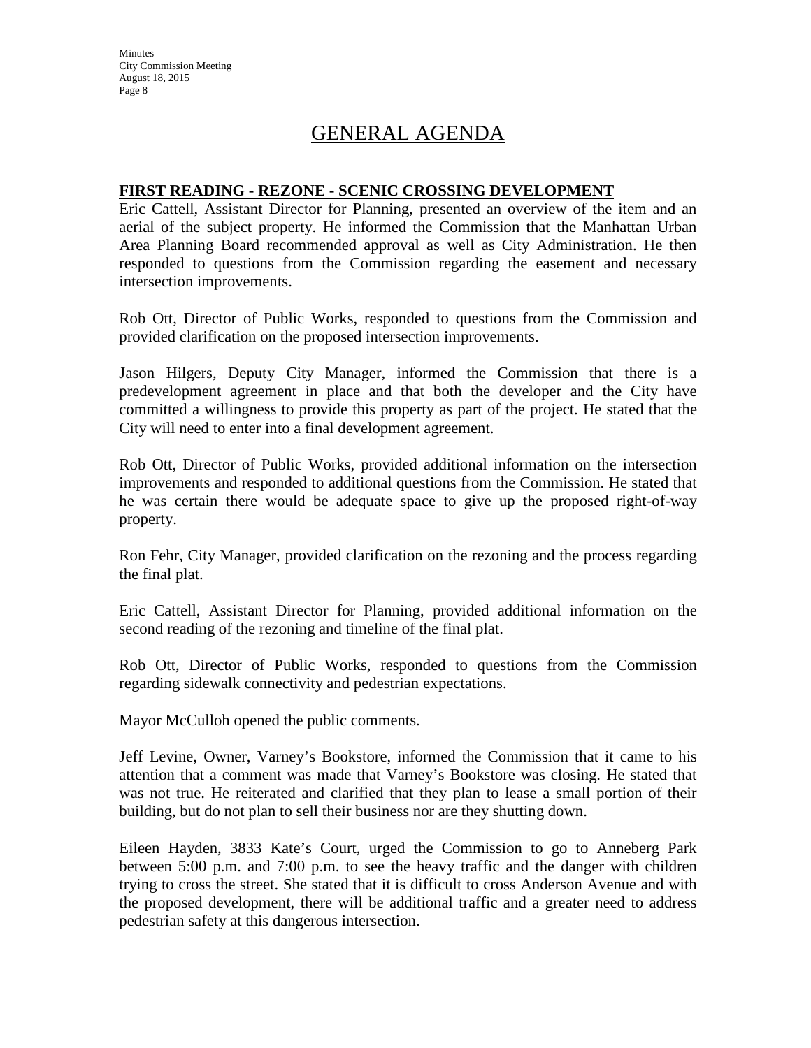# GENERAL AGENDA

**FIRST READING - REZONE - SCENIC CROSSING DEVELOPMENT**

Eric Cattell, Assistant Director for Planning, presented an overview of the item and an aerial of the subject property. He informed the Commission that the Manhattan Urban Area Planning Board recommended approval as well as City Administration. He then responded to questions from the Commission regarding the easement and necessary intersection improvements.

Rob Ott, Director of Public Works, responded to questions from the Commission and provided clarification on the proposed intersection improvements.

Jason Hilgers, Deputy City Manager, informed the Commission that there is a predevelopment agreement in place and that both the developer and the City have committed a willingness to provide this property as part of the project. He stated that the City will need to enter into a final development agreement.

Rob Ott, Director of Public Works, provided additional information on the intersection improvements and responded to additional questions from the Commission. He stated that he was certain there would be adequate space to give up the proposed right-of-way property.

Ron Fehr, City Manager, provided clarification on the rezoning and the process regarding the final plat.

Eric Cattell, Assistant Director for Planning, provided additional information on the second reading of the rezoning and timeline of the final plat.

Rob Ott, Director of Public Works, responded to questions from the Commission regarding sidewalk connectivity and pedestrian expectations.

Mayor McCulloh opened the public comments.

Jeff Levine, Owner, Varney's Bookstore, informed the Commission that it came to his attention that a comment was made that Varney's Bookstore was closing. He stated that was not true. He reiterated and clarified that they plan to lease a small portion of their building, but do not plan to sell their business nor are they shutting down.

Eileen Hayden, 3833 Kate's Court, urged the Commission to go to Anneberg Park between 5:00 p.m. and 7:00 p.m. to see the heavy traffic and the danger with children trying to cross the street. She stated that it is difficult to cross Anderson Avenue and with the proposed development, there will be additional traffic and a greater need to address pedestrian safety at this dangerous intersection.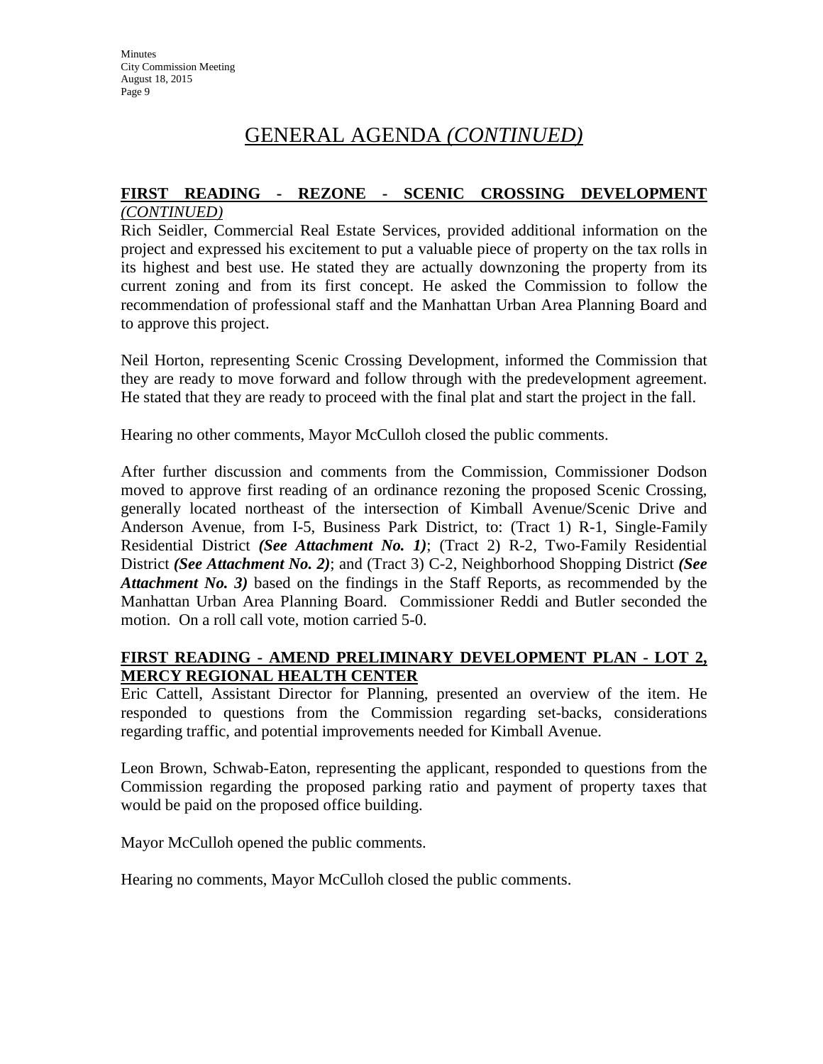# GENERAL AGENDA *(CONTINUED)*

**FIRST READING - REZONE - SCENIC CROSSING DEVELOPMENT** ***(CONTINUED)***

Rich Seidler, Commercial Real Estate Services, provided additional information on the project and expressed his excitement to put a valuable piece of property on the tax rolls in its highest and best use. He stated they are actually downzoning the property from its current zoning and from its first concept. He asked the Commission to follow the recommendation of professional staff and the Manhattan Urban Area Planning Board and to approve this project.

Neil Horton, representing Scenic Crossing Development, informed the Commission that they are ready to move forward and follow through with the predevelopment agreement. He stated that they are ready to proceed with the final plat and start the project in the fall.

Hearing no other comments, Mayor McCulloh closed the public comments.

After further discussion and comments from the Commission, Commissioner Dodson moved to approve first reading of an ordinance rezoning the proposed Scenic Crossing, generally located northeast of the intersection of Kimball Avenue/Scenic Drive and Anderson Avenue, from I-5, Business Park District, to: (Tract 1) R-1, Single-Family Residential District ***(See Attachment No. 1)***; (Tract 2) R-2, Two-Family Residential District ***(See Attachment No. 2)***; and (Tract 3) C-2, Neighborhood Shopping District ***(See Attachment No. 3)*** based on the findings in the Staff Reports, as recommended by the Manhattan Urban Area Planning Board. Commissioner Reddi and Butler seconded the motion. On a roll call vote, motion carried 5-0.

**FIRST READING - AMEND PRELIMINARY DEVELOPMENT PLAN - LOT 2, MERCY REGIONAL HEALTH CENTER**

Eric Cattell, Assistant Director for Planning, presented an overview of the item. He responded to questions from the Commission regarding set-backs, considerations regarding traffic, and potential improvements needed for Kimball Avenue.

Leon Brown, Schwab-Eaton, representing the applicant, responded to questions from the Commission regarding the proposed parking ratio and payment of property taxes that would be paid on the proposed office building.

Mayor McCulloh opened the public comments.

Hearing no comments, Mayor McCulloh closed the public comments.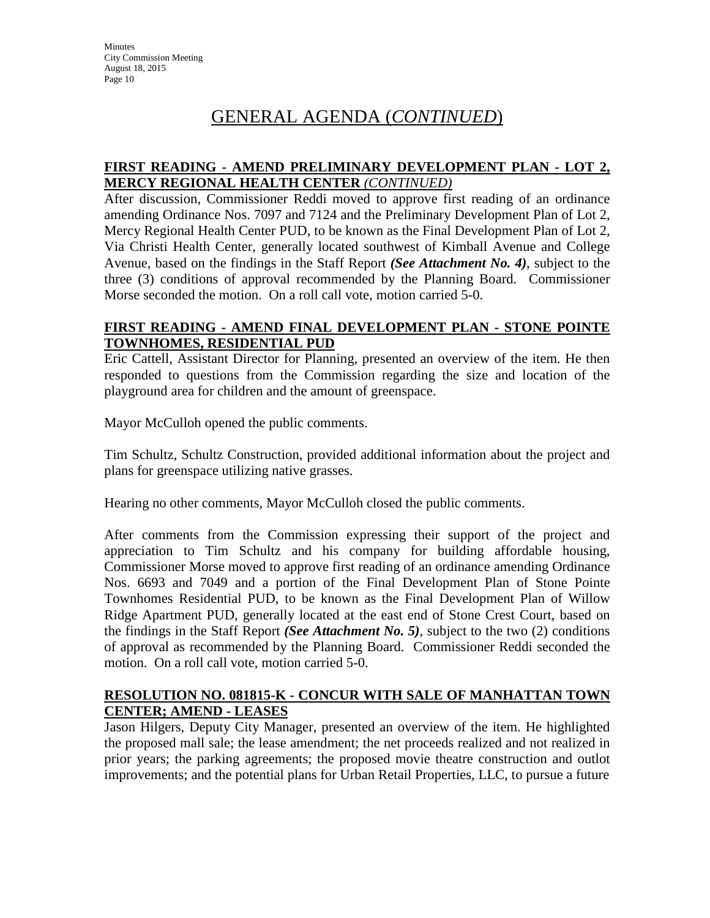# GENERAL AGENDA (*CONTINUED*)

**FIRST READING - AMEND PRELIMINARY DEVELOPMENT PLAN - LOT 2, MERCY REGIONAL HEALTH CENTER *(CONTINUED)***

After discussion, Commissioner Reddi moved to approve first reading of an ordinance amending Ordinance Nos. 7097 and 7124 and the Preliminary Development Plan of Lot 2, Mercy Regional Health Center PUD, to be known as the Final Development Plan of Lot 2, Via Christi Health Center, generally located southwest of Kimball Avenue and College Avenue, based on the findings in the Staff Report ***(See Attachment No. 4)***, subject to the three (3) conditions of approval recommended by the Planning Board. Commissioner Morse seconded the motion. On a roll call vote, motion carried 5-0.

**FIRST READING - AMEND FINAL DEVELOPMENT PLAN - STONE POINTE TOWNHOMES, RESIDENTIAL PUD**

Eric Cattell, Assistant Director for Planning, presented an overview of the item. He then responded to questions from the Commission regarding the size and location of the playground area for children and the amount of greenspace.

Mayor McCulloh opened the public comments.

Tim Schultz, Schultz Construction, provided additional information about the project and plans for greenspace utilizing native grasses.

Hearing no other comments, Mayor McCulloh closed the public comments.

After comments from the Commission expressing their support of the project and appreciation to Tim Schultz and his company for building affordable housing, Commissioner Morse moved to approve first reading of an ordinance amending Ordinance Nos. 6693 and 7049 and a portion of the Final Development Plan of Stone Pointe Townhomes Residential PUD, to be known as the Final Development Plan of Willow Ridge Apartment PUD, generally located at the east end of Stone Crest Court, based on the findings in the Staff Report ***(See Attachment No. 5)***, subject to the two (2) conditions of approval as recommended by the Planning Board. Commissioner Reddi seconded the motion. On a roll call vote, motion carried 5-0.

**RESOLUTION NO. 081815-K - CONCUR WITH SALE OF MANHATTAN TOWN CENTER; AMEND - LEASES**

Jason Hilgers, Deputy City Manager, presented an overview of the item. He highlighted the proposed mall sale; the lease amendment; the net proceeds realized and not realized in prior years; the parking agreements; the proposed movie theatre construction and outlot improvements; and the potential plans for Urban Retail Properties, LLC, to pursue a future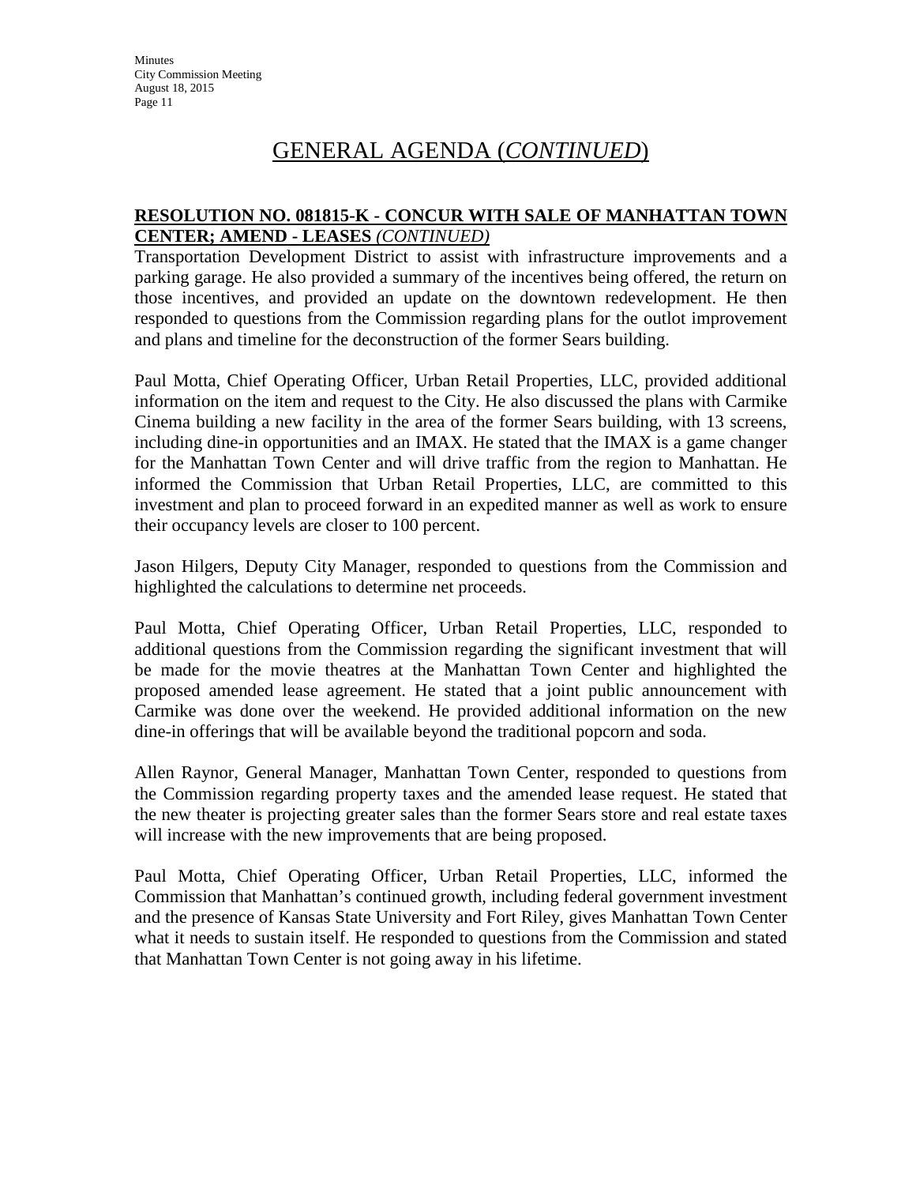# GENERAL AGENDA (*CONTINUED*)

**RESOLUTION NO. 081815-K - CONCUR WITH SALE OF MANHATTAN TOWN CENTER; AMEND - LEASES** ***(CONTINUED)***

Transportation Development District to assist with infrastructure improvements and a parking garage. He also provided a summary of the incentives being offered, the return on those incentives, and provided an update on the downtown redevelopment. He then responded to questions from the Commission regarding plans for the outlot improvement and plans and timeline for the deconstruction of the former Sears building.

Paul Motta, Chief Operating Officer, Urban Retail Properties, LLC, provided additional information on the item and request to the City. He also discussed the plans with Carmike Cinema building a new facility in the area of the former Sears building, with 13 screens, including dine-in opportunities and an IMAX. He stated that the IMAX is a game changer for the Manhattan Town Center and will drive traffic from the region to Manhattan. He informed the Commission that Urban Retail Properties, LLC, are committed to this investment and plan to proceed forward in an expedited manner as well as work to ensure their occupancy levels are closer to 100 percent.

Jason Hilgers, Deputy City Manager, responded to questions from the Commission and highlighted the calculations to determine net proceeds.

Paul Motta, Chief Operating Officer, Urban Retail Properties, LLC, responded to additional questions from the Commission regarding the significant investment that will be made for the movie theatres at the Manhattan Town Center and highlighted the proposed amended lease agreement. He stated that a joint public announcement with Carmike was done over the weekend. He provided additional information on the new dine-in offerings that will be available beyond the traditional popcorn and soda.

Allen Raynor, General Manager, Manhattan Town Center, responded to questions from the Commission regarding property taxes and the amended lease request. He stated that the new theater is projecting greater sales than the former Sears store and real estate taxes will increase with the new improvements that are being proposed.

Paul Motta, Chief Operating Officer, Urban Retail Properties, LLC, informed the Commission that Manhattan's continued growth, including federal government investment and the presence of Kansas State University and Fort Riley, gives Manhattan Town Center what it needs to sustain itself. He responded to questions from the Commission and stated that Manhattan Town Center is not going away in his lifetime.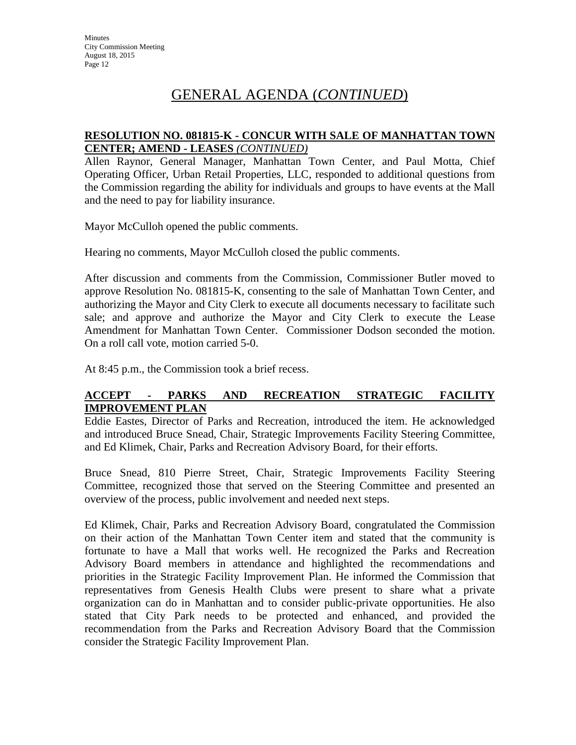# GENERAL AGENDA (*CONTINUED*)

**RESOLUTION NO. 081815-K - CONCUR WITH SALE OF MANHATTAN TOWN CENTER; AMEND - LEASES** ***(CONTINUED)***

Allen Raynor, General Manager, Manhattan Town Center, and Paul Motta, Chief Operating Officer, Urban Retail Properties, LLC, responded to additional questions from the Commission regarding the ability for individuals and groups to have events at the Mall and the need to pay for liability insurance.

Mayor McCulloh opened the public comments.

Hearing no comments, Mayor McCulloh closed the public comments.

After discussion and comments from the Commission, Commissioner Butler moved to approve Resolution No. 081815-K, consenting to the sale of Manhattan Town Center, and authorizing the Mayor and City Clerk to execute all documents necessary to facilitate such sale; and approve and authorize the Mayor and City Clerk to execute the Lease Amendment for Manhattan Town Center. Commissioner Dodson seconded the motion. On a roll call vote, motion carried 5-0.

At 8:45 p.m., the Commission took a brief recess.

**ACCEPT - PARKS AND RECREATION STRATEGIC FACILITY IMPROVEMENT PLAN**

Eddie Eastes, Director of Parks and Recreation, introduced the item. He acknowledged and introduced Bruce Snead, Chair, Strategic Improvements Facility Steering Committee, and Ed Klimek, Chair, Parks and Recreation Advisory Board, for their efforts.

Bruce Snead, 810 Pierre Street, Chair, Strategic Improvements Facility Steering Committee, recognized those that served on the Steering Committee and presented an overview of the process, public involvement and needed next steps.

Ed Klimek, Chair, Parks and Recreation Advisory Board, congratulated the Commission on their action of the Manhattan Town Center item and stated that the community is fortunate to have a Mall that works well. He recognized the Parks and Recreation Advisory Board members in attendance and highlighted the recommendations and priorities in the Strategic Facility Improvement Plan. He informed the Commission that representatives from Genesis Health Clubs were present to share what a private organization can do in Manhattan and to consider public-private opportunities. He also stated that City Park needs to be protected and enhanced, and provided the recommendation from the Parks and Recreation Advisory Board that the Commission consider the Strategic Facility Improvement Plan.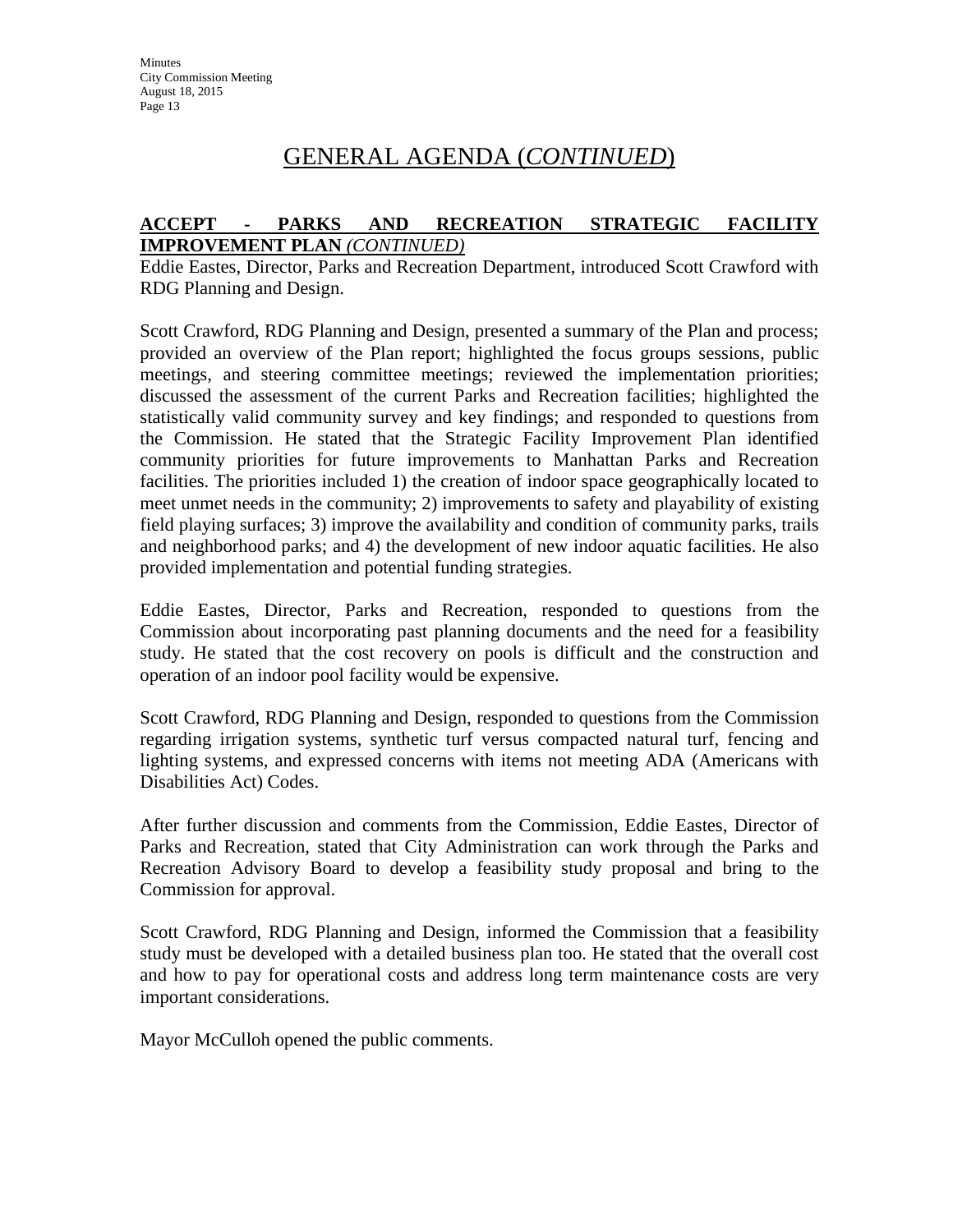## GENERAL AGENDA (*CONTINUED*)

**ACCEPT - PARKS AND RECREATION STRATEGIC FACILITY IMPROVEMENT PLAN** ***(CONTINUED)***

Eddie Eastes, Director, Parks and Recreation Department, introduced Scott Crawford with RDG Planning and Design.

Scott Crawford, RDG Planning and Design, presented a summary of the Plan and process; provided an overview of the Plan report; highlighted the focus groups sessions, public meetings, and steering committee meetings; reviewed the implementation priorities; discussed the assessment of the current Parks and Recreation facilities; highlighted the statistically valid community survey and key findings; and responded to questions from the Commission. He stated that the Strategic Facility Improvement Plan identified community priorities for future improvements to Manhattan Parks and Recreation facilities. The priorities included 1) the creation of indoor space geographically located to meet unmet needs in the community; 2) improvements to safety and playability of existing field playing surfaces; 3) improve the availability and condition of community parks, trails and neighborhood parks; and 4) the development of new indoor aquatic facilities. He also provided implementation and potential funding strategies.

Eddie Eastes, Director, Parks and Recreation, responded to questions from the Commission about incorporating past planning documents and the need for a feasibility study. He stated that the cost recovery on pools is difficult and the construction and operation of an indoor pool facility would be expensive.

Scott Crawford, RDG Planning and Design, responded to questions from the Commission regarding irrigation systems, synthetic turf versus compacted natural turf, fencing and lighting systems, and expressed concerns with items not meeting ADA (Americans with Disabilities Act) Codes.

After further discussion and comments from the Commission, Eddie Eastes, Director of Parks and Recreation, stated that City Administration can work through the Parks and Recreation Advisory Board to develop a feasibility study proposal and bring to the Commission for approval.

Scott Crawford, RDG Planning and Design, informed the Commission that a feasibility study must be developed with a detailed business plan too. He stated that the overall cost and how to pay for operational costs and address long term maintenance costs are very important considerations.

Mayor McCulloh opened the public comments.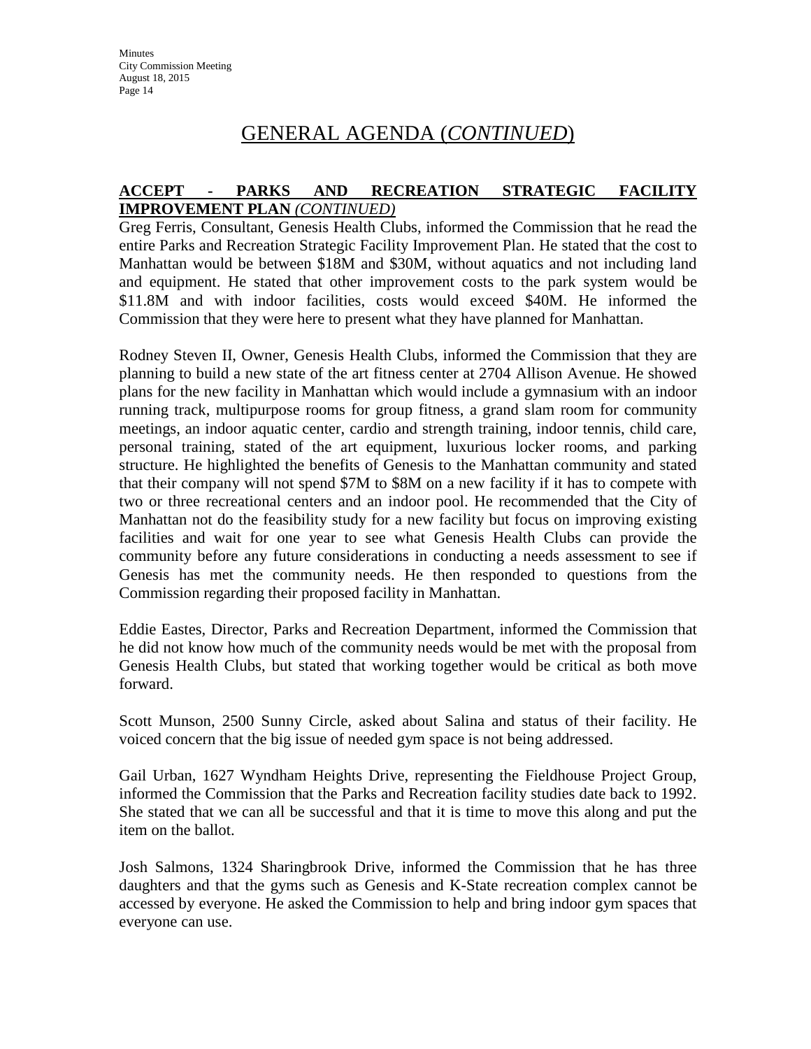# GENERAL AGENDA (*CONTINUED*)

**ACCEPT - PARKS AND RECREATION STRATEGIC FACILITY IMPROVEMENT PLAN** ***(CONTINUED)***

Greg Ferris, Consultant, Genesis Health Clubs, informed the Commission that he read the entire Parks and Recreation Strategic Facility Improvement Plan. He stated that the cost to Manhattan would be between $18M and $30M, without aquatics and not including land and equipment. He stated that other improvement costs to the park system would be $11.8M and with indoor facilities, costs would exceed $40M. He informed the Commission that they were here to present what they have planned for Manhattan.

Rodney Steven II, Owner, Genesis Health Clubs, informed the Commission that they are planning to build a new state of the art fitness center at 2704 Allison Avenue. He showed plans for the new facility in Manhattan which would include a gymnasium with an indoor running track, multipurpose rooms for group fitness, a grand slam room for community meetings, an indoor aquatic center, cardio and strength training, indoor tennis, child care, personal training, stated of the art equipment, luxurious locker rooms, and parking structure. He highlighted the benefits of Genesis to the Manhattan community and stated that their company will not spend $7M to $8M on a new facility if it has to compete with two or three recreational centers and an indoor pool. He recommended that the City of Manhattan not do the feasibility study for a new facility but focus on improving existing facilities and wait for one year to see what Genesis Health Clubs can provide the community before any future considerations in conducting a needs assessment to see if Genesis has met the community needs. He then responded to questions from the Commission regarding their proposed facility in Manhattan.

Eddie Eastes, Director, Parks and Recreation Department, informed the Commission that he did not know how much of the community needs would be met with the proposal from Genesis Health Clubs, but stated that working together would be critical as both move forward.

Scott Munson, 2500 Sunny Circle, asked about Salina and status of their facility. He voiced concern that the big issue of needed gym space is not being addressed.

Gail Urban, 1627 Wyndham Heights Drive, representing the Fieldhouse Project Group, informed the Commission that the Parks and Recreation facility studies date back to 1992. She stated that we can all be successful and that it is time to move this along and put the item on the ballot.

Josh Salmons, 1324 Sharingbrook Drive, informed the Commission that he has three daughters and that the gyms such as Genesis and K-State recreation complex cannot be accessed by everyone. He asked the Commission to help and bring indoor gym spaces that everyone can use.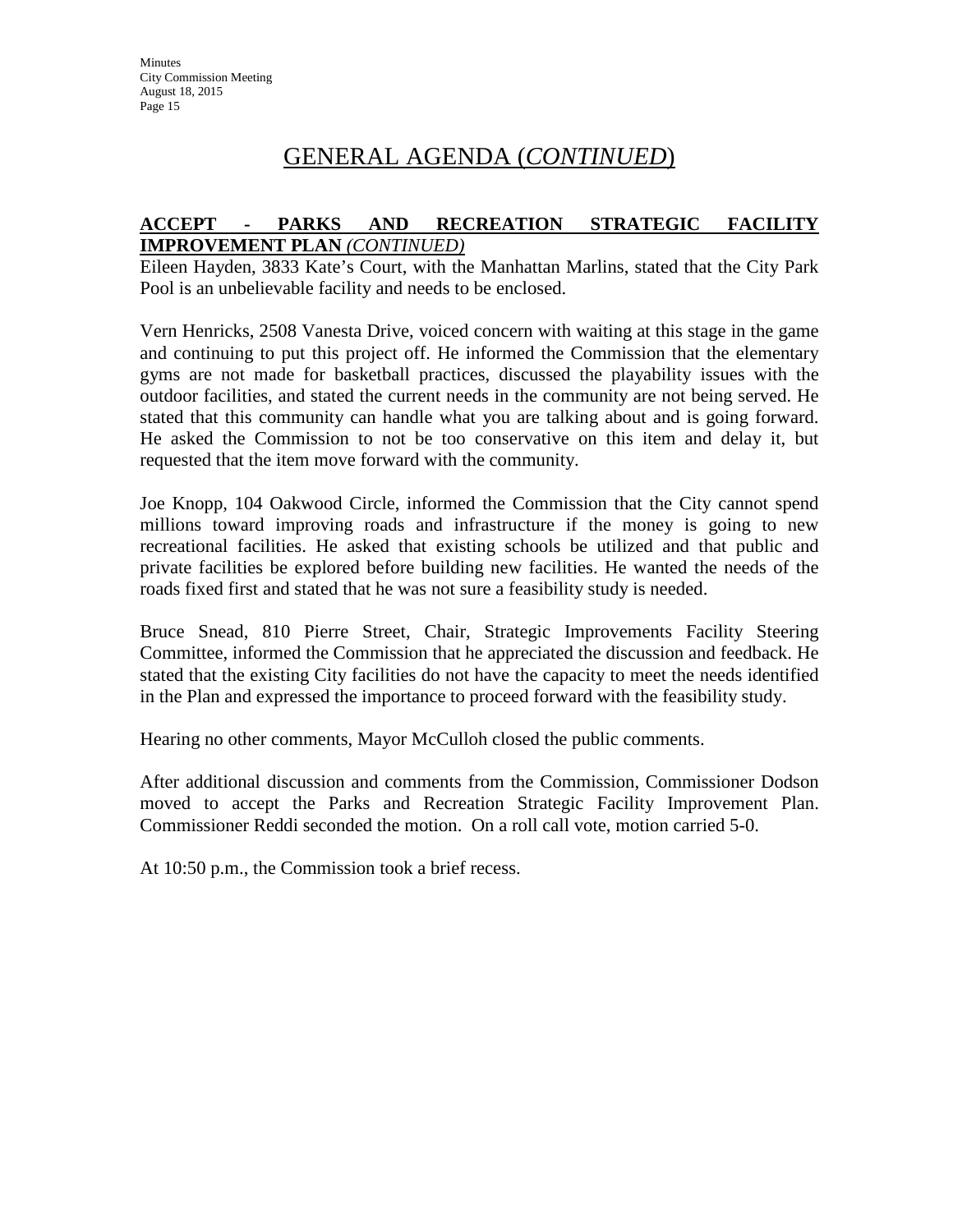## GENERAL AGENDA (*CONTINUED*)

**ACCEPT - PARKS AND RECREATION STRATEGIC FACILITY IMPROVEMENT PLAN** *(CONTINUED)*

Eileen Hayden, 3833 Kate's Court, with the Manhattan Marlins, stated that the City Park Pool is an unbelievable facility and needs to be enclosed.

Vern Henricks, 2508 Vanesta Drive, voiced concern with waiting at this stage in the game and continuing to put this project off. He informed the Commission that the elementary gyms are not made for basketball practices, discussed the playability issues with the outdoor facilities, and stated the current needs in the community are not being served. He stated that this community can handle what you are talking about and is going forward. He asked the Commission to not be too conservative on this item and delay it, but requested that the item move forward with the community.

Joe Knopp, 104 Oakwood Circle, informed the Commission that the City cannot spend millions toward improving roads and infrastructure if the money is going to new recreational facilities. He asked that existing schools be utilized and that public and private facilities be explored before building new facilities. He wanted the needs of the roads fixed first and stated that he was not sure a feasibility study is needed.

Bruce Snead, 810 Pierre Street, Chair, Strategic Improvements Facility Steering Committee, informed the Commission that he appreciated the discussion and feedback. He stated that the existing City facilities do not have the capacity to meet the needs identified in the Plan and expressed the importance to proceed forward with the feasibility study.

Hearing no other comments, Mayor McCulloh closed the public comments.

After additional discussion and comments from the Commission, Commissioner Dodson moved to accept the Parks and Recreation Strategic Facility Improvement Plan. Commissioner Reddi seconded the motion. On a roll call vote, motion carried 5-0.

At 10:50 p.m., the Commission took a brief recess.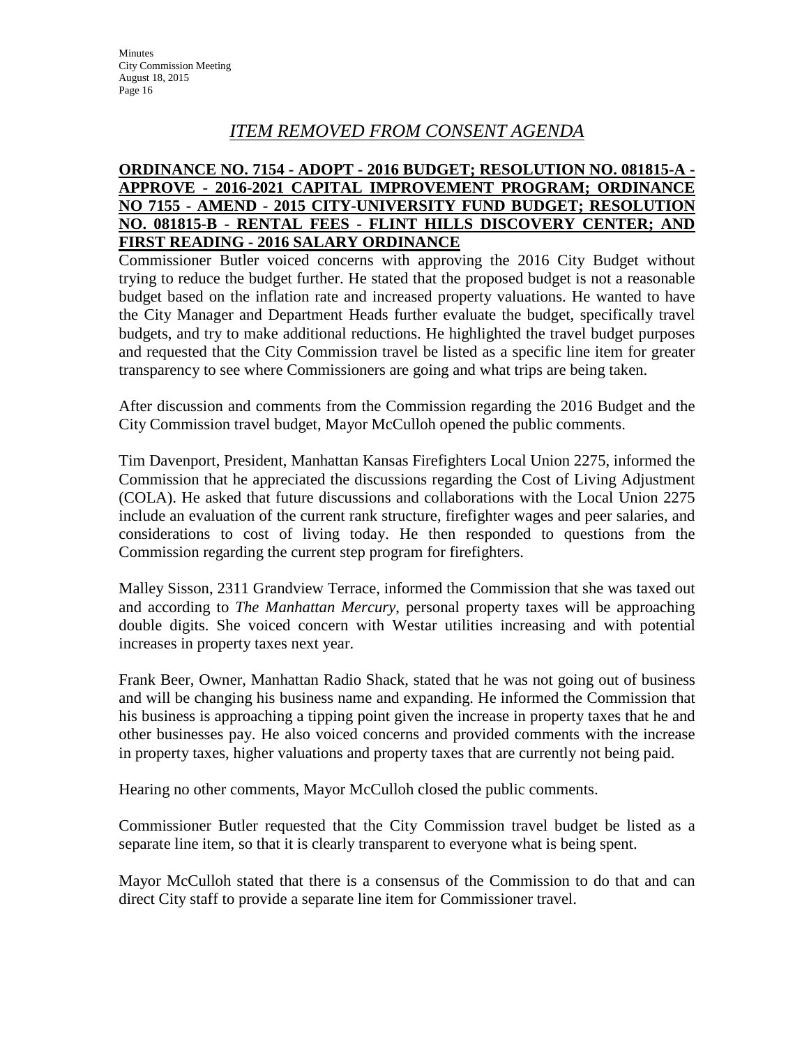## *ITEM REMOVED FROM CONSENT AGENDA*

**ORDINANCE NO. 7154 - ADOPT - 2016 BUDGET; RESOLUTION NO. 081815-A - APPROVE - 2016-2021 CAPITAL IMPROVEMENT PROGRAM; ORDINANCE NO 7155 - AMEND - 2015 CITY-UNIVERSITY FUND BUDGET; RESOLUTION NO. 081815-B - RENTAL FEES - FLINT HILLS DISCOVERY CENTER; AND FIRST READING - 2016 SALARY ORDINANCE**

Commissioner Butler voiced concerns with approving the 2016 City Budget without trying to reduce the budget further. He stated that the proposed budget is not a reasonable budget based on the inflation rate and increased property valuations. He wanted to have the City Manager and Department Heads further evaluate the budget, specifically travel budgets, and try to make additional reductions. He highlighted the travel budget purposes and requested that the City Commission travel be listed as a specific line item for greater transparency to see where Commissioners are going and what trips are being taken.

After discussion and comments from the Commission regarding the 2016 Budget and the City Commission travel budget, Mayor McCulloh opened the public comments.

Tim Davenport, President, Manhattan Kansas Firefighters Local Union 2275, informed the Commission that he appreciated the discussions regarding the Cost of Living Adjustment (COLA). He asked that future discussions and collaborations with the Local Union 2275 include an evaluation of the current rank structure, firefighter wages and peer salaries, and considerations to cost of living today. He then responded to questions from the Commission regarding the current step program for firefighters.

Malley Sisson, 2311 Grandview Terrace, informed the Commission that she was taxed out and according to *The Manhattan Mercury*, personal property taxes will be approaching double digits. She voiced concern with Westar utilities increasing and with potential increases in property taxes next year.

Frank Beer, Owner, Manhattan Radio Shack, stated that he was not going out of business and will be changing his business name and expanding. He informed the Commission that his business is approaching a tipping point given the increase in property taxes that he and other businesses pay. He also voiced concerns and provided comments with the increase in property taxes, higher valuations and property taxes that are currently not being paid.

Hearing no other comments, Mayor McCulloh closed the public comments.

Commissioner Butler requested that the City Commission travel budget be listed as a separate line item, so that it is clearly transparent to everyone what is being spent.

Mayor McCulloh stated that there is a consensus of the Commission to do that and can direct City staff to provide a separate line item for Commissioner travel.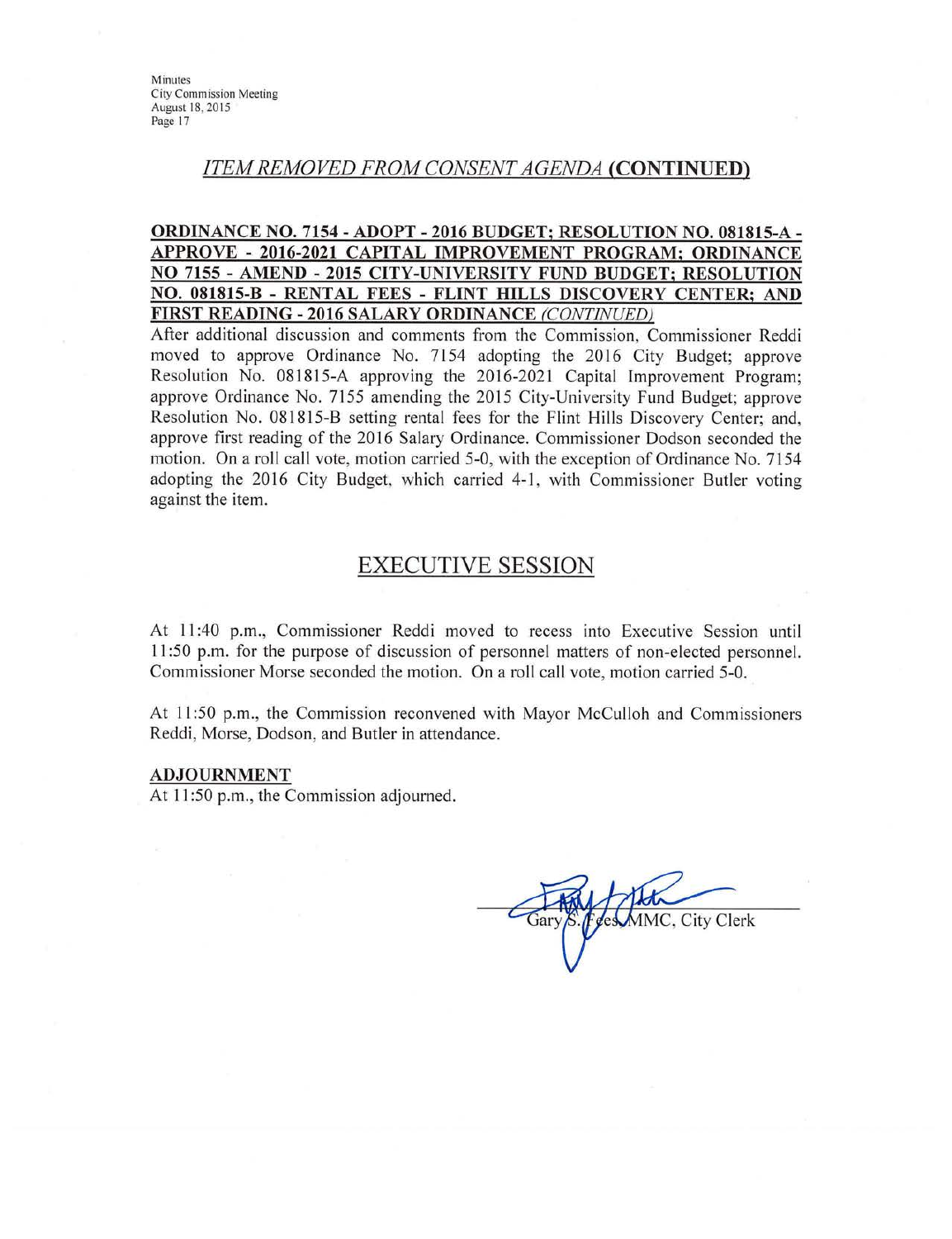## *ITEM REMOVED FROM CONSENT AGENDA* **(CONTINUED)**

**ORDINANCE NO. 7154 - ADOPT - 2016 BUDGET; RESOLUTION NO. 081815-A - APPROVE - 2016-2021 CAPITAL IMPROVEMENT PROGRAM; ORDINANCE NO 7155 - AMEND - 2015 CITY-UNIVERSITY FUND BUDGET; RESOLUTION NO. 081815-B - RENTAL FEES - FLINT HILLS DISCOVERY CENTER; AND FIRST READING - 2016 SALARY ORDINANCE** *(CONTINUED)*

After additional discussion and comments from the Commission, Commissioner Reddi moved to approve Ordinance No. 7154 adopting the 2016 City Budget; approve Resolution No. 081815-A approving the 2016-2021 Capital Improvement Program; approve Ordinance No. 7155 amending the 2015 City-University Fund Budget; approve Resolution No. 081815-B setting rental fees for the Flint Hills Discovery Center; and, approve first reading of the 2016 Salary Ordinance. Commissioner Dodson seconded the motion. On a roll call vote, motion carried 5-0, with the exception of Ordinance No. 7154 adopting the 2016 City Budget, which carried 4-1, with Commissioner Butler voting against the item.

## EXECUTIVE SESSION

At 11:40 p.m., Commissioner Reddi moved to recess into Executive Session until 11:50 p.m. for the purpose of discussion of personnel matters of non-elected personnel. Commissioner Morse seconded the motion. On a roll call vote, motion carried 5-0.

At 11:50 p.m., the Commission reconvened with Mayor McCulloh and Commissioners Reddi, Morse, Dodson, and Butler in attendance.

**ADJOURNMENT**

At 11:50 p.m., the Commission adjourned.

Gary S. Fees, MMC, City Clerk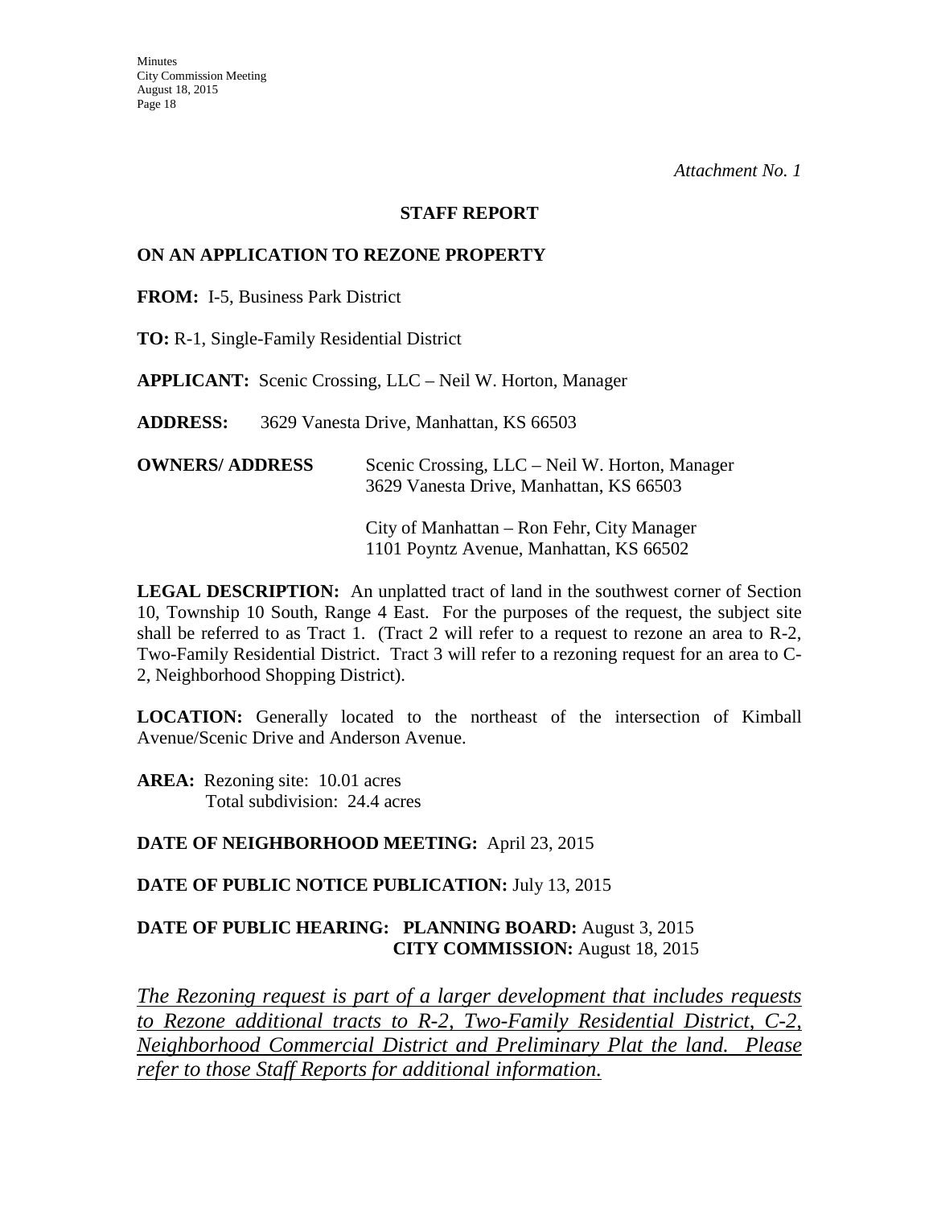*Attachment No. 1*

## STAFF REPORT

### ON AN APPLICATION TO REZONE PROPERTY

**FROM:** I-5, Business Park District

**TO:** R-1, Single-Family Residential District

**APPLICANT:** Scenic Crossing, LLC – Neil W. Horton, Manager

**ADDRESS:** 3629 Vanesta Drive, Manhattan, KS 66503

**OWNERS/ ADDRESS** Scenic Crossing, LLC – Neil W. Horton, Manager
3629 Vanesta Drive, Manhattan, KS 66503

City of Manhattan – Ron Fehr, City Manager
1101 Poyntz Avenue, Manhattan, KS 66502

**LEGAL DESCRIPTION:** An unplatted tract of land in the southwest corner of Section 10, Township 10 South, Range 4 East. For the purposes of the request, the subject site shall be referred to as Tract 1. (Tract 2 will refer to a request to rezone an area to R-2, Two-Family Residential District. Tract 3 will refer to a rezoning request for an area to C-2, Neighborhood Shopping District).

**LOCATION:** Generally located to the northeast of the intersection of Kimball Avenue/Scenic Drive and Anderson Avenue.

**AREA:** Rezoning site: 10.01 acres
Total subdivision: 24.4 acres

**DATE OF NEIGHBORHOOD MEETING:** April 23, 2015

**DATE OF PUBLIC NOTICE PUBLICATION:** July 13, 2015

**DATE OF PUBLIC HEARING: PLANNING BOARD:** August 3, 2015
**CITY COMMISSION:** August 18, 2015

*The Rezoning request is part of a larger development that includes requests to Rezone additional tracts to R-2, Two-Family Residential District, C-2, Neighborhood Commercial District and Preliminary Plat the land. Please refer to those Staff Reports for additional information.*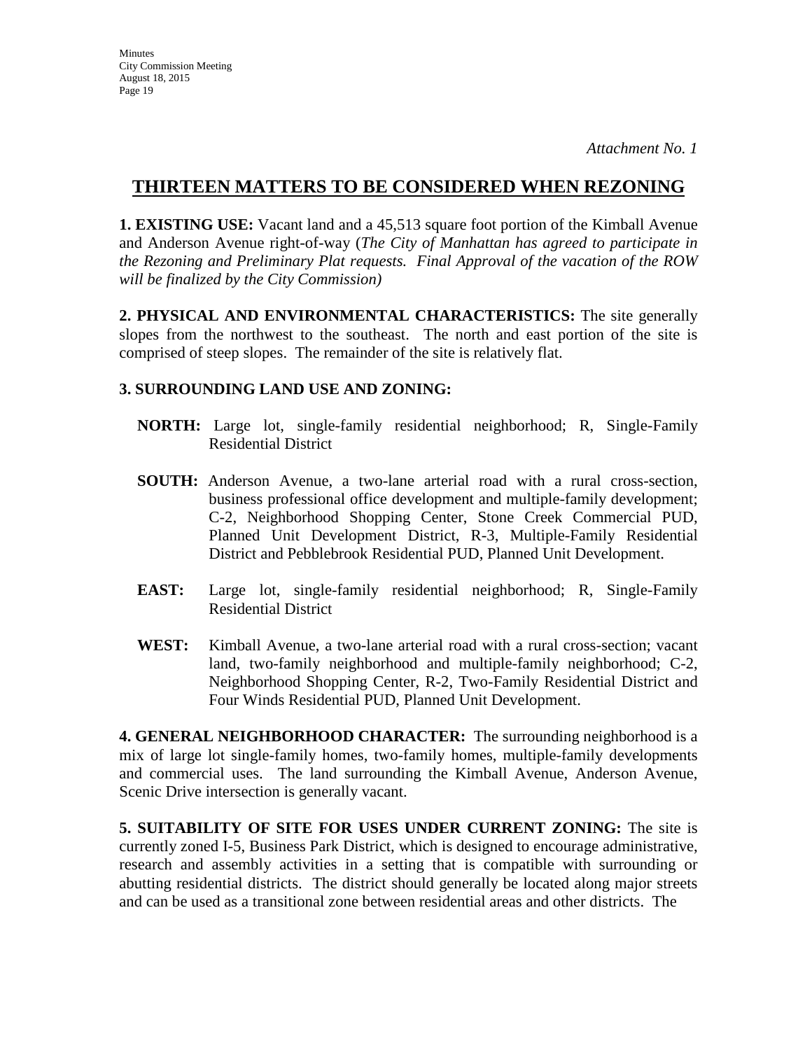*Attachment No. 1*

## THIRTEEN MATTERS TO BE CONSIDERED WHEN REZONING

**1. EXISTING USE:** Vacant land and a 45,513 square foot portion of the Kimball Avenue and Anderson Avenue right-of-way (*The City of Manhattan has agreed to participate in the Rezoning and Preliminary Plat requests. Final Approval of the vacation of the ROW will be finalized by the City Commission)*

**2. PHYSICAL AND ENVIRONMENTAL CHARACTERISTICS:** The site generally slopes from the northwest to the southeast. The north and east portion of the site is comprised of steep slopes. The remainder of the site is relatively flat.

**3. SURROUNDING LAND USE AND ZONING:**

**NORTH:** Large lot, single-family residential neighborhood; R, Single-Family Residential District

**SOUTH:** Anderson Avenue, a two-lane arterial road with a rural cross-section, business professional office development and multiple-family development; C-2, Neighborhood Shopping Center, Stone Creek Commercial PUD, Planned Unit Development District, R-3, Multiple-Family Residential District and Pebblebrook Residential PUD, Planned Unit Development.

**EAST:** Large lot, single-family residential neighborhood; R, Single-Family Residential District

**WEST:** Kimball Avenue, a two-lane arterial road with a rural cross-section; vacant land, two-family neighborhood and multiple-family neighborhood; C-2, Neighborhood Shopping Center, R-2, Two-Family Residential District and Four Winds Residential PUD, Planned Unit Development.

**4. GENERAL NEIGHBORHOOD CHARACTER:** The surrounding neighborhood is a mix of large lot single-family homes, two-family homes, multiple-family developments and commercial uses. The land surrounding the Kimball Avenue, Anderson Avenue, Scenic Drive intersection is generally vacant.

**5. SUITABILITY OF SITE FOR USES UNDER CURRENT ZONING:** The site is currently zoned I-5, Business Park District, which is designed to encourage administrative, research and assembly activities in a setting that is compatible with surrounding or abutting residential districts. The district should generally be located along major streets and can be used as a transitional zone between residential areas and other districts. The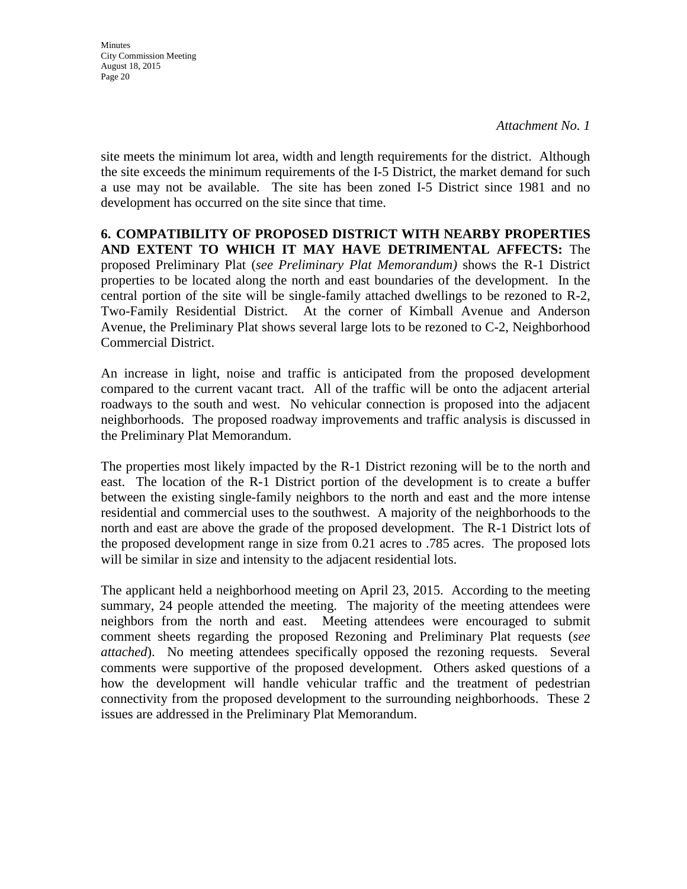*Attachment No. 1*

site meets the minimum lot area, width and length requirements for the district. Although the site exceeds the minimum requirements of the I-5 District, the market demand for such a use may not be available. The site has been zoned I-5 District since 1981 and no development has occurred on the site since that time.

**6. COMPATIBILITY OF PROPOSED DISTRICT WITH NEARBY PROPERTIES AND EXTENT TO WHICH IT MAY HAVE DETRIMENTAL AFFECTS:** The proposed Preliminary Plat (*see Preliminary Plat Memorandum)* shows the R-1 District properties to be located along the north and east boundaries of the development. In the central portion of the site will be single-family attached dwellings to be rezoned to R-2, Two-Family Residential District. At the corner of Kimball Avenue and Anderson Avenue, the Preliminary Plat shows several large lots to be rezoned to C-2, Neighborhood Commercial District.

An increase in light, noise and traffic is anticipated from the proposed development compared to the current vacant tract. All of the traffic will be onto the adjacent arterial roadways to the south and west. No vehicular connection is proposed into the adjacent neighborhoods. The proposed roadway improvements and traffic analysis is discussed in the Preliminary Plat Memorandum.

The properties most likely impacted by the R-1 District rezoning will be to the north and east. The location of the R-1 District portion of the development is to create a buffer between the existing single-family neighbors to the north and east and the more intense residential and commercial uses to the southwest. A majority of the neighborhoods to the north and east are above the grade of the proposed development. The R-1 District lots of the proposed development range in size from 0.21 acres to .785 acres. The proposed lots will be similar in size and intensity to the adjacent residential lots.

The applicant held a neighborhood meeting on April 23, 2015. According to the meeting summary, 24 people attended the meeting. The majority of the meeting attendees were neighbors from the north and east. Meeting attendees were encouraged to submit comment sheets regarding the proposed Rezoning and Preliminary Plat requests (*see attached*). No meeting attendees specifically opposed the rezoning requests. Several comments were supportive of the proposed development. Others asked questions of a how the development will handle vehicular traffic and the treatment of pedestrian connectivity from the proposed development to the surrounding neighborhoods. These 2 issues are addressed in the Preliminary Plat Memorandum.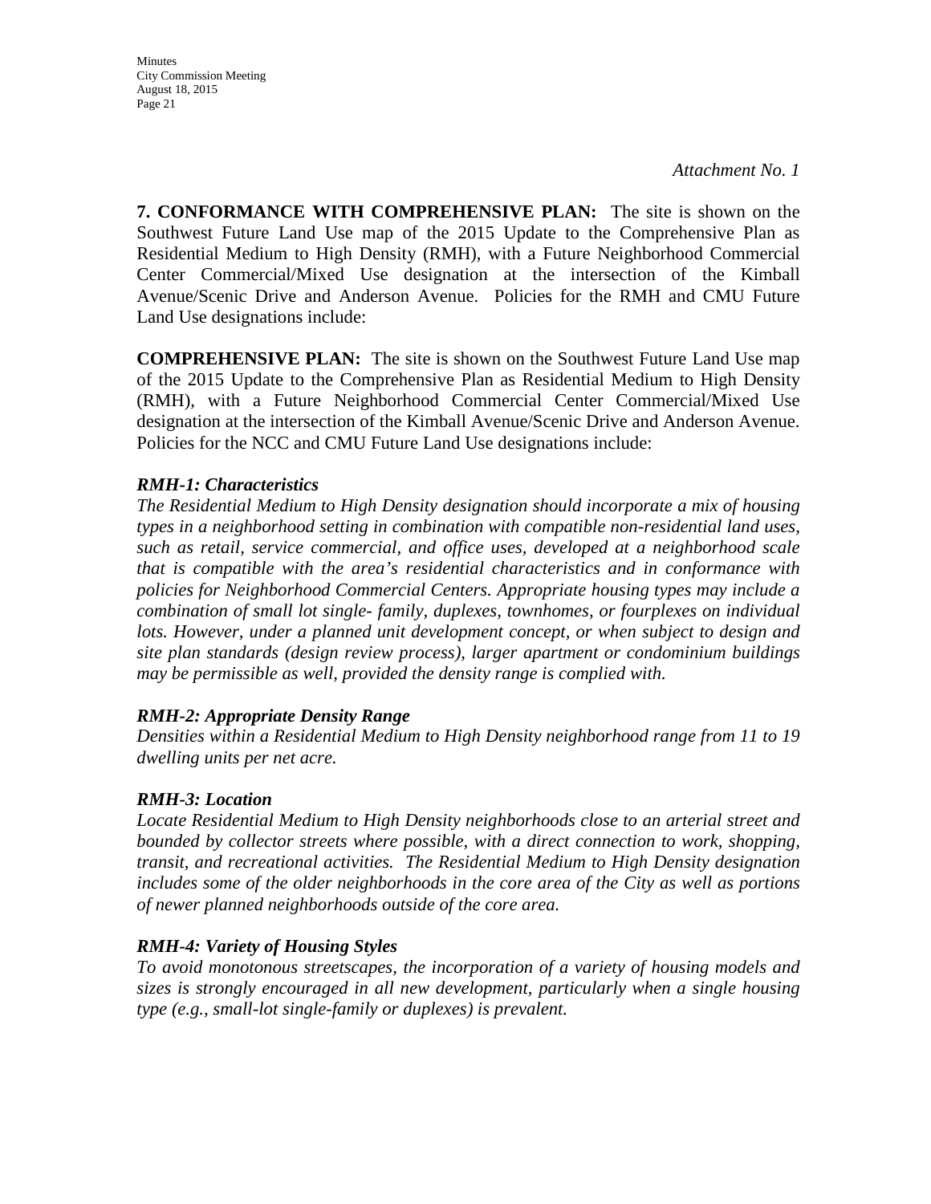*Attachment No. 1*

**7. CONFORMANCE WITH COMPREHENSIVE PLAN:** The site is shown on the Southwest Future Land Use map of the 2015 Update to the Comprehensive Plan as Residential Medium to High Density (RMH), with a Future Neighborhood Commercial Center Commercial/Mixed Use designation at the intersection of the Kimball Avenue/Scenic Drive and Anderson Avenue. Policies for the RMH and CMU Future Land Use designations include:

**COMPREHENSIVE PLAN:** The site is shown on the Southwest Future Land Use map of the 2015 Update to the Comprehensive Plan as Residential Medium to High Density (RMH), with a Future Neighborhood Commercial Center Commercial/Mixed Use designation at the intersection of the Kimball Avenue/Scenic Drive and Anderson Avenue. Policies for the NCC and CMU Future Land Use designations include:

***RMH-1: Characteristics***

*The Residential Medium to High Density designation should incorporate a mix of housing types in a neighborhood setting in combination with compatible non-residential land uses, such as retail, service commercial, and office uses, developed at a neighborhood scale that is compatible with the area's residential characteristics and in conformance with policies for Neighborhood Commercial Centers. Appropriate housing types may include a combination of small lot single- family, duplexes, townhomes, or fourplexes on individual lots. However, under a planned unit development concept, or when subject to design and site plan standards (design review process), larger apartment or condominium buildings may be permissible as well, provided the density range is complied with.*

***RMH-2: Appropriate Density Range***

*Densities within a Residential Medium to High Density neighborhood range from 11 to 19 dwelling units per net acre.*

***RMH-3: Location***

*Locate Residential Medium to High Density neighborhoods close to an arterial street and bounded by collector streets where possible, with a direct connection to work, shopping, transit, and recreational activities. The Residential Medium to High Density designation includes some of the older neighborhoods in the core area of the City as well as portions of newer planned neighborhoods outside of the core area.*

***RMH-4: Variety of Housing Styles***

*To avoid monotonous streetscapes, the incorporation of a variety of housing models and sizes is strongly encouraged in all new development, particularly when a single housing type (e.g., small-lot single-family or duplexes) is prevalent.*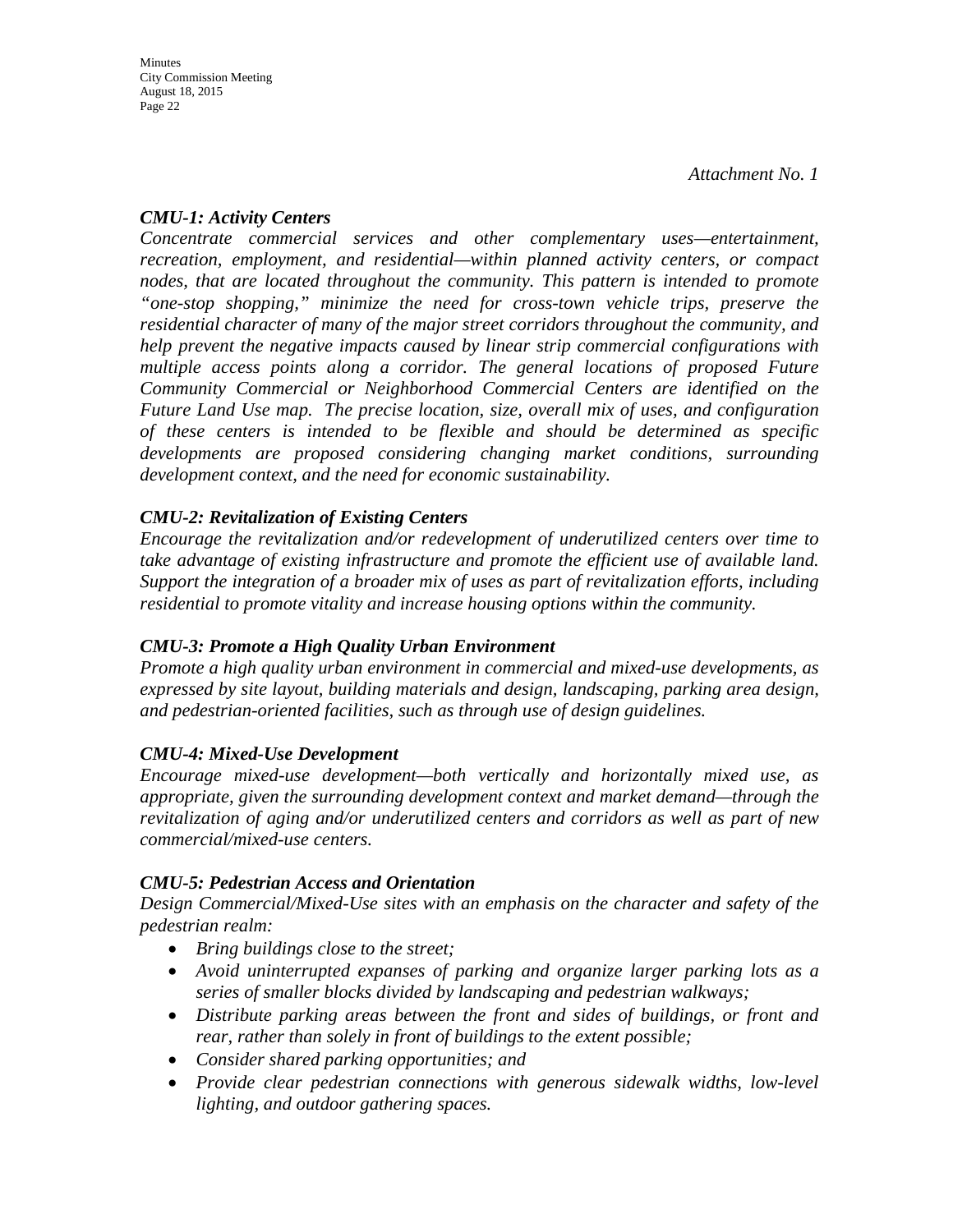*Attachment No. 1*

***CMU-1: Activity Centers***

*Concentrate commercial services and other complementary uses—entertainment, recreation, employment, and residential—within planned activity centers, or compact nodes, that are located throughout the community. This pattern is intended to promote "one-stop shopping," minimize the need for cross-town vehicle trips, preserve the residential character of many of the major street corridors throughout the community, and help prevent the negative impacts caused by linear strip commercial configurations with multiple access points along a corridor. The general locations of proposed Future Community Commercial or Neighborhood Commercial Centers are identified on the Future Land Use map. The precise location, size, overall mix of uses, and configuration of these centers is intended to be flexible and should be determined as specific developments are proposed considering changing market conditions, surrounding development context, and the need for economic sustainability.*

***CMU-2: Revitalization of Existing Centers***

*Encourage the revitalization and/or redevelopment of underutilized centers over time to take advantage of existing infrastructure and promote the efficient use of available land. Support the integration of a broader mix of uses as part of revitalization efforts, including residential to promote vitality and increase housing options within the community.*

***CMU-3: Promote a High Quality Urban Environment***

*Promote a high quality urban environment in commercial and mixed-use developments, as expressed by site layout, building materials and design, landscaping, parking area design, and pedestrian-oriented facilities, such as through use of design guidelines.*

***CMU-4: Mixed-Use Development***

*Encourage mixed-use development—both vertically and horizontally mixed use, as appropriate, given the surrounding development context and market demand—through the revitalization of aging and/or underutilized centers and corridors as well as part of new commercial/mixed-use centers.*

***CMU-5: Pedestrian Access and Orientation***

*Design Commercial/Mixed-Use sites with an emphasis on the character and safety of the pedestrian realm:*

- *Bring buildings close to the street;*
- *Avoid uninterrupted expanses of parking and organize larger parking lots as a series of smaller blocks divided by landscaping and pedestrian walkways;*
- *Distribute parking areas between the front and sides of buildings, or front and rear, rather than solely in front of buildings to the extent possible;*
- *Consider shared parking opportunities; and*
- *Provide clear pedestrian connections with generous sidewalk widths, low-level lighting, and outdoor gathering spaces.*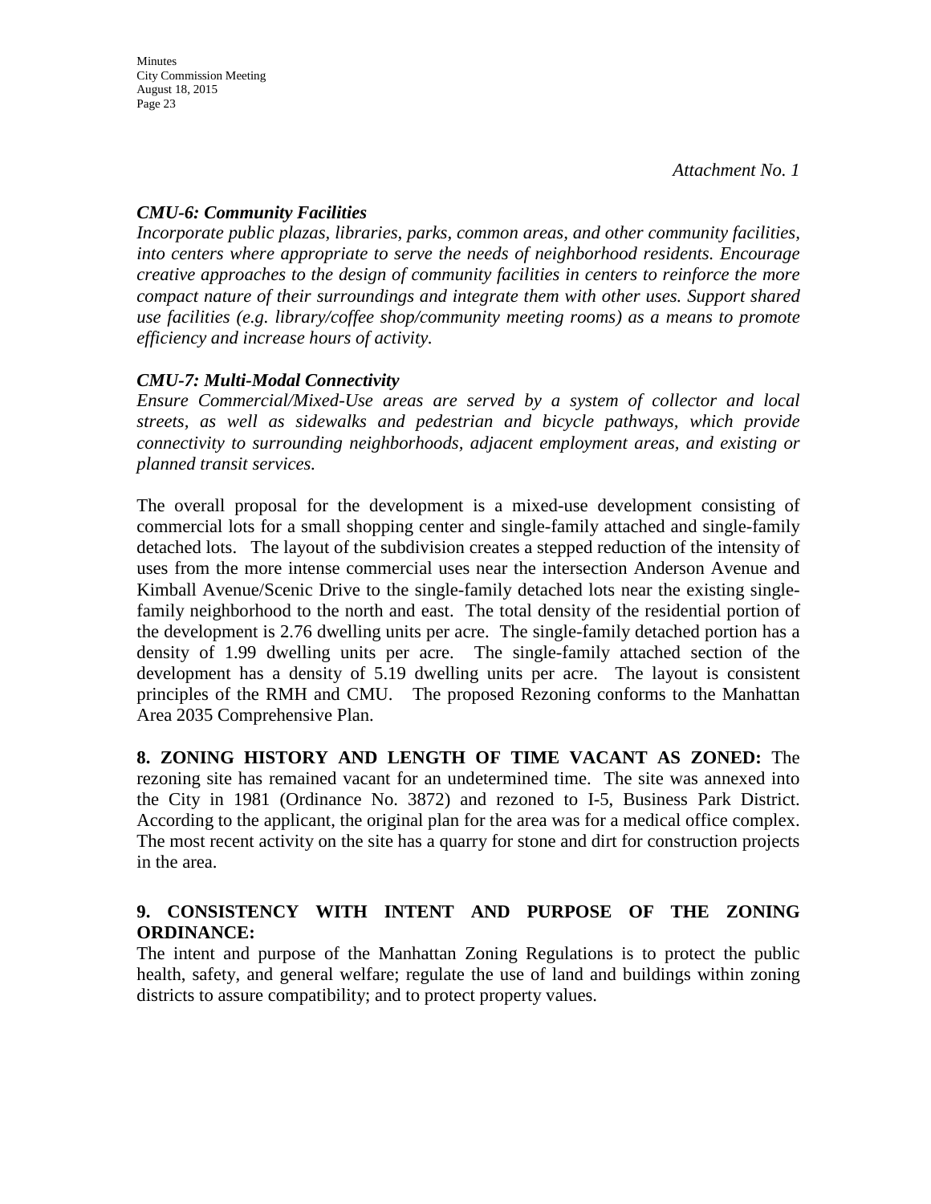*Attachment No. 1*

***CMU-6: Community Facilities***

*Incorporate public plazas, libraries, parks, common areas, and other community facilities, into centers where appropriate to serve the needs of neighborhood residents. Encourage creative approaches to the design of community facilities in centers to reinforce the more compact nature of their surroundings and integrate them with other uses. Support shared use facilities (e.g. library/coffee shop/community meeting rooms) as a means to promote efficiency and increase hours of activity.*

***CMU-7: Multi-Modal Connectivity***

*Ensure Commercial/Mixed-Use areas are served by a system of collector and local streets, as well as sidewalks and pedestrian and bicycle pathways, which provide connectivity to surrounding neighborhoods, adjacent employment areas, and existing or planned transit services.*

The overall proposal for the development is a mixed-use development consisting of commercial lots for a small shopping center and single-family attached and single-family detached lots. The layout of the subdivision creates a stepped reduction of the intensity of uses from the more intense commercial uses near the intersection Anderson Avenue and Kimball Avenue/Scenic Drive to the single-family detached lots near the existing single-family neighborhood to the north and east. The total density of the residential portion of the development is 2.76 dwelling units per acre. The single-family detached portion has a density of 1.99 dwelling units per acre. The single-family attached section of the development has a density of 5.19 dwelling units per acre. The layout is consistent principles of the RMH and CMU. The proposed Rezoning conforms to the Manhattan Area 2035 Comprehensive Plan.

**8. ZONING HISTORY AND LENGTH OF TIME VACANT AS ZONED:** The rezoning site has remained vacant for an undetermined time. The site was annexed into the City in 1981 (Ordinance No. 3872) and rezoned to I-5, Business Park District. According to the applicant, the original plan for the area was for a medical office complex. The most recent activity on the site has a quarry for stone and dirt for construction projects in the area.

**9. CONSISTENCY WITH INTENT AND PURPOSE OF THE ZONING ORDINANCE:**

The intent and purpose of the Manhattan Zoning Regulations is to protect the public health, safety, and general welfare; regulate the use of land and buildings within zoning districts to assure compatibility; and to protect property values.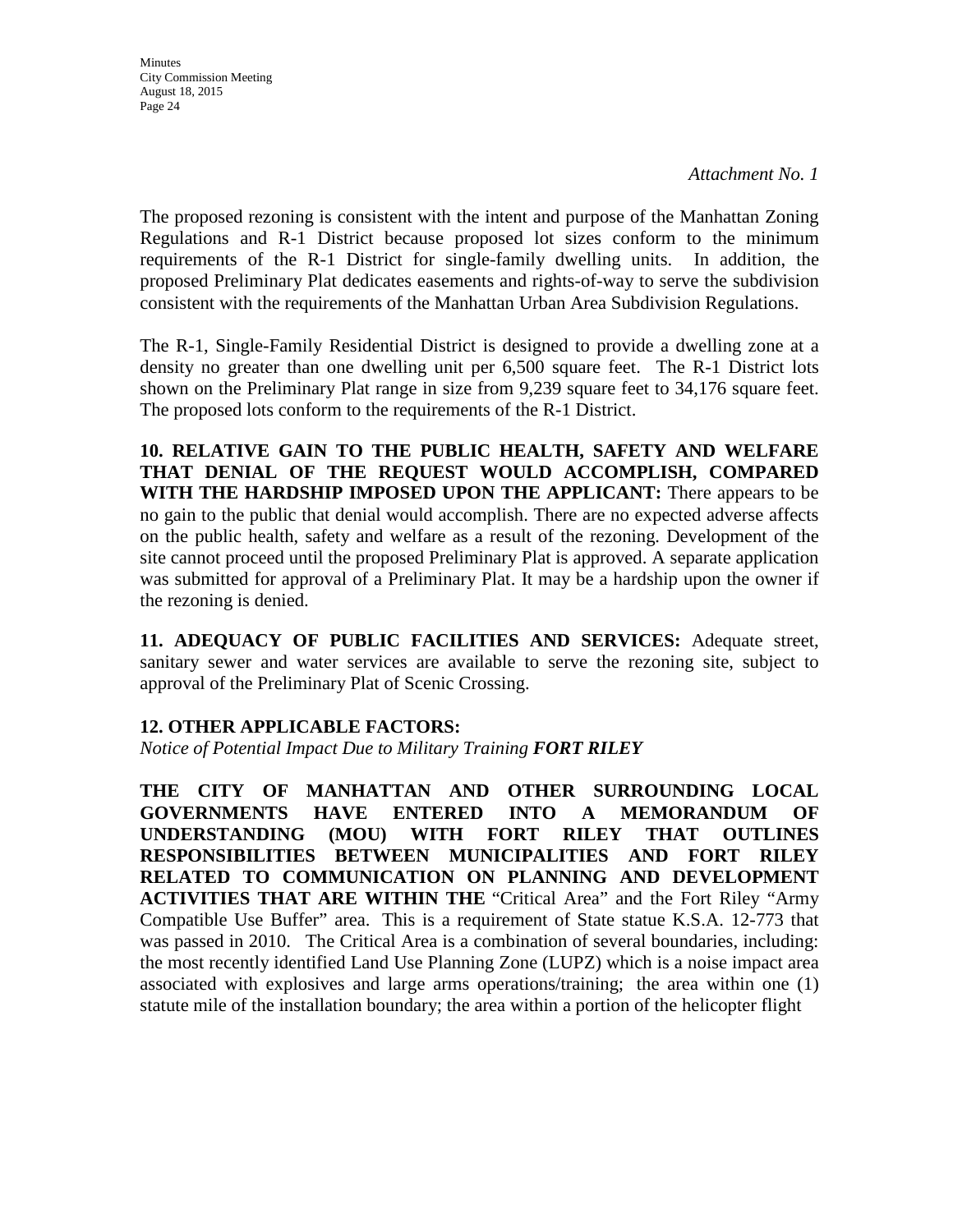*Attachment No. 1*

The proposed rezoning is consistent with the intent and purpose of the Manhattan Zoning Regulations and R-1 District because proposed lot sizes conform to the minimum requirements of the R-1 District for single-family dwelling units. In addition, the proposed Preliminary Plat dedicates easements and rights-of-way to serve the subdivision consistent with the requirements of the Manhattan Urban Area Subdivision Regulations.

The R-1, Single-Family Residential District is designed to provide a dwelling zone at a density no greater than one dwelling unit per 6,500 square feet. The R-1 District lots shown on the Preliminary Plat range in size from 9,239 square feet to 34,176 square feet. The proposed lots conform to the requirements of the R-1 District.

**10. RELATIVE GAIN TO THE PUBLIC HEALTH, SAFETY AND WELFARE THAT DENIAL OF THE REQUEST WOULD ACCOMPLISH, COMPARED WITH THE HARDSHIP IMPOSED UPON THE APPLICANT:** There appears to be no gain to the public that denial would accomplish. There are no expected adverse affects on the public health, safety and welfare as a result of the rezoning. Development of the site cannot proceed until the proposed Preliminary Plat is approved. A separate application was submitted for approval of a Preliminary Plat. It may be a hardship upon the owner if the rezoning is denied.

**11. ADEQUACY OF PUBLIC FACILITIES AND SERVICES:** Adequate street, sanitary sewer and water services are available to serve the rezoning site, subject to approval of the Preliminary Plat of Scenic Crossing.

**12. OTHER APPLICABLE FACTORS:**

*Notice of Potential Impact Due to Military Training **FORT RILEY***

**THE CITY OF MANHATTAN AND OTHER SURROUNDING LOCAL GOVERNMENTS HAVE ENTERED INTO A MEMORANDUM OF UNDERSTANDING (MOU) WITH FORT RILEY THAT OUTLINES RESPONSIBILITIES BETWEEN MUNICIPALITIES AND FORT RILEY RELATED TO COMMUNICATION ON PLANNING AND DEVELOPMENT ACTIVITIES THAT ARE WITHIN THE** "Critical Area" and the Fort Riley "Army Compatible Use Buffer" area. This is a requirement of State statue K.S.A. 12-773 that was passed in 2010. The Critical Area is a combination of several boundaries, including: the most recently identified Land Use Planning Zone (LUPZ) which is a noise impact area associated with explosives and large arms operations/training; the area within one (1) statute mile of the installation boundary; the area within a portion of the helicopter flight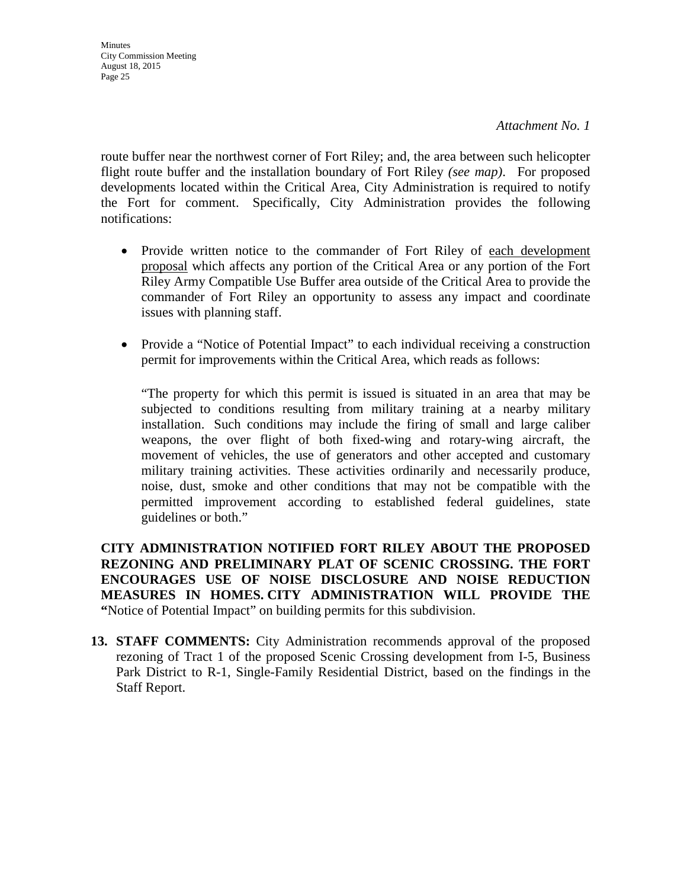*Attachment No. 1*

route buffer near the northwest corner of Fort Riley; and, the area between such helicopter flight route buffer and the installation boundary of Fort Riley *(see map)*. For proposed developments located within the Critical Area, City Administration is required to notify the Fort for comment. Specifically, City Administration provides the following notifications:

- Provide written notice to the commander of Fort Riley of each development proposal which affects any portion of the Critical Area or any portion of the Fort Riley Army Compatible Use Buffer area outside of the Critical Area to provide the commander of Fort Riley an opportunity to assess any impact and coordinate issues with planning staff.

- Provide a "Notice of Potential Impact" to each individual receiving a construction permit for improvements within the Critical Area, which reads as follows:

  "The property for which this permit is issued is situated in an area that may be subjected to conditions resulting from military training at a nearby military installation. Such conditions may include the firing of small and large caliber weapons, the over flight of both fixed-wing and rotary-wing aircraft, the movement of vehicles, the use of generators and other accepted and customary military training activities. These activities ordinarily and necessarily produce, noise, dust, smoke and other conditions that may not be compatible with the permitted improvement according to established federal guidelines, state guidelines or both."

**CITY ADMINISTRATION NOTIFIED FORT RILEY ABOUT THE PROPOSED REZONING AND PRELIMINARY PLAT OF SCENIC CROSSING. THE FORT ENCOURAGES USE OF NOISE DISCLOSURE AND NOISE REDUCTION MEASURES IN HOMES. CITY ADMINISTRATION WILL PROVIDE THE "**Notice of Potential Impact" on building permits for this subdivision.

13. **STAFF COMMENTS:** City Administration recommends approval of the proposed rezoning of Tract 1 of the proposed Scenic Crossing development from I-5, Business Park District to R-1, Single-Family Residential District, based on the findings in the Staff Report.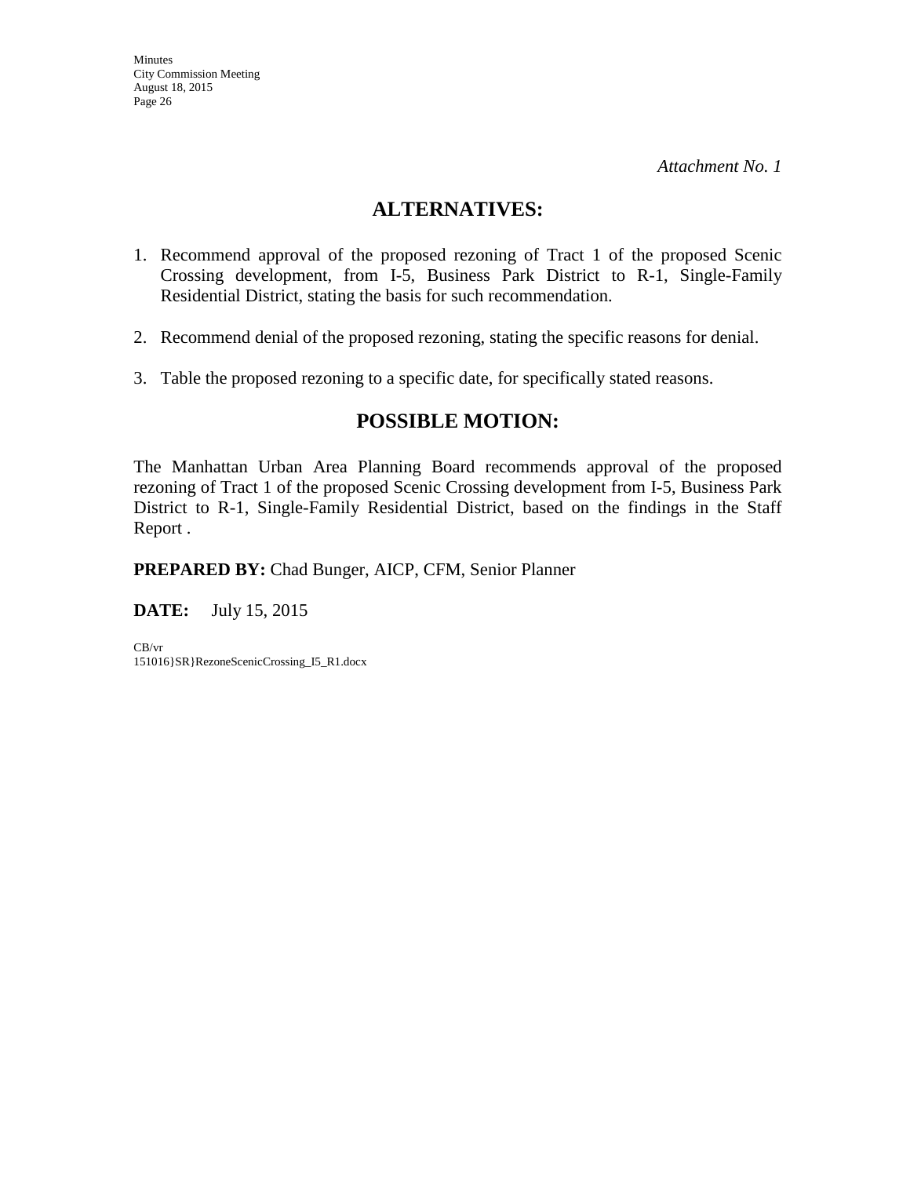*Attachment No. 1*

## ALTERNATIVES:

1. Recommend approval of the proposed rezoning of Tract 1 of the proposed Scenic Crossing development, from I-5, Business Park District to R-1, Single-Family Residential District, stating the basis for such recommendation.

2. Recommend denial of the proposed rezoning, stating the specific reasons for denial.

3. Table the proposed rezoning to a specific date, for specifically stated reasons.

## POSSIBLE MOTION:

The Manhattan Urban Area Planning Board recommends approval of the proposed rezoning of Tract 1 of the proposed Scenic Crossing development from I-5, Business Park District to R-1, Single-Family Residential District, based on the findings in the Staff Report .

**PREPARED BY:** Chad Bunger, AICP, CFM, Senior Planner

**DATE:** July 15, 2015

CB/vr
151016}SR}RezoneScenicCrossing_I5_R1.docx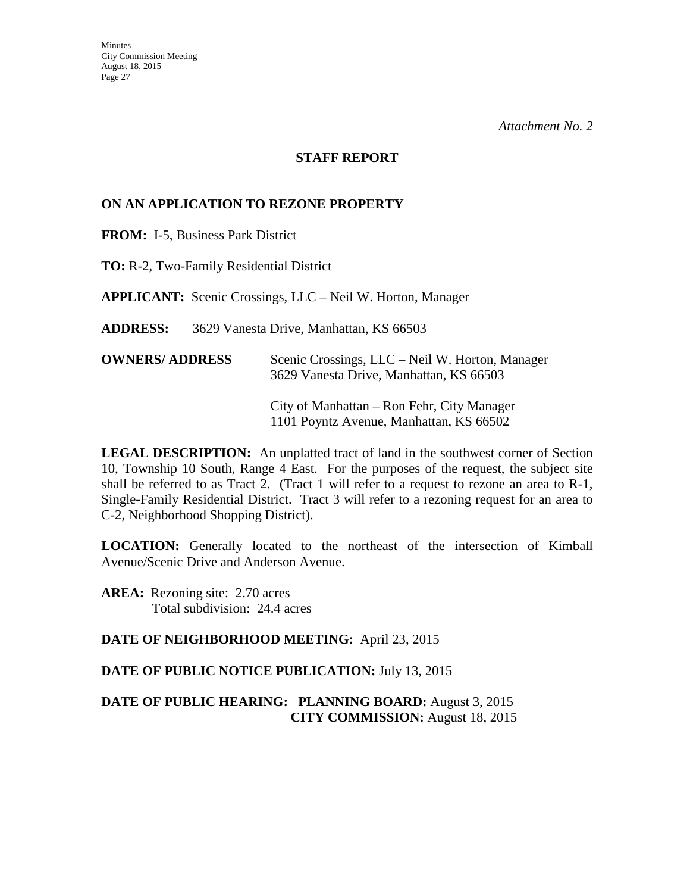*Attachment No. 2*

## STAFF REPORT

### ON AN APPLICATION TO REZONE PROPERTY

**FROM:** I-5, Business Park District

**TO:** R-2, Two-Family Residential District

**APPLICANT:** Scenic Crossings, LLC – Neil W. Horton, Manager

**ADDRESS:** 3629 Vanesta Drive, Manhattan, KS 66503

**OWNERS/ ADDRESS**

Scenic Crossings, LLC – Neil W. Horton, Manager
3629 Vanesta Drive, Manhattan, KS 66503

City of Manhattan – Ron Fehr, City Manager
1101 Poyntz Avenue, Manhattan, KS 66502

**LEGAL DESCRIPTION:** An unplatted tract of land in the southwest corner of Section 10, Township 10 South, Range 4 East. For the purposes of the request, the subject site shall be referred to as Tract 2. (Tract 1 will refer to a request to rezone an area to R-1, Single-Family Residential District. Tract 3 will refer to a rezoning request for an area to C-2, Neighborhood Shopping District).

**LOCATION:** Generally located to the northeast of the intersection of Kimball Avenue/Scenic Drive and Anderson Avenue.

**AREA:** Rezoning site: 2.70 acres
Total subdivision: 24.4 acres

**DATE OF NEIGHBORHOOD MEETING:** April 23, 2015

**DATE OF PUBLIC NOTICE PUBLICATION:** July 13, 2015

**DATE OF PUBLIC HEARING:** **PLANNING BOARD:** August 3, 2015
**CITY COMMISSION:** August 18, 2015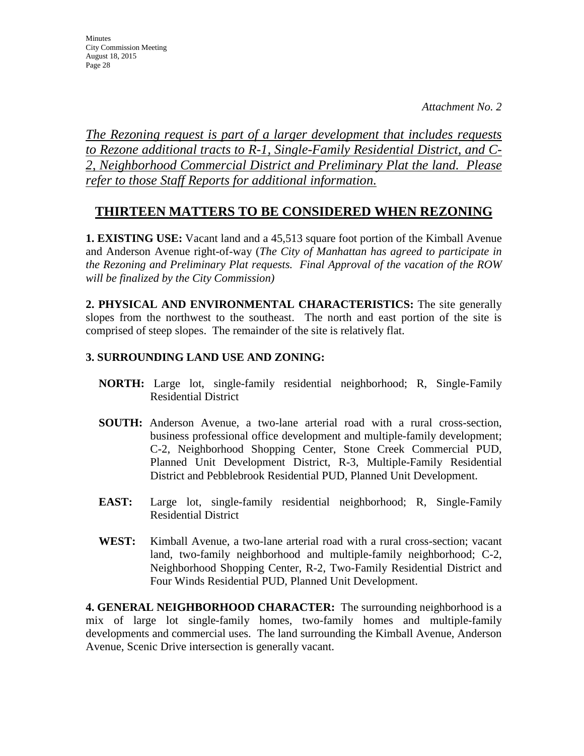*Attachment No. 2*

*The Rezoning request is part of a larger development that includes requests to Rezone additional tracts to R-1, Single-Family Residential District, and C-2, Neighborhood Commercial District and Preliminary Plat the land. Please refer to those Staff Reports for additional information.*

## THIRTEEN MATTERS TO BE CONSIDERED WHEN REZONING

**1. EXISTING USE:** Vacant land and a 45,513 square foot portion of the Kimball Avenue and Anderson Avenue right-of-way (*The City of Manhattan has agreed to participate in the Rezoning and Preliminary Plat requests. Final Approval of the vacation of the ROW will be finalized by the City Commission)*

**2. PHYSICAL AND ENVIRONMENTAL CHARACTERISTICS:** The site generally slopes from the northwest to the southeast. The north and east portion of the site is comprised of steep slopes. The remainder of the site is relatively flat.

**3. SURROUNDING LAND USE AND ZONING:**

**NORTH:** Large lot, single-family residential neighborhood; R, Single-Family Residential District

**SOUTH:** Anderson Avenue, a two-lane arterial road with a rural cross-section, business professional office development and multiple-family development; C-2, Neighborhood Shopping Center, Stone Creek Commercial PUD, Planned Unit Development District, R-3, Multiple-Family Residential District and Pebblebrook Residential PUD, Planned Unit Development.

**EAST:** Large lot, single-family residential neighborhood; R, Single-Family Residential District

**WEST:** Kimball Avenue, a two-lane arterial road with a rural cross-section; vacant land, two-family neighborhood and multiple-family neighborhood; C-2, Neighborhood Shopping Center, R-2, Two-Family Residential District and Four Winds Residential PUD, Planned Unit Development.

**4. GENERAL NEIGHBORHOOD CHARACTER:** The surrounding neighborhood is a mix of large lot single-family homes, two-family homes and multiple-family developments and commercial uses. The land surrounding the Kimball Avenue, Anderson Avenue, Scenic Drive intersection is generally vacant.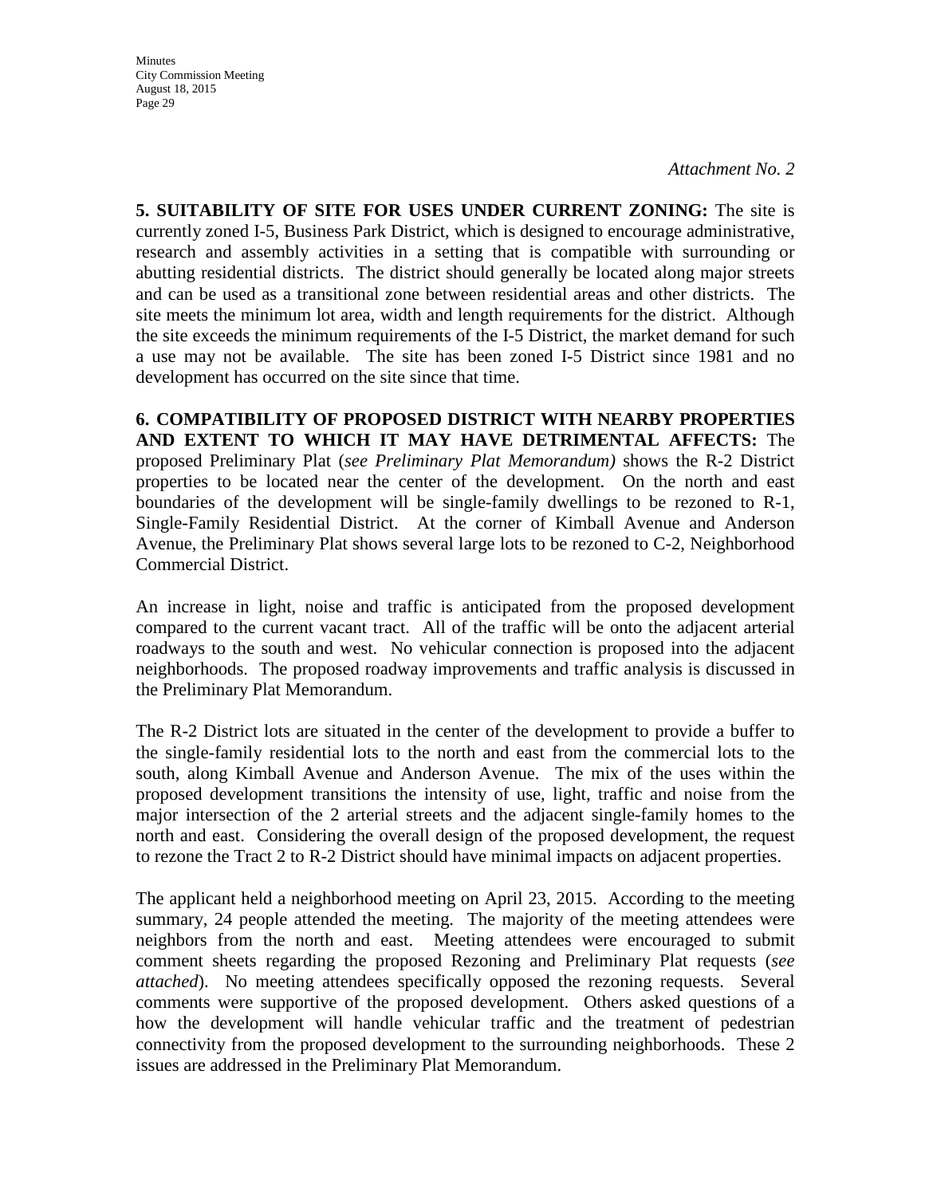*Attachment No. 2*

**5. SUITABILITY OF SITE FOR USES UNDER CURRENT ZONING:** The site is currently zoned I-5, Business Park District, which is designed to encourage administrative, research and assembly activities in a setting that is compatible with surrounding or abutting residential districts. The district should generally be located along major streets and can be used as a transitional zone between residential areas and other districts. The site meets the minimum lot area, width and length requirements for the district. Although the site exceeds the minimum requirements of the I-5 District, the market demand for such a use may not be available. The site has been zoned I-5 District since 1981 and no development has occurred on the site since that time.

**6. COMPATIBILITY OF PROPOSED DISTRICT WITH NEARBY PROPERTIES AND EXTENT TO WHICH IT MAY HAVE DETRIMENTAL AFFECTS:** The proposed Preliminary Plat (*see Preliminary Plat Memorandum)* shows the R-2 District properties to be located near the center of the development. On the north and east boundaries of the development will be single-family dwellings to be rezoned to R-1, Single-Family Residential District. At the corner of Kimball Avenue and Anderson Avenue, the Preliminary Plat shows several large lots to be rezoned to C-2, Neighborhood Commercial District.

An increase in light, noise and traffic is anticipated from the proposed development compared to the current vacant tract. All of the traffic will be onto the adjacent arterial roadways to the south and west. No vehicular connection is proposed into the adjacent neighborhoods. The proposed roadway improvements and traffic analysis is discussed in the Preliminary Plat Memorandum.

The R-2 District lots are situated in the center of the development to provide a buffer to the single-family residential lots to the north and east from the commercial lots to the south, along Kimball Avenue and Anderson Avenue. The mix of the uses within the proposed development transitions the intensity of use, light, traffic and noise from the major intersection of the 2 arterial streets and the adjacent single-family homes to the north and east. Considering the overall design of the proposed development, the request to rezone the Tract 2 to R-2 District should have minimal impacts on adjacent properties.

The applicant held a neighborhood meeting on April 23, 2015. According to the meeting summary, 24 people attended the meeting. The majority of the meeting attendees were neighbors from the north and east. Meeting attendees were encouraged to submit comment sheets regarding the proposed Rezoning and Preliminary Plat requests (*see attached*). No meeting attendees specifically opposed the rezoning requests. Several comments were supportive of the proposed development. Others asked questions of a how the development will handle vehicular traffic and the treatment of pedestrian connectivity from the proposed development to the surrounding neighborhoods. These 2 issues are addressed in the Preliminary Plat Memorandum.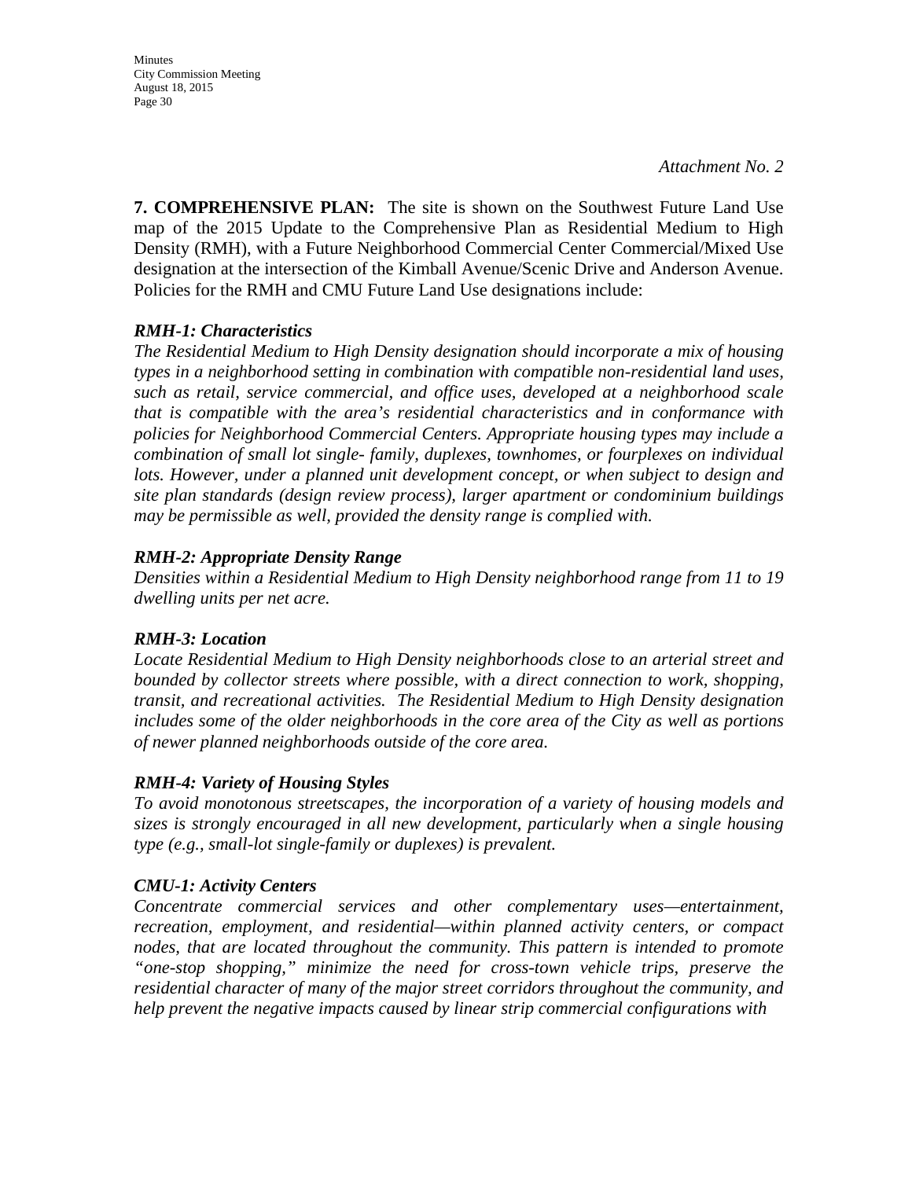*Attachment No. 2*

**7. COMPREHENSIVE PLAN:** The site is shown on the Southwest Future Land Use map of the 2015 Update to the Comprehensive Plan as Residential Medium to High Density (RMH), with a Future Neighborhood Commercial Center Commercial/Mixed Use designation at the intersection of the Kimball Avenue/Scenic Drive and Anderson Avenue. Policies for the RMH and CMU Future Land Use designations include:

***RMH-1: Characteristics***

*The Residential Medium to High Density designation should incorporate a mix of housing types in a neighborhood setting in combination with compatible non-residential land uses, such as retail, service commercial, and office uses, developed at a neighborhood scale that is compatible with the area's residential characteristics and in conformance with policies for Neighborhood Commercial Centers. Appropriate housing types may include a combination of small lot single- family, duplexes, townhomes, or fourplexes on individual lots. However, under a planned unit development concept, or when subject to design and site plan standards (design review process), larger apartment or condominium buildings may be permissible as well, provided the density range is complied with.*

***RMH-2: Appropriate Density Range***

*Densities within a Residential Medium to High Density neighborhood range from 11 to 19 dwelling units per net acre.*

***RMH-3: Location***

*Locate Residential Medium to High Density neighborhoods close to an arterial street and bounded by collector streets where possible, with a direct connection to work, shopping, transit, and recreational activities. The Residential Medium to High Density designation includes some of the older neighborhoods in the core area of the City as well as portions of newer planned neighborhoods outside of the core area.*

***RMH-4: Variety of Housing Styles***

*To avoid monotonous streetscapes, the incorporation of a variety of housing models and sizes is strongly encouraged in all new development, particularly when a single housing type (e.g., small-lot single-family or duplexes) is prevalent.*

***CMU-1: Activity Centers***

*Concentrate commercial services and other complementary uses—entertainment, recreation, employment, and residential—within planned activity centers, or compact nodes, that are located throughout the community. This pattern is intended to promote "one-stop shopping," minimize the need for cross-town vehicle trips, preserve the residential character of many of the major street corridors throughout the community, and help prevent the negative impacts caused by linear strip commercial configurations with*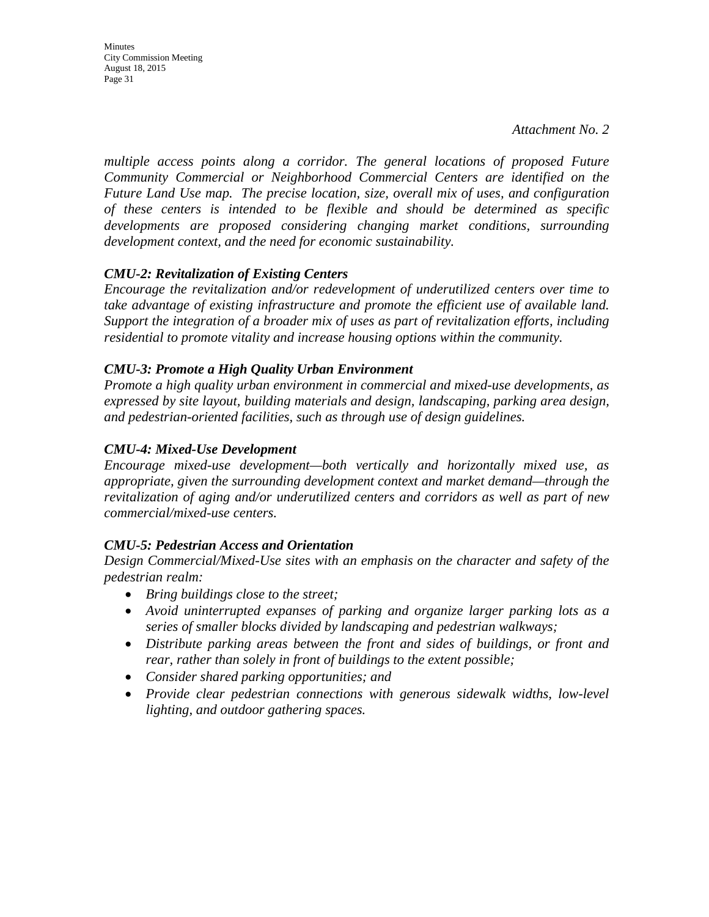*Attachment No. 2*

*multiple access points along a corridor. The general locations of proposed Future Community Commercial or Neighborhood Commercial Centers are identified on the Future Land Use map. The precise location, size, overall mix of uses, and configuration of these centers is intended to be flexible and should be determined as specific developments are proposed considering changing market conditions, surrounding development context, and the need for economic sustainability.*

***CMU-2: Revitalization of Existing Centers***

*Encourage the revitalization and/or redevelopment of underutilized centers over time to take advantage of existing infrastructure and promote the efficient use of available land. Support the integration of a broader mix of uses as part of revitalization efforts, including residential to promote vitality and increase housing options within the community.*

***CMU-3: Promote a High Quality Urban Environment***

*Promote a high quality urban environment in commercial and mixed-use developments, as expressed by site layout, building materials and design, landscaping, parking area design, and pedestrian-oriented facilities, such as through use of design guidelines.*

***CMU-4: Mixed-Use Development***

*Encourage mixed-use development—both vertically and horizontally mixed use, as appropriate, given the surrounding development context and market demand—through the revitalization of aging and/or underutilized centers and corridors as well as part of new commercial/mixed-use centers.*

***CMU-5: Pedestrian Access and Orientation***

*Design Commercial/Mixed-Use sites with an emphasis on the character and safety of the pedestrian realm:*

- *Bring buildings close to the street;*
- *Avoid uninterrupted expanses of parking and organize larger parking lots as a series of smaller blocks divided by landscaping and pedestrian walkways;*
- *Distribute parking areas between the front and sides of buildings, or front and rear, rather than solely in front of buildings to the extent possible;*
- *Consider shared parking opportunities; and*
- *Provide clear pedestrian connections with generous sidewalk widths, low-level lighting, and outdoor gathering spaces.*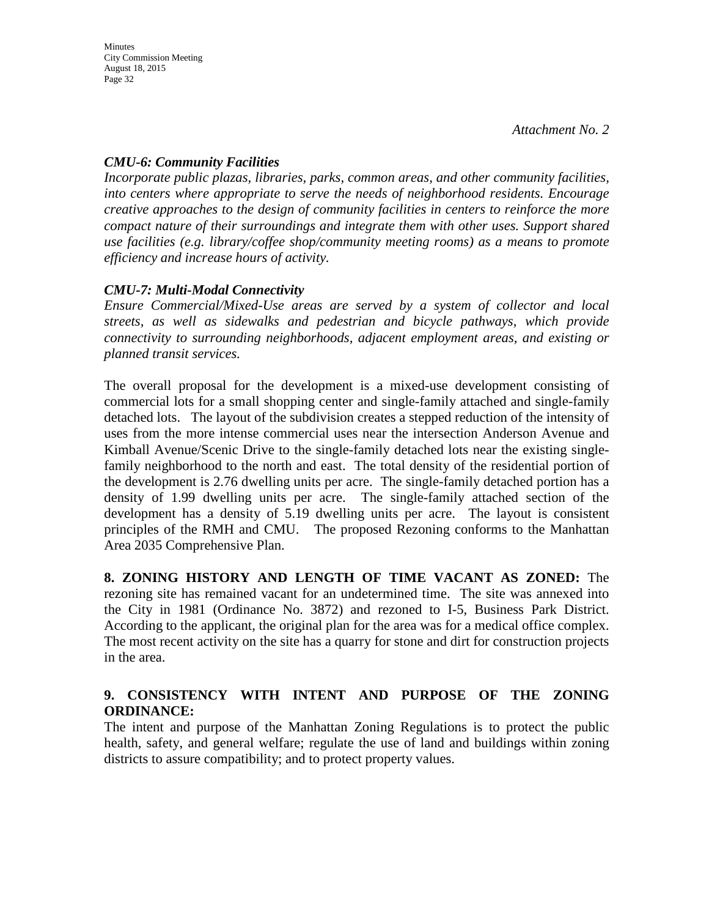*Attachment No. 2*

***CMU-6: Community Facilities***

*Incorporate public plazas, libraries, parks, common areas, and other community facilities, into centers where appropriate to serve the needs of neighborhood residents. Encourage creative approaches to the design of community facilities in centers to reinforce the more compact nature of their surroundings and integrate them with other uses. Support shared use facilities (e.g. library/coffee shop/community meeting rooms) as a means to promote efficiency and increase hours of activity.*

***CMU-7: Multi-Modal Connectivity***

*Ensure Commercial/Mixed-Use areas are served by a system of collector and local streets, as well as sidewalks and pedestrian and bicycle pathways, which provide connectivity to surrounding neighborhoods, adjacent employment areas, and existing or planned transit services.*

The overall proposal for the development is a mixed-use development consisting of commercial lots for a small shopping center and single-family attached and single-family detached lots. The layout of the subdivision creates a stepped reduction of the intensity of uses from the more intense commercial uses near the intersection Anderson Avenue and Kimball Avenue/Scenic Drive to the single-family detached lots near the existing single-family neighborhood to the north and east. The total density of the residential portion of the development is 2.76 dwelling units per acre. The single-family detached portion has a density of 1.99 dwelling units per acre. The single-family attached section of the development has a density of 5.19 dwelling units per acre. The layout is consistent principles of the RMH and CMU. The proposed Rezoning conforms to the Manhattan Area 2035 Comprehensive Plan.

**8. ZONING HISTORY AND LENGTH OF TIME VACANT AS ZONED:** The rezoning site has remained vacant for an undetermined time. The site was annexed into the City in 1981 (Ordinance No. 3872) and rezoned to I-5, Business Park District. According to the applicant, the original plan for the area was for a medical office complex. The most recent activity on the site has a quarry for stone and dirt for construction projects in the area.

**9. CONSISTENCY WITH INTENT AND PURPOSE OF THE ZONING ORDINANCE:**

The intent and purpose of the Manhattan Zoning Regulations is to protect the public health, safety, and general welfare; regulate the use of land and buildings within zoning districts to assure compatibility; and to protect property values.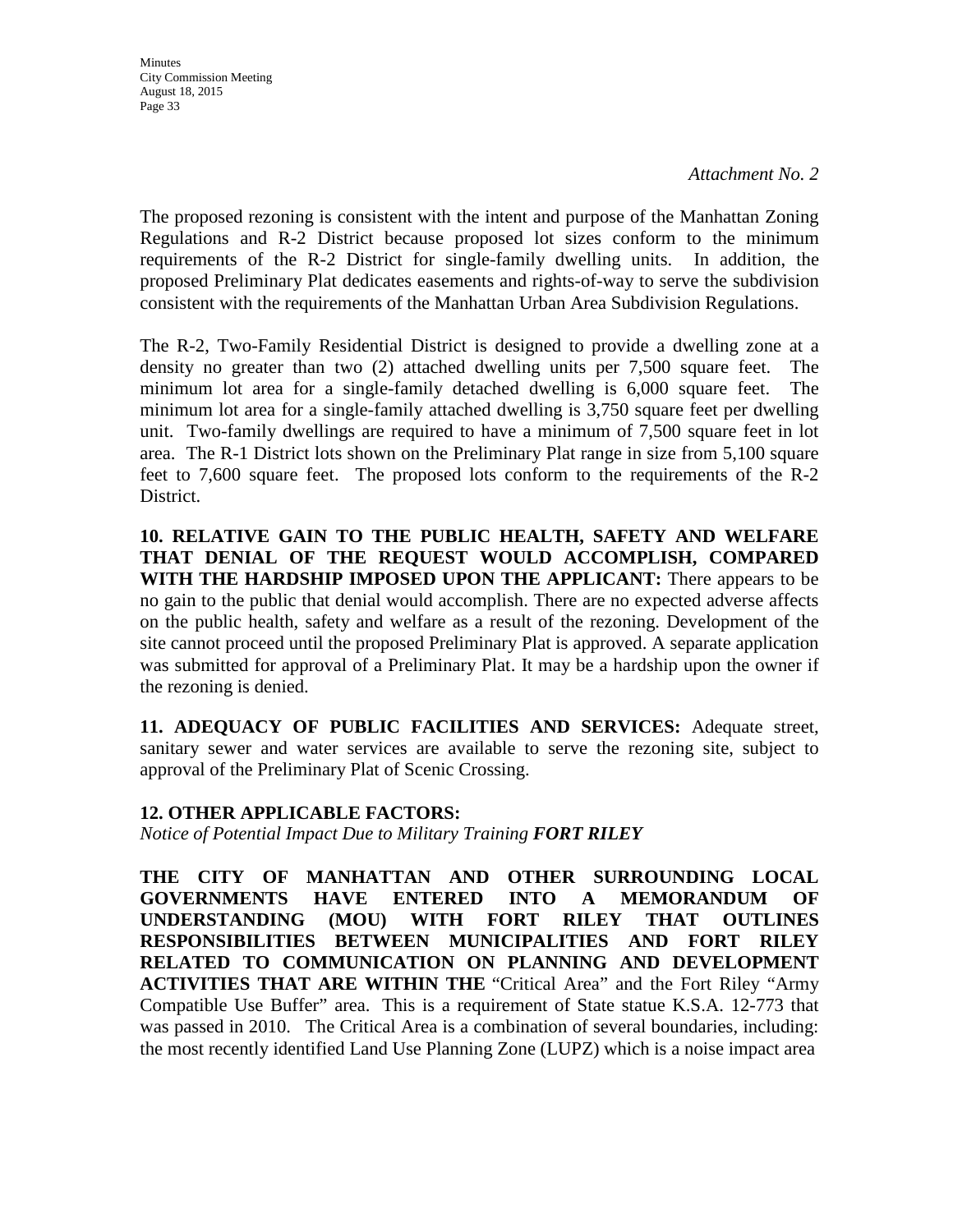*Attachment No. 2*

The proposed rezoning is consistent with the intent and purpose of the Manhattan Zoning Regulations and R-2 District because proposed lot sizes conform to the minimum requirements of the R-2 District for single-family dwelling units. In addition, the proposed Preliminary Plat dedicates easements and rights-of-way to serve the subdivision consistent with the requirements of the Manhattan Urban Area Subdivision Regulations.

The R-2, Two-Family Residential District is designed to provide a dwelling zone at a density no greater than two (2) attached dwelling units per 7,500 square feet. The minimum lot area for a single-family detached dwelling is 6,000 square feet. The minimum lot area for a single-family attached dwelling is 3,750 square feet per dwelling unit. Two-family dwellings are required to have a minimum of 7,500 square feet in lot area. The R-1 District lots shown on the Preliminary Plat range in size from 5,100 square feet to 7,600 square feet. The proposed lots conform to the requirements of the R-2 District.

**10. RELATIVE GAIN TO THE PUBLIC HEALTH, SAFETY AND WELFARE THAT DENIAL OF THE REQUEST WOULD ACCOMPLISH, COMPARED WITH THE HARDSHIP IMPOSED UPON THE APPLICANT:** There appears to be no gain to the public that denial would accomplish. There are no expected adverse affects on the public health, safety and welfare as a result of the rezoning. Development of the site cannot proceed until the proposed Preliminary Plat is approved. A separate application was submitted for approval of a Preliminary Plat. It may be a hardship upon the owner if the rezoning is denied.

**11. ADEQUACY OF PUBLIC FACILITIES AND SERVICES:** Adequate street, sanitary sewer and water services are available to serve the rezoning site, subject to approval of the Preliminary Plat of Scenic Crossing.

**12. OTHER APPLICABLE FACTORS:**

*Notice of Potential Impact Due to Military Training **FORT RILEY***

**THE CITY OF MANHATTAN AND OTHER SURROUNDING LOCAL GOVERNMENTS HAVE ENTERED INTO A MEMORANDUM OF UNDERSTANDING (MOU) WITH FORT RILEY THAT OUTLINES RESPONSIBILITIES BETWEEN MUNICIPALITIES AND FORT RILEY RELATED TO COMMUNICATION ON PLANNING AND DEVELOPMENT ACTIVITIES THAT ARE WITHIN THE** "Critical Area" and the Fort Riley "Army Compatible Use Buffer" area. This is a requirement of State statue K.S.A. 12-773 that was passed in 2010. The Critical Area is a combination of several boundaries, including: the most recently identified Land Use Planning Zone (LUPZ) which is a noise impact area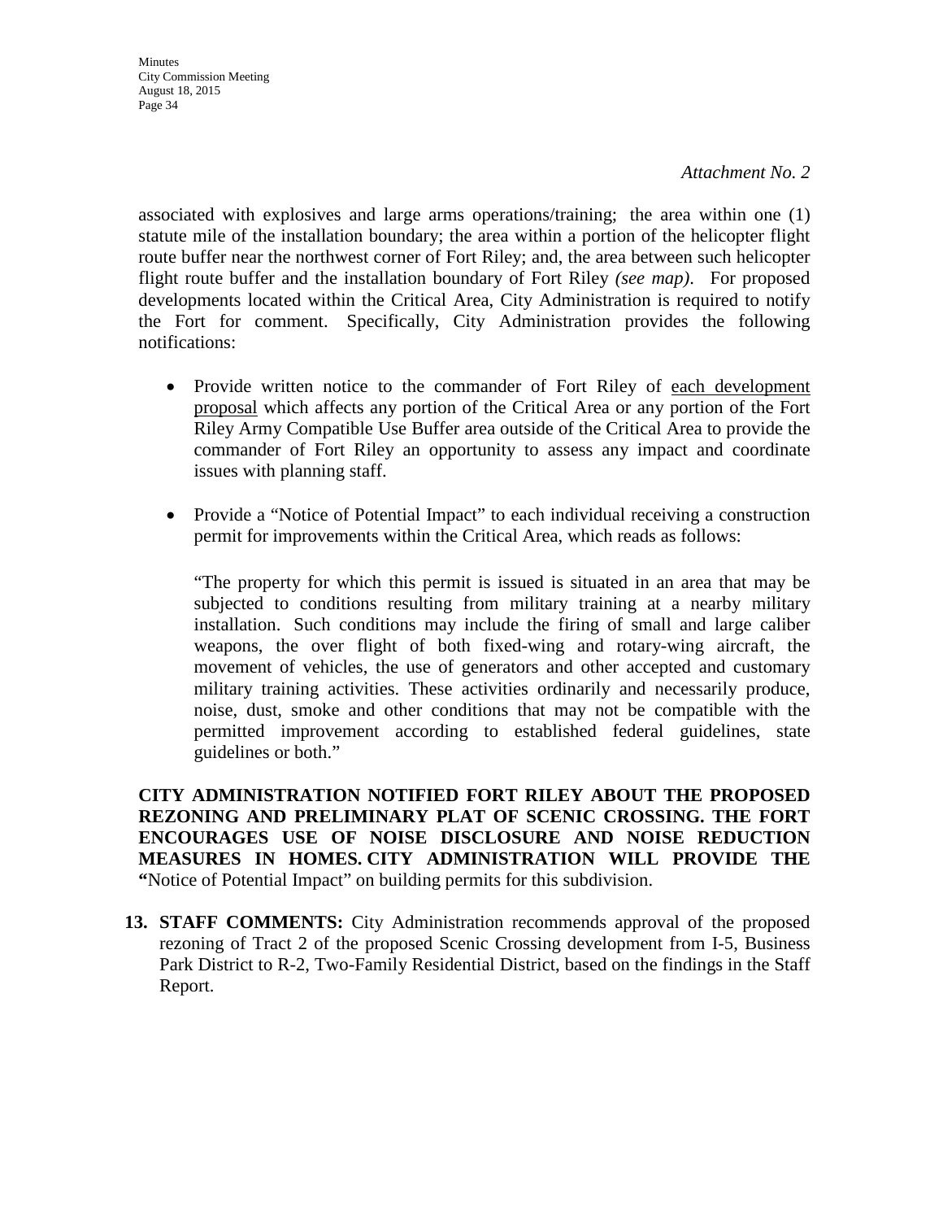*Attachment No. 2*

associated with explosives and large arms operations/training; the area within one (1) statute mile of the installation boundary; the area within a portion of the helicopter flight route buffer near the northwest corner of Fort Riley; and, the area between such helicopter flight route buffer and the installation boundary of Fort Riley *(see map)*. For proposed developments located within the Critical Area, City Administration is required to notify the Fort for comment. Specifically, City Administration provides the following notifications:

- Provide written notice to the commander of Fort Riley of each development proposal which affects any portion of the Critical Area or any portion of the Fort Riley Army Compatible Use Buffer area outside of the Critical Area to provide the commander of Fort Riley an opportunity to assess any impact and coordinate issues with planning staff.

- Provide a "Notice of Potential Impact" to each individual receiving a construction permit for improvements within the Critical Area, which reads as follows:

  "The property for which this permit is issued is situated in an area that may be subjected to conditions resulting from military training at a nearby military installation. Such conditions may include the firing of small and large caliber weapons, the over flight of both fixed-wing and rotary-wing aircraft, the movement of vehicles, the use of generators and other accepted and customary military training activities. These activities ordinarily and necessarily produce, noise, dust, smoke and other conditions that may not be compatible with the permitted improvement according to established federal guidelines, state guidelines or both."

**CITY ADMINISTRATION NOTIFIED FORT RILEY ABOUT THE PROPOSED REZONING AND PRELIMINARY PLAT OF SCENIC CROSSING. THE FORT ENCOURAGES USE OF NOISE DISCLOSURE AND NOISE REDUCTION MEASURES IN HOMES. CITY ADMINISTRATION WILL PROVIDE THE "**Notice of Potential Impact" on building permits for this subdivision.

13. **STAFF COMMENTS:** City Administration recommends approval of the proposed rezoning of Tract 2 of the proposed Scenic Crossing development from I-5, Business Park District to R-2, Two-Family Residential District, based on the findings in the Staff Report.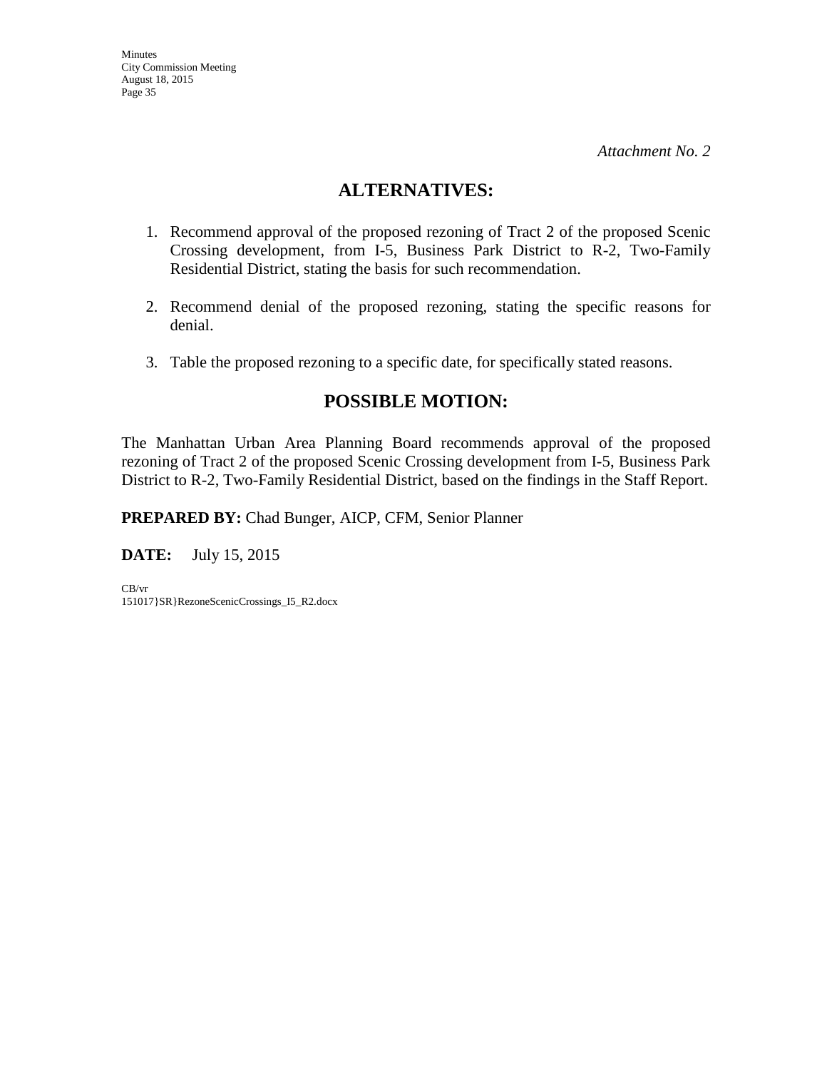*Attachment No. 2*

## ALTERNATIVES:

1. Recommend approval of the proposed rezoning of Tract 2 of the proposed Scenic Crossing development, from I-5, Business Park District to R-2, Two-Family Residential District, stating the basis for such recommendation.

2. Recommend denial of the proposed rezoning, stating the specific reasons for denial.

3. Table the proposed rezoning to a specific date, for specifically stated reasons.

## POSSIBLE MOTION:

The Manhattan Urban Area Planning Board recommends approval of the proposed rezoning of Tract 2 of the proposed Scenic Crossing development from I-5, Business Park District to R-2, Two-Family Residential District, based on the findings in the Staff Report.

**PREPARED BY:** Chad Bunger, AICP, CFM, Senior Planner

**DATE:** July 15, 2015

CB/vr
151017}SR}RezoneScenicCrossings_I5_R2.docx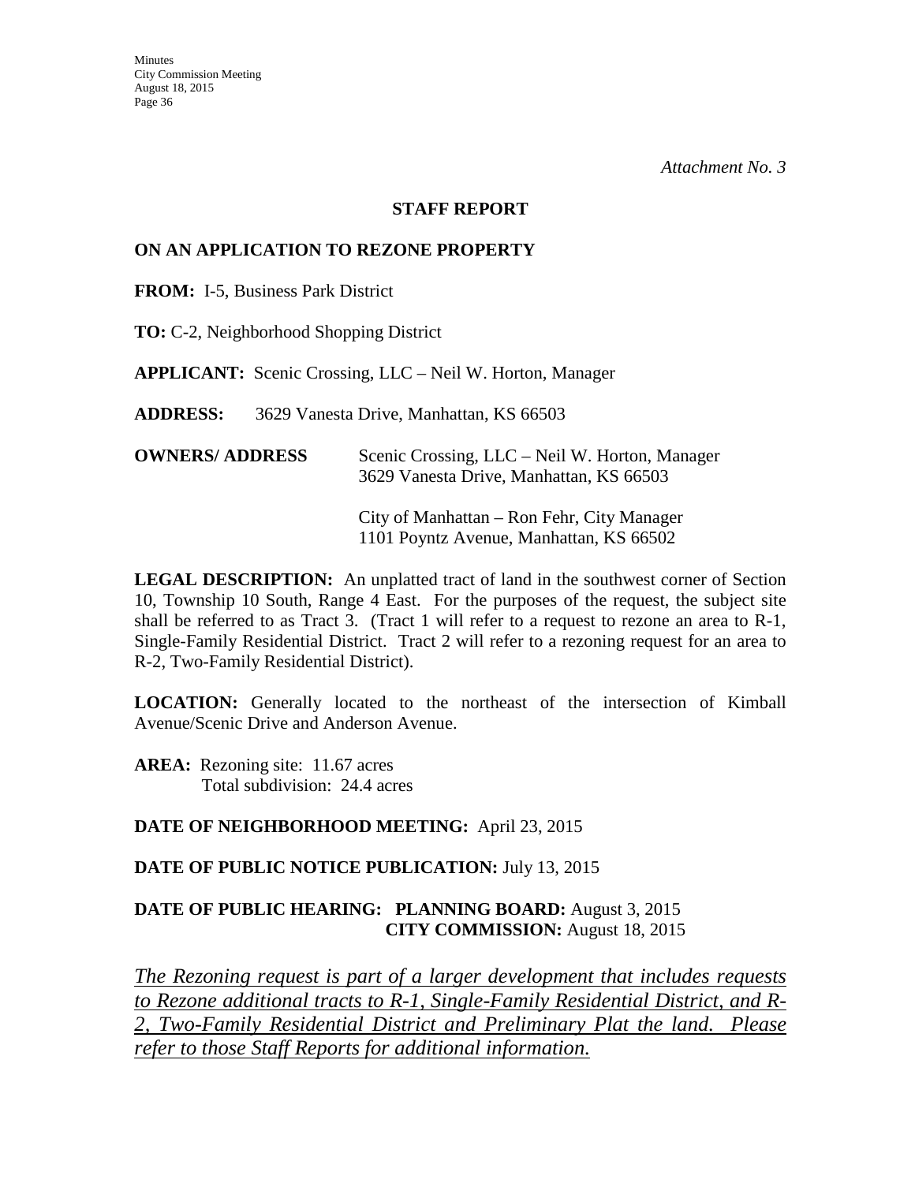*Attachment No. 3*

**STAFF REPORT**

**ON AN APPLICATION TO REZONE PROPERTY**

**FROM:** I-5, Business Park District

**TO:** C-2, Neighborhood Shopping District

**APPLICANT:** Scenic Crossing, LLC – Neil W. Horton, Manager

**ADDRESS:** 3629 Vanesta Drive, Manhattan, KS 66503

**OWNERS/ ADDRESS** Scenic Crossing, LLC – Neil W. Horton, Manager
3629 Vanesta Drive, Manhattan, KS 66503

City of Manhattan – Ron Fehr, City Manager
1101 Poyntz Avenue, Manhattan, KS 66502

**LEGAL DESCRIPTION:** An unplatted tract of land in the southwest corner of Section 10, Township 10 South, Range 4 East. For the purposes of the request, the subject site shall be referred to as Tract 3. (Tract 1 will refer to a request to rezone an area to R-1, Single-Family Residential District. Tract 2 will refer to a rezoning request for an area to R-2, Two-Family Residential District).

**LOCATION:** Generally located to the northeast of the intersection of Kimball Avenue/Scenic Drive and Anderson Avenue.

**AREA:** Rezoning site: 11.67 acres
Total subdivision: 24.4 acres

**DATE OF NEIGHBORHOOD MEETING:** April 23, 2015

**DATE OF PUBLIC NOTICE PUBLICATION:** July 13, 2015

**DATE OF PUBLIC HEARING: PLANNING BOARD:** August 3, 2015
**CITY COMMISSION:** August 18, 2015

*The Rezoning request is part of a larger development that includes requests to Rezone additional tracts to R-1, Single-Family Residential District, and R-2, Two-Family Residential District and Preliminary Plat the land. Please refer to those Staff Reports for additional information.*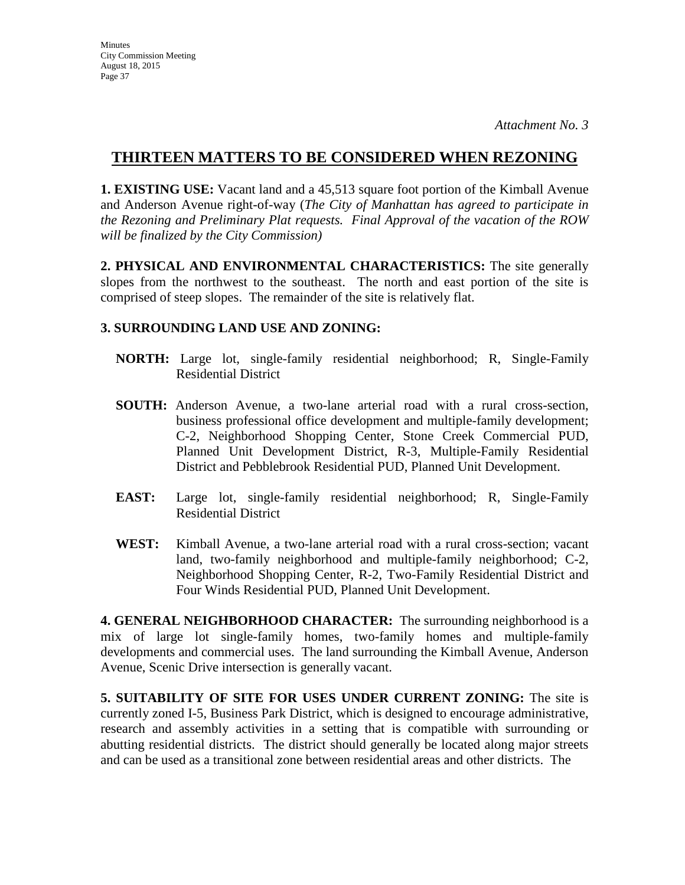*Attachment No. 3*

## THIRTEEN MATTERS TO BE CONSIDERED WHEN REZONING

**1. EXISTING USE:** Vacant land and a 45,513 square foot portion of the Kimball Avenue and Anderson Avenue right-of-way (*The City of Manhattan has agreed to participate in the Rezoning and Preliminary Plat requests. Final Approval of the vacation of the ROW will be finalized by the City Commission)*

**2. PHYSICAL AND ENVIRONMENTAL CHARACTERISTICS:** The site generally slopes from the northwest to the southeast. The north and east portion of the site is comprised of steep slopes. The remainder of the site is relatively flat.

**3. SURROUNDING LAND USE AND ZONING:**

**NORTH:** Large lot, single-family residential neighborhood; R, Single-Family Residential District

**SOUTH:** Anderson Avenue, a two-lane arterial road with a rural cross-section, business professional office development and multiple-family development; C-2, Neighborhood Shopping Center, Stone Creek Commercial PUD, Planned Unit Development District, R-3, Multiple-Family Residential District and Pebblebrook Residential PUD, Planned Unit Development.

**EAST:** Large lot, single-family residential neighborhood; R, Single-Family Residential District

**WEST:** Kimball Avenue, a two-lane arterial road with a rural cross-section; vacant land, two-family neighborhood and multiple-family neighborhood; C-2, Neighborhood Shopping Center, R-2, Two-Family Residential District and Four Winds Residential PUD, Planned Unit Development.

**4. GENERAL NEIGHBORHOOD CHARACTER:** The surrounding neighborhood is a mix of large lot single-family homes, two-family homes and multiple-family developments and commercial uses. The land surrounding the Kimball Avenue, Anderson Avenue, Scenic Drive intersection is generally vacant.

**5. SUITABILITY OF SITE FOR USES UNDER CURRENT ZONING:** The site is currently zoned I-5, Business Park District, which is designed to encourage administrative, research and assembly activities in a setting that is compatible with surrounding or abutting residential districts. The district should generally be located along major streets and can be used as a transitional zone between residential areas and other districts. The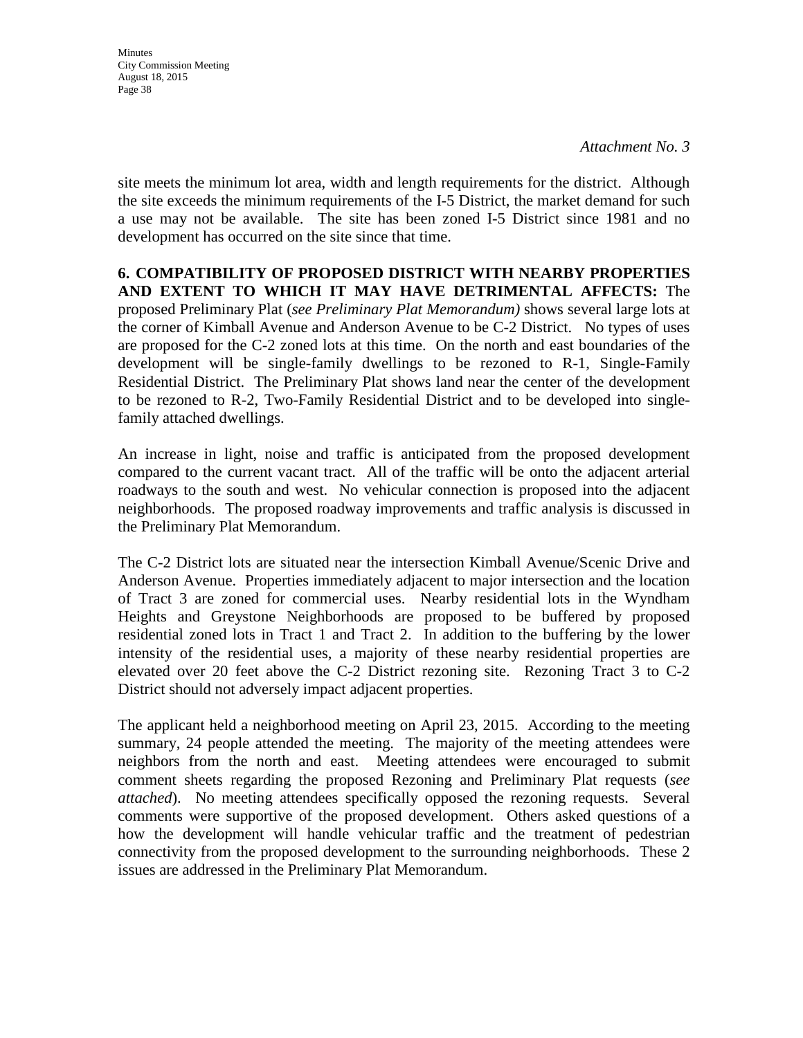*Attachment No. 3*

site meets the minimum lot area, width and length requirements for the district. Although the site exceeds the minimum requirements of the I-5 District, the market demand for such a use may not be available. The site has been zoned I-5 District since 1981 and no development has occurred on the site since that time.

**6. COMPATIBILITY OF PROPOSED DISTRICT WITH NEARBY PROPERTIES AND EXTENT TO WHICH IT MAY HAVE DETRIMENTAL AFFECTS:** The proposed Preliminary Plat (*see Preliminary Plat Memorandum)* shows several large lots at the corner of Kimball Avenue and Anderson Avenue to be C-2 District. No types of uses are proposed for the C-2 zoned lots at this time. On the north and east boundaries of the development will be single-family dwellings to be rezoned to R-1, Single-Family Residential District. The Preliminary Plat shows land near the center of the development to be rezoned to R-2, Two-Family Residential District and to be developed into single-family attached dwellings.

An increase in light, noise and traffic is anticipated from the proposed development compared to the current vacant tract. All of the traffic will be onto the adjacent arterial roadways to the south and west. No vehicular connection is proposed into the adjacent neighborhoods. The proposed roadway improvements and traffic analysis is discussed in the Preliminary Plat Memorandum.

The C-2 District lots are situated near the intersection Kimball Avenue/Scenic Drive and Anderson Avenue. Properties immediately adjacent to major intersection and the location of Tract 3 are zoned for commercial uses. Nearby residential lots in the Wyndham Heights and Greystone Neighborhoods are proposed to be buffered by proposed residential zoned lots in Tract 1 and Tract 2. In addition to the buffering by the lower intensity of the residential uses, a majority of these nearby residential properties are elevated over 20 feet above the C-2 District rezoning site. Rezoning Tract 3 to C-2 District should not adversely impact adjacent properties.

The applicant held a neighborhood meeting on April 23, 2015. According to the meeting summary, 24 people attended the meeting. The majority of the meeting attendees were neighbors from the north and east. Meeting attendees were encouraged to submit comment sheets regarding the proposed Rezoning and Preliminary Plat requests (*see attached*). No meeting attendees specifically opposed the rezoning requests. Several comments were supportive of the proposed development. Others asked questions of a how the development will handle vehicular traffic and the treatment of pedestrian connectivity from the proposed development to the surrounding neighborhoods. These 2 issues are addressed in the Preliminary Plat Memorandum.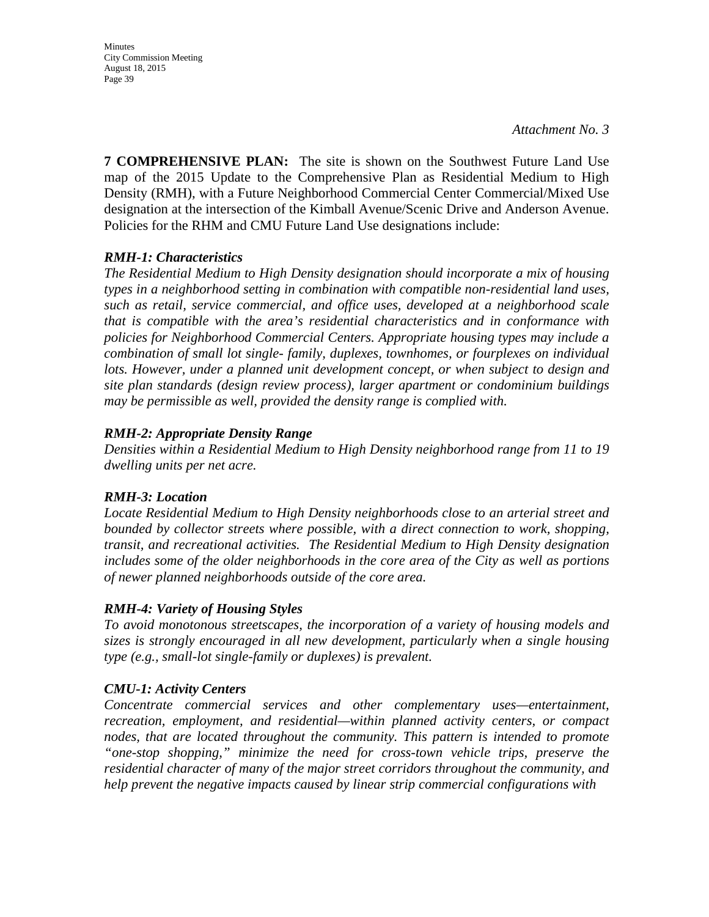*Attachment No. 3*

**7 COMPREHENSIVE PLAN:** The site is shown on the Southwest Future Land Use map of the 2015 Update to the Comprehensive Plan as Residential Medium to High Density (RMH), with a Future Neighborhood Commercial Center Commercial/Mixed Use designation at the intersection of the Kimball Avenue/Scenic Drive and Anderson Avenue. Policies for the RHM and CMU Future Land Use designations include:

***RMH-1: Characteristics***

*The Residential Medium to High Density designation should incorporate a mix of housing types in a neighborhood setting in combination with compatible non-residential land uses, such as retail, service commercial, and office uses, developed at a neighborhood scale that is compatible with the area's residential characteristics and in conformance with policies for Neighborhood Commercial Centers. Appropriate housing types may include a combination of small lot single- family, duplexes, townhomes, or fourplexes on individual lots. However, under a planned unit development concept, or when subject to design and site plan standards (design review process), larger apartment or condominium buildings may be permissible as well, provided the density range is complied with.*

***RMH-2: Appropriate Density Range***

*Densities within a Residential Medium to High Density neighborhood range from 11 to 19 dwelling units per net acre.*

***RMH-3: Location***

*Locate Residential Medium to High Density neighborhoods close to an arterial street and bounded by collector streets where possible, with a direct connection to work, shopping, transit, and recreational activities. The Residential Medium to High Density designation includes some of the older neighborhoods in the core area of the City as well as portions of newer planned neighborhoods outside of the core area.*

***RMH-4: Variety of Housing Styles***

*To avoid monotonous streetscapes, the incorporation of a variety of housing models and sizes is strongly encouraged in all new development, particularly when a single housing type (e.g., small-lot single-family or duplexes) is prevalent.*

***CMU-1: Activity Centers***

*Concentrate commercial services and other complementary uses—entertainment, recreation, employment, and residential—within planned activity centers, or compact nodes, that are located throughout the community. This pattern is intended to promote "one-stop shopping," minimize the need for cross-town vehicle trips, preserve the residential character of many of the major street corridors throughout the community, and help prevent the negative impacts caused by linear strip commercial configurations with*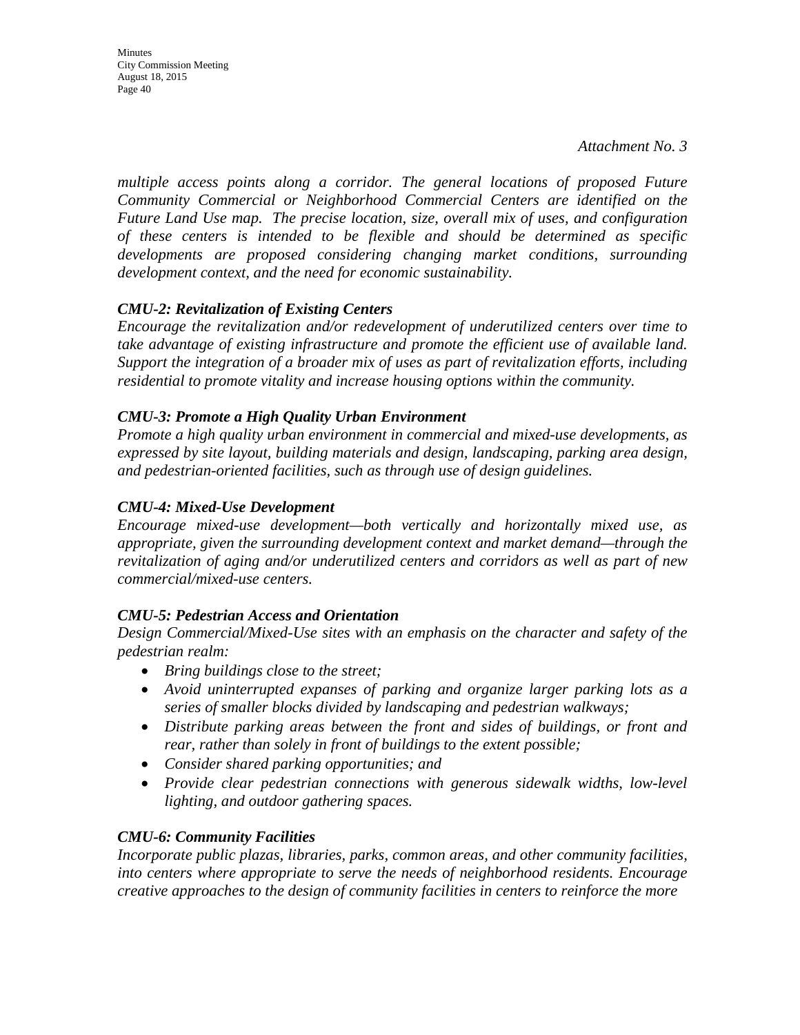*Attachment No. 3*

*multiple access points along a corridor. The general locations of proposed Future Community Commercial or Neighborhood Commercial Centers are identified on the Future Land Use map. The precise location, size, overall mix of uses, and configuration of these centers is intended to be flexible and should be determined as specific developments are proposed considering changing market conditions, surrounding development context, and the need for economic sustainability.*

***CMU-2: Revitalization of Existing Centers***
*Encourage the revitalization and/or redevelopment of underutilized centers over time to take advantage of existing infrastructure and promote the efficient use of available land. Support the integration of a broader mix of uses as part of revitalization efforts, including residential to promote vitality and increase housing options within the community.*

***CMU-3: Promote a High Quality Urban Environment***
*Promote a high quality urban environment in commercial and mixed-use developments, as expressed by site layout, building materials and design, landscaping, parking area design, and pedestrian-oriented facilities, such as through use of design guidelines.*

***CMU-4: Mixed-Use Development***
*Encourage mixed-use development—both vertically and horizontally mixed use, as appropriate, given the surrounding development context and market demand—through the revitalization of aging and/or underutilized centers and corridors as well as part of new commercial/mixed-use centers.*

***CMU-5: Pedestrian Access and Orientation***
*Design Commercial/Mixed-Use sites with an emphasis on the character and safety of the pedestrian realm:*

- *Bring buildings close to the street;*
- *Avoid uninterrupted expanses of parking and organize larger parking lots as a series of smaller blocks divided by landscaping and pedestrian walkways;*
- *Distribute parking areas between the front and sides of buildings, or front and rear, rather than solely in front of buildings to the extent possible;*
- *Consider shared parking opportunities; and*
- *Provide clear pedestrian connections with generous sidewalk widths, low-level lighting, and outdoor gathering spaces.*

***CMU-6: Community Facilities***
*Incorporate public plazas, libraries, parks, common areas, and other community facilities, into centers where appropriate to serve the needs of neighborhood residents. Encourage creative approaches to the design of community facilities in centers to reinforce the more*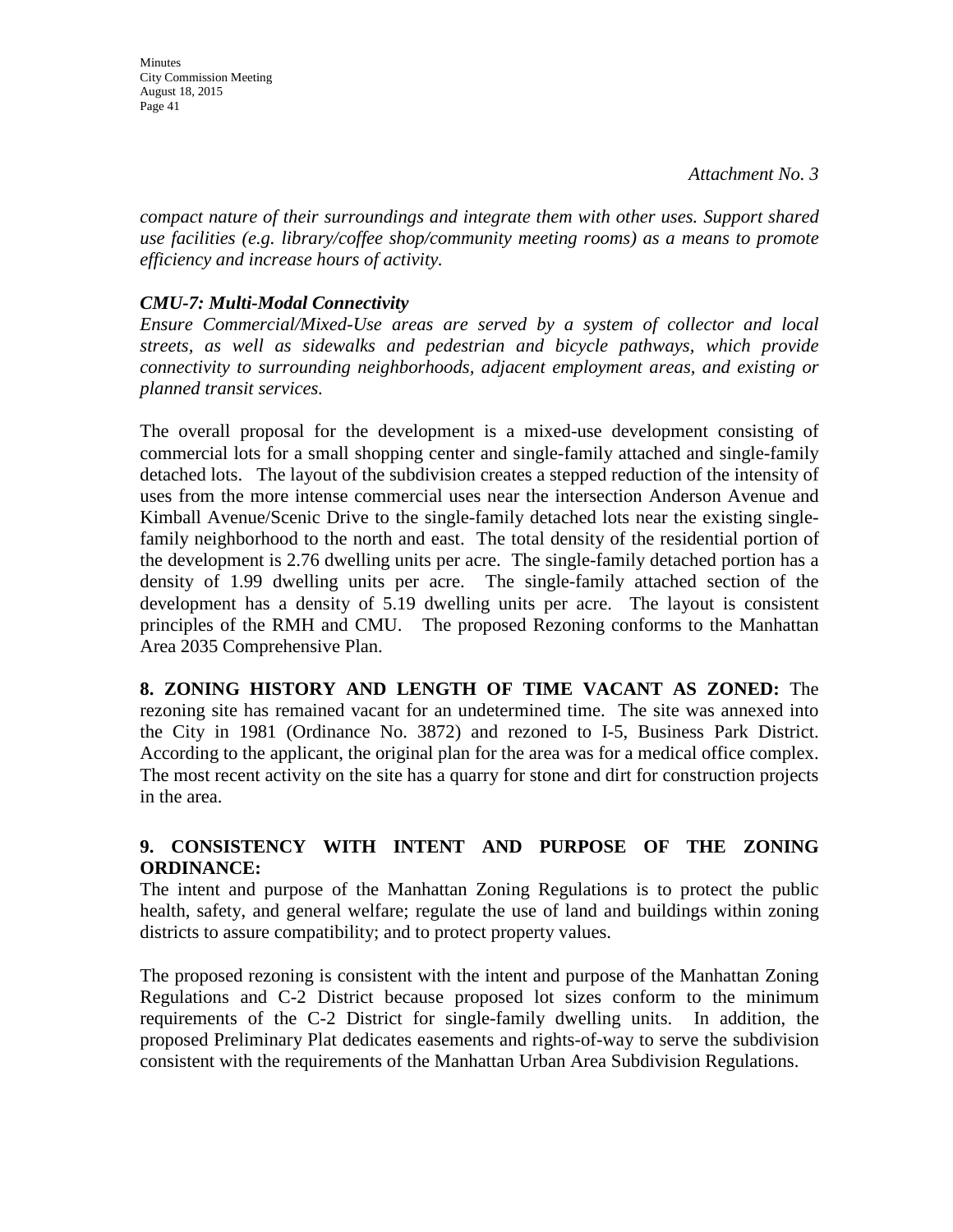*Attachment No. 3*

*compact nature of their surroundings and integrate them with other uses. Support shared use facilities (e.g. library/coffee shop/community meeting rooms) as a means to promote efficiency and increase hours of activity.*

***CMU-7: Multi-Modal Connectivity***
*Ensure Commercial/Mixed-Use areas are served by a system of collector and local streets, as well as sidewalks and pedestrian and bicycle pathways, which provide connectivity to surrounding neighborhoods, adjacent employment areas, and existing or planned transit services.*

The overall proposal for the development is a mixed-use development consisting of commercial lots for a small shopping center and single-family attached and single-family detached lots. The layout of the subdivision creates a stepped reduction of the intensity of uses from the more intense commercial uses near the intersection Anderson Avenue and Kimball Avenue/Scenic Drive to the single-family detached lots near the existing single-family neighborhood to the north and east. The total density of the residential portion of the development is 2.76 dwelling units per acre. The single-family detached portion has a density of 1.99 dwelling units per acre. The single-family attached section of the development has a density of 5.19 dwelling units per acre. The layout is consistent principles of the RMH and CMU. The proposed Rezoning conforms to the Manhattan Area 2035 Comprehensive Plan.

**8. ZONING HISTORY AND LENGTH OF TIME VACANT AS ZONED:** The rezoning site has remained vacant for an undetermined time. The site was annexed into the City in 1981 (Ordinance No. 3872) and rezoned to I-5, Business Park District. According to the applicant, the original plan for the area was for a medical office complex. The most recent activity on the site has a quarry for stone and dirt for construction projects in the area.

**9. CONSISTENCY WITH INTENT AND PURPOSE OF THE ZONING ORDINANCE:**
The intent and purpose of the Manhattan Zoning Regulations is to protect the public health, safety, and general welfare; regulate the use of land and buildings within zoning districts to assure compatibility; and to protect property values.

The proposed rezoning is consistent with the intent and purpose of the Manhattan Zoning Regulations and C-2 District because proposed lot sizes conform to the minimum requirements of the C-2 District for single-family dwelling units. In addition, the proposed Preliminary Plat dedicates easements and rights-of-way to serve the subdivision consistent with the requirements of the Manhattan Urban Area Subdivision Regulations.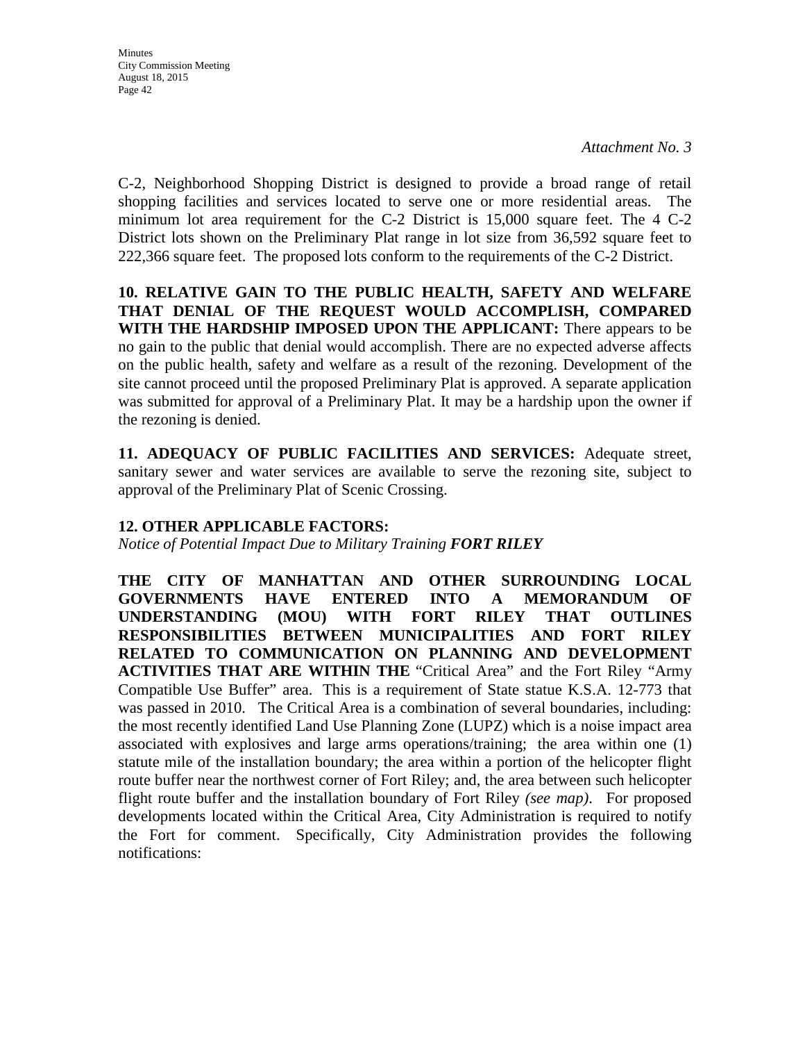*Attachment No. 3*

C-2, Neighborhood Shopping District is designed to provide a broad range of retail shopping facilities and services located to serve one or more residential areas. The minimum lot area requirement for the C-2 District is 15,000 square feet. The 4 C-2 District lots shown on the Preliminary Plat range in lot size from 36,592 square feet to 222,366 square feet. The proposed lots conform to the requirements of the C-2 District.

**10. RELATIVE GAIN TO THE PUBLIC HEALTH, SAFETY AND WELFARE THAT DENIAL OF THE REQUEST WOULD ACCOMPLISH, COMPARED WITH THE HARDSHIP IMPOSED UPON THE APPLICANT:** There appears to be no gain to the public that denial would accomplish. There are no expected adverse affects on the public health, safety and welfare as a result of the rezoning. Development of the site cannot proceed until the proposed Preliminary Plat is approved. A separate application was submitted for approval of a Preliminary Plat. It may be a hardship upon the owner if the rezoning is denied.

**11. ADEQUACY OF PUBLIC FACILITIES AND SERVICES:** Adequate street, sanitary sewer and water services are available to serve the rezoning site, subject to approval of the Preliminary Plat of Scenic Crossing.

**12. OTHER APPLICABLE FACTORS:**

*Notice of Potential Impact Due to Military Training* ***FORT RILEY***

**THE CITY OF MANHATTAN AND OTHER SURROUNDING LOCAL GOVERNMENTS HAVE ENTERED INTO A MEMORANDUM OF UNDERSTANDING (MOU) WITH FORT RILEY THAT OUTLINES RESPONSIBILITIES BETWEEN MUNICIPALITIES AND FORT RILEY RELATED TO COMMUNICATION ON PLANNING AND DEVELOPMENT ACTIVITIES THAT ARE WITHIN THE** "Critical Area" and the Fort Riley "Army Compatible Use Buffer" area. This is a requirement of State statue K.S.A. 12-773 that was passed in 2010. The Critical Area is a combination of several boundaries, including: the most recently identified Land Use Planning Zone (LUPZ) which is a noise impact area associated with explosives and large arms operations/training; the area within one (1) statute mile of the installation boundary; the area within a portion of the helicopter flight route buffer near the northwest corner of Fort Riley; and, the area between such helicopter flight route buffer and the installation boundary of Fort Riley *(see map)*. For proposed developments located within the Critical Area, City Administration is required to notify the Fort for comment. Specifically, City Administration provides the following notifications: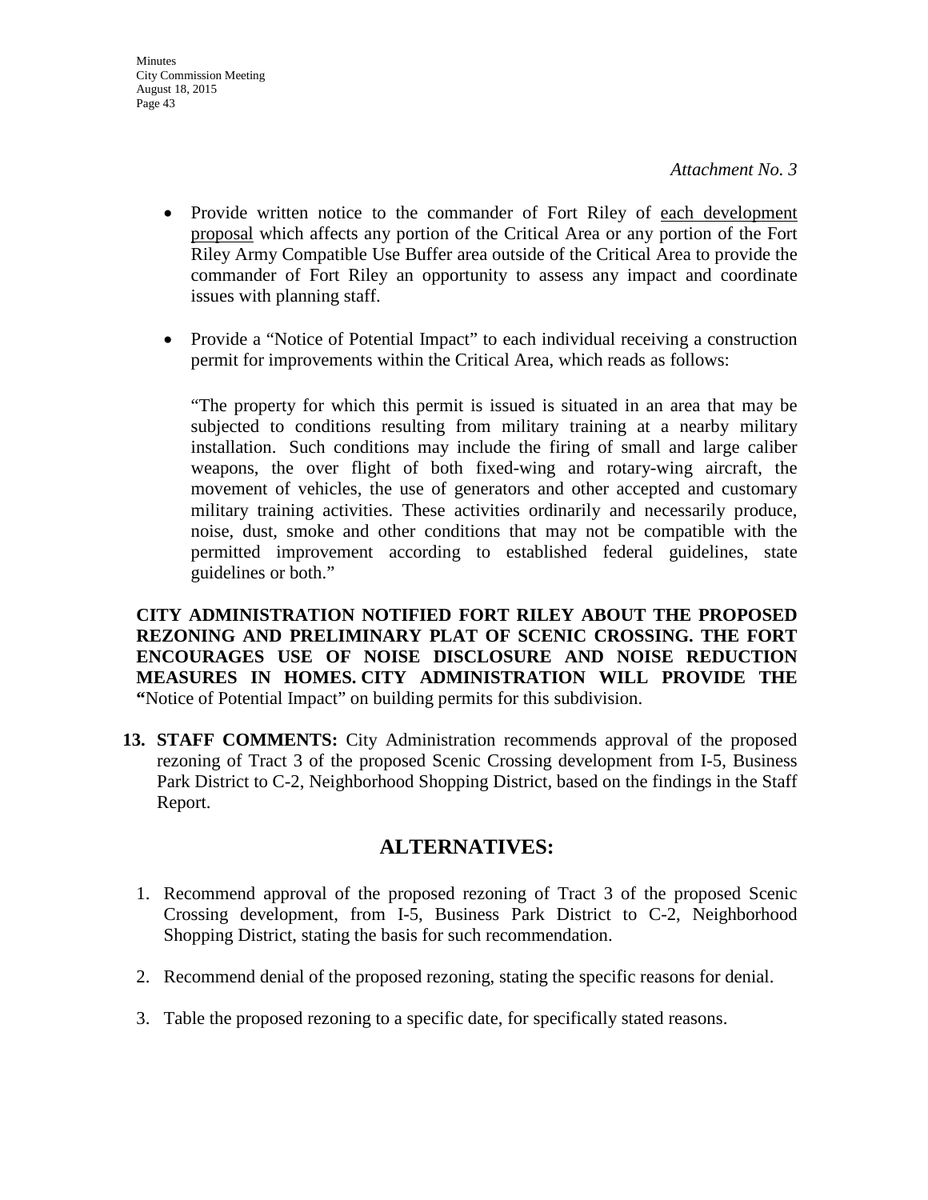*Attachment No. 3*

- Provide written notice to the commander of Fort Riley of each development proposal which affects any portion of the Critical Area or any portion of the Fort Riley Army Compatible Use Buffer area outside of the Critical Area to provide the commander of Fort Riley an opportunity to assess any impact and coordinate issues with planning staff.

- Provide a "Notice of Potential Impact" to each individual receiving a construction permit for improvements within the Critical Area, which reads as follows:

  "The property for which this permit is issued is situated in an area that may be subjected to conditions resulting from military training at a nearby military installation. Such conditions may include the firing of small and large caliber weapons, the over flight of both fixed-wing and rotary-wing aircraft, the movement of vehicles, the use of generators and other accepted and customary military training activities. These activities ordinarily and necessarily produce, noise, dust, smoke and other conditions that may not be compatible with the permitted improvement according to established federal guidelines, state guidelines or both."

**CITY ADMINISTRATION NOTIFIED FORT RILEY ABOUT THE PROPOSED REZONING AND PRELIMINARY PLAT OF SCENIC CROSSING. THE FORT ENCOURAGES USE OF NOISE DISCLOSURE AND NOISE REDUCTION MEASURES IN HOMES. CITY ADMINISTRATION WILL PROVIDE THE "**Notice of Potential Impact" on building permits for this subdivision.

13. **STAFF COMMENTS:** City Administration recommends approval of the proposed rezoning of Tract 3 of the proposed Scenic Crossing development from I-5, Business Park District to C-2, Neighborhood Shopping District, based on the findings in the Staff Report.

## ALTERNATIVES:

1. Recommend approval of the proposed rezoning of Tract 3 of the proposed Scenic Crossing development, from I-5, Business Park District to C-2, Neighborhood Shopping District, stating the basis for such recommendation.

2. Recommend denial of the proposed rezoning, stating the specific reasons for denial.

3. Table the proposed rezoning to a specific date, for specifically stated reasons.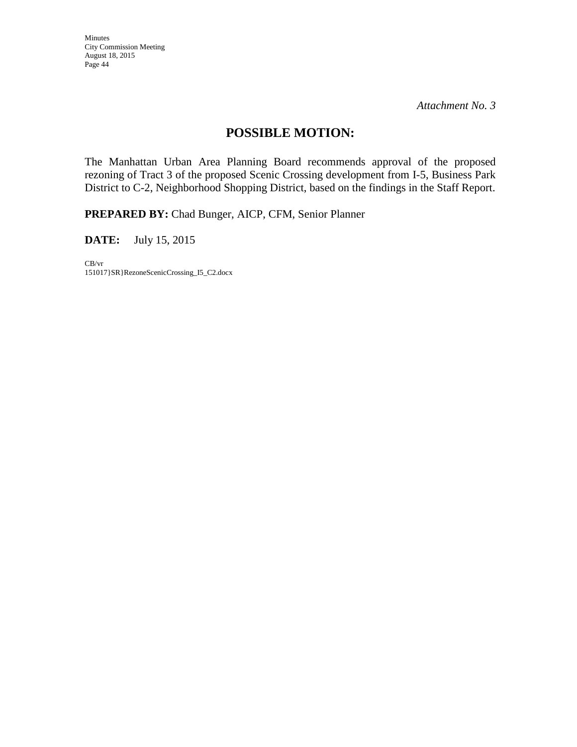*Attachment No. 3*

## POSSIBLE MOTION:

The Manhattan Urban Area Planning Board recommends approval of the proposed rezoning of Tract 3 of the proposed Scenic Crossing development from I-5, Business Park District to C-2, Neighborhood Shopping District, based on the findings in the Staff Report.

**PREPARED BY:** Chad Bunger, AICP, CFM, Senior Planner

**DATE:** July 15, 2015

CB/vr
151017}SR}RezoneScenicCrossing_I5_C2.docx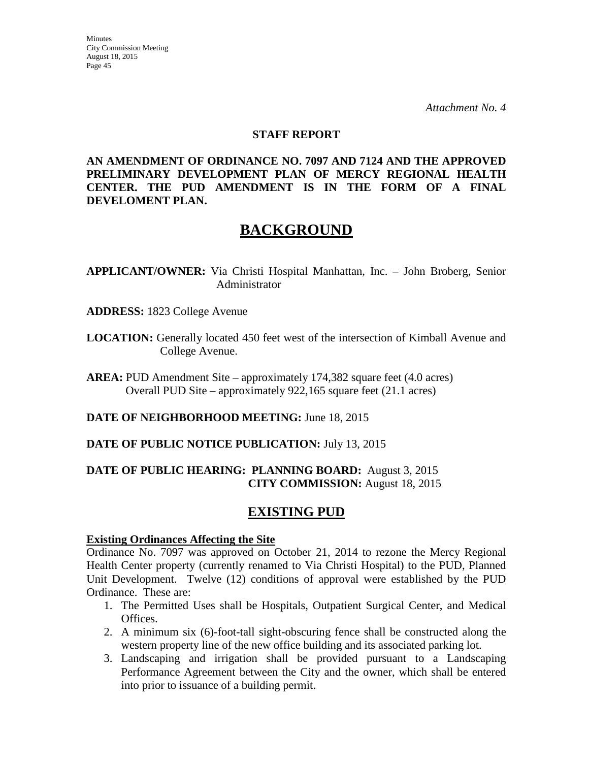*Attachment No. 4*

**STAFF REPORT**

**AN AMENDMENT OF ORDINANCE NO. 7097 AND 7124 AND THE APPROVED PRELIMINARY DEVELOPMENT PLAN OF MERCY REGIONAL HEALTH CENTER. THE PUD AMENDMENT IS IN THE FORM OF A FINAL DEVELOMENT PLAN.**

# BACKGROUND

**APPLICANT/OWNER:** Via Christi Hospital Manhattan, Inc. – John Broberg, Senior Administrator

**ADDRESS:** 1823 College Avenue

**LOCATION:** Generally located 450 feet west of the intersection of Kimball Avenue and College Avenue.

**AREA:** PUD Amendment Site – approximately 174,382 square feet (4.0 acres)
Overall PUD Site – approximately 922,165 square feet (21.1 acres)

**DATE OF NEIGHBORHOOD MEETING:** June 18, 2015

**DATE OF PUBLIC NOTICE PUBLICATION:** July 13, 2015

**DATE OF PUBLIC HEARING: PLANNING BOARD:** August 3, 2015
**CITY COMMISSION:** August 18, 2015

## EXISTING PUD

**Existing Ordinances Affecting the Site**

Ordinance No. 7097 was approved on October 21, 2014 to rezone the Mercy Regional Health Center property (currently renamed to Via Christi Hospital) to the PUD, Planned Unit Development. Twelve (12) conditions of approval were established by the PUD Ordinance. These are:

1. The Permitted Uses shall be Hospitals, Outpatient Surgical Center, and Medical Offices.
2. A minimum six (6)-foot-tall sight-obscuring fence shall be constructed along the western property line of the new office building and its associated parking lot.
3. Landscaping and irrigation shall be provided pursuant to a Landscaping Performance Agreement between the City and the owner, which shall be entered into prior to issuance of a building permit.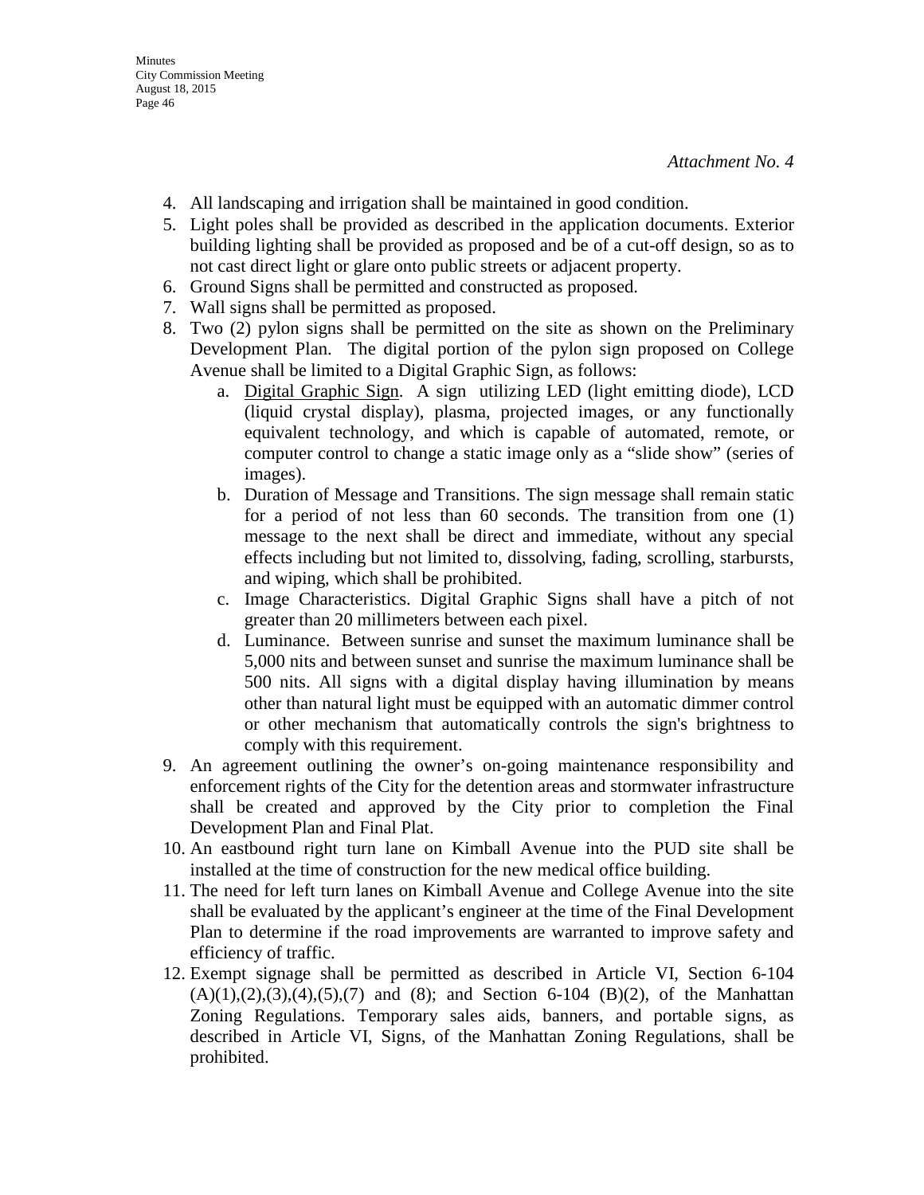*Attachment No. 4*

4. All landscaping and irrigation shall be maintained in good condition.
5. Light poles shall be provided as described in the application documents. Exterior building lighting shall be provided as proposed and be of a cut-off design, so as to not cast direct light or glare onto public streets or adjacent property.
6. Ground Signs shall be permitted and constructed as proposed.
7. Wall signs shall be permitted as proposed.
8. Two (2) pylon signs shall be permitted on the site as shown on the Preliminary Development Plan. The digital portion of the pylon sign proposed on College Avenue shall be limited to a Digital Graphic Sign, as follows:
    a. Digital Graphic Sign. A sign utilizing LED (light emitting diode), LCD (liquid crystal display), plasma, projected images, or any functionally equivalent technology, and which is capable of automated, remote, or computer control to change a static image only as a "slide show" (series of images).
    b. Duration of Message and Transitions. The sign message shall remain static for a period of not less than 60 seconds. The transition from one (1) message to the next shall be direct and immediate, without any special effects including but not limited to, dissolving, fading, scrolling, starbursts, and wiping, which shall be prohibited.
    c. Image Characteristics. Digital Graphic Signs shall have a pitch of not greater than 20 millimeters between each pixel.
    d. Luminance. Between sunrise and sunset the maximum luminance shall be 5,000 nits and between sunset and sunrise the maximum luminance shall be 500 nits. All signs with a digital display having illumination by means other than natural light must be equipped with an automatic dimmer control or other mechanism that automatically controls the sign's brightness to comply with this requirement.
9. An agreement outlining the owner's on-going maintenance responsibility and enforcement rights of the City for the detention areas and stormwater infrastructure shall be created and approved by the City prior to completion the Final Development Plan and Final Plat.
10. An eastbound right turn lane on Kimball Avenue into the PUD site shall be installed at the time of construction for the new medical office building.
11. The need for left turn lanes on Kimball Avenue and College Avenue into the site shall be evaluated by the applicant's engineer at the time of the Final Development Plan to determine if the road improvements are warranted to improve safety and efficiency of traffic.
12. Exempt signage shall be permitted as described in Article VI, Section 6-104 (A)(1),(2),(3),(4),(5),(7) and (8); and Section 6-104 (B)(2), of the Manhattan Zoning Regulations. Temporary sales aids, banners, and portable signs, as described in Article VI, Signs, of the Manhattan Zoning Regulations, shall be prohibited.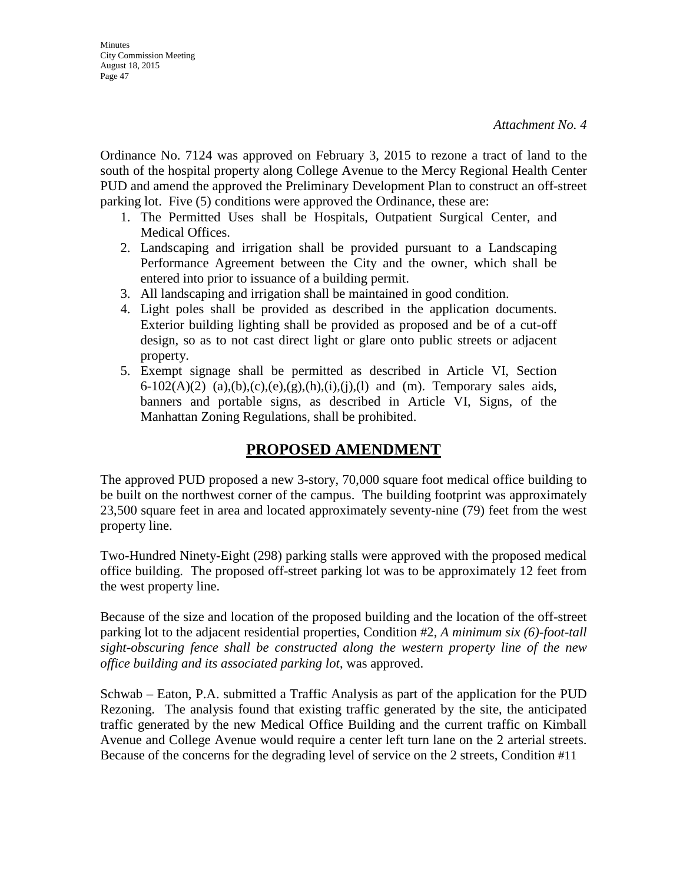*Attachment No. 4*

Ordinance No. 7124 was approved on February 3, 2015 to rezone a tract of land to the south of the hospital property along College Avenue to the Mercy Regional Health Center PUD and amend the approved the Preliminary Development Plan to construct an off-street parking lot. Five (5) conditions were approved the Ordinance, these are:

1. The Permitted Uses shall be Hospitals, Outpatient Surgical Center, and Medical Offices.
2. Landscaping and irrigation shall be provided pursuant to a Landscaping Performance Agreement between the City and the owner, which shall be entered into prior to issuance of a building permit.
3. All landscaping and irrigation shall be maintained in good condition.
4. Light poles shall be provided as described in the application documents. Exterior building lighting shall be provided as proposed and be of a cut-off design, so as to not cast direct light or glare onto public streets or adjacent property.
5. Exempt signage shall be permitted as described in Article VI, Section 6-102(A)(2) (a),(b),(c),(e),(g),(h),(i),(j),(l) and (m). Temporary sales aids, banners and portable signs, as described in Article VI, Signs, of the Manhattan Zoning Regulations, shall be prohibited.

## PROPOSED AMENDMENT

The approved PUD proposed a new 3-story, 70,000 square foot medical office building to be built on the northwest corner of the campus. The building footprint was approximately 23,500 square feet in area and located approximately seventy-nine (79) feet from the west property line.

Two-Hundred Ninety-Eight (298) parking stalls were approved with the proposed medical office building. The proposed off-street parking lot was to be approximately 12 feet from the west property line.

Because of the size and location of the proposed building and the location of the off-street parking lot to the adjacent residential properties, Condition #2, *A minimum six (6)-foot-tall sight-obscuring fence shall be constructed along the western property line of the new office building and its associated parking lot*, was approved.

Schwab – Eaton, P.A. submitted a Traffic Analysis as part of the application for the PUD Rezoning. The analysis found that existing traffic generated by the site, the anticipated traffic generated by the new Medical Office Building and the current traffic on Kimball Avenue and College Avenue would require a center left turn lane on the 2 arterial streets. Because of the concerns for the degrading level of service on the 2 streets, Condition #11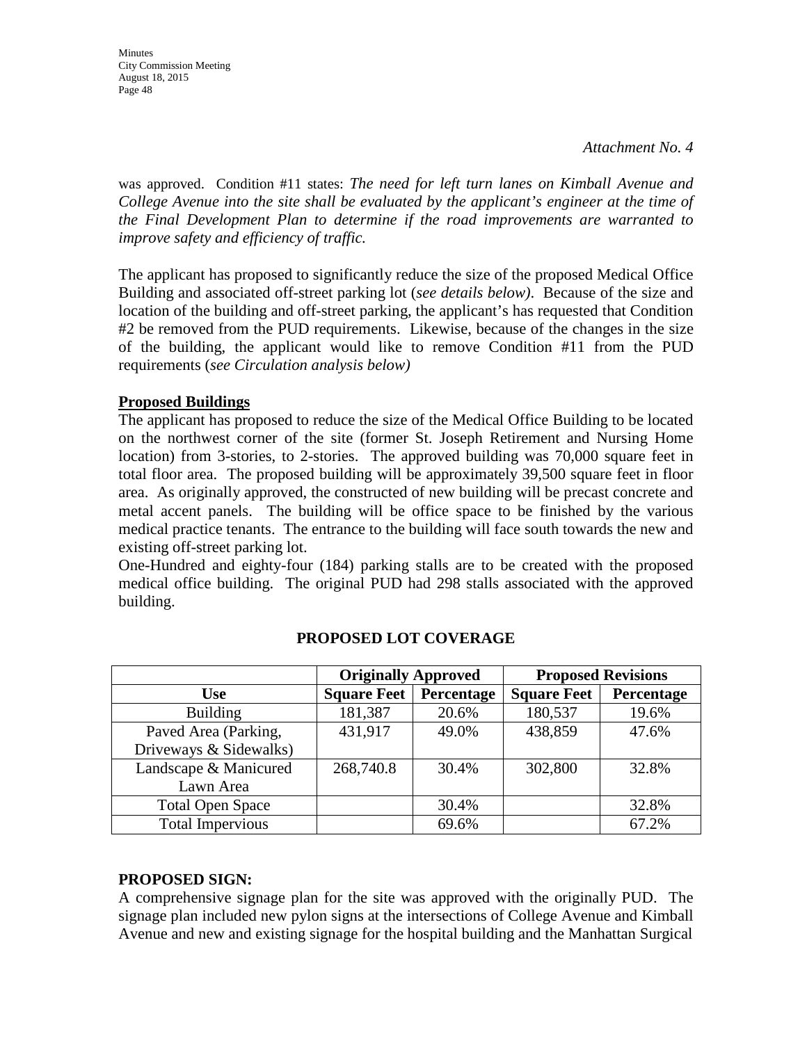*Attachment No. 4*

was approved. Condition #11 states: *The need for left turn lanes on Kimball Avenue and College Avenue into the site shall be evaluated by the applicant's engineer at the time of the Final Development Plan to determine if the road improvements are warranted to improve safety and efficiency of traffic.*

The applicant has proposed to significantly reduce the size of the proposed Medical Office Building and associated off-street parking lot (*see details below)*. Because of the size and location of the building and off-street parking, the applicant's has requested that Condition #2 be removed from the PUD requirements. Likewise, because of the changes in the size of the building, the applicant would like to remove Condition #11 from the PUD requirements (*see Circulation analysis below)*

**Proposed Buildings**

The applicant has proposed to reduce the size of the Medical Office Building to be located on the northwest corner of the site (former St. Joseph Retirement and Nursing Home location) from 3-stories, to 2-stories. The approved building was 70,000 square feet in total floor area. The proposed building will be approximately 39,500 square feet in floor area. As originally approved, the constructed of new building will be precast concrete and metal accent panels. The building will be office space to be finished by the various medical practice tenants. The entrance to the building will face south towards the new and existing off-street parking lot.

One-Hundred and eighty-four (184) parking stalls are to be created with the proposed medical office building. The original PUD had 298 stalls associated with the approved building.

**PROPOSED LOT COVERAGE**

| | **Originally Approved** | | **Proposed Revisions** | |
|---|---|---|---|---|
| **Use** | **Square Feet** | **Percentage** | **Square Feet** | **Percentage** |
| Building | 181,387 | 20.6% | 180,537 | 19.6% |
| Paved Area (Parking, Driveways & Sidewalks) | 431,917 | 49.0% | 438,859 | 47.6% |
| Landscape & Manicured Lawn Area | 268,740.8 | 30.4% | 302,800 | 32.8% |
| Total Open Space | | 30.4% | | 32.8% |
| Total Impervious | | 69.6% | | 67.2% |

**PROPOSED SIGN:**

A comprehensive signage plan for the site was approved with the originally PUD. The signage plan included new pylon signs at the intersections of College Avenue and Kimball Avenue and new and existing signage for the hospital building and the Manhattan Surgical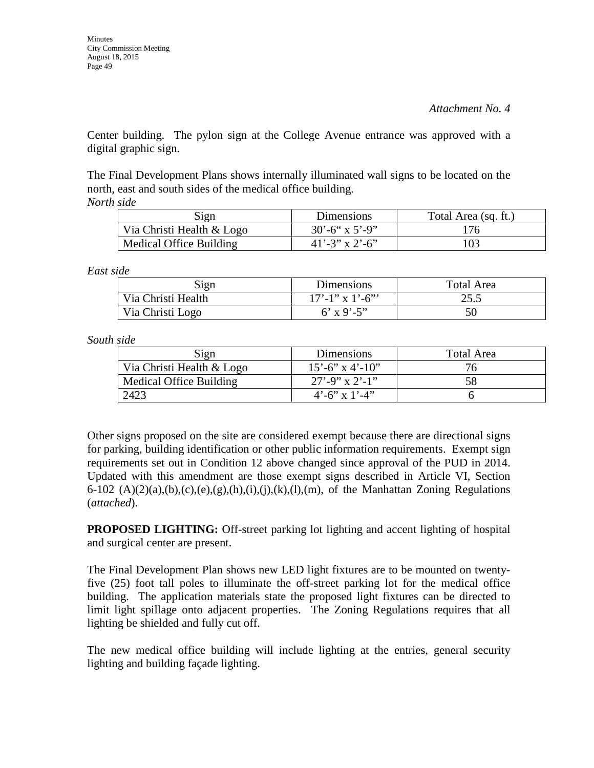*Attachment No. 4*

Center building. The pylon sign at the College Avenue entrance was approved with a digital graphic sign.

The Final Development Plans shows internally illuminated wall signs to be located on the north, east and south sides of the medical office building.

*North side*

| Sign | Dimensions | Total Area (sq. ft.) |
|---|---|---|
| Via Christi Health & Logo | 30’-6“ x 5’-9” | 176 |
| Medical Office Building | 41’-3” x 2’-6” | 103 |

*East side*

| Sign | Dimensions | Total Area |
|---|---|---|
| Via Christi Health | 17’-1” x 1’-6”’ | 25.5 |
| Via Christi Logo | 6’ x 9’-5” | 50 |

*South side*

| Sign | Dimensions | Total Area |
|---|---|---|
| Via Christi Health & Logo | 15’-6” x 4’-10” | 76 |
| Medical Office Building | 27’-9” x 2’-1” | 58 |
| 2423 | 4’-6” x 1’-4” | 6 |

Other signs proposed on the site are considered exempt because there are directional signs for parking, building identification or other public information requirements. Exempt sign requirements set out in Condition 12 above changed since approval of the PUD in 2014. Updated with this amendment are those exempt signs described in Article VI, Section 6-102 (A)(2)(a),(b),(c),(e),(g),(h),(i),(j),(k),(l),(m), of the Manhattan Zoning Regulations (*attached*).

**PROPOSED LIGHTING:** Off-street parking lot lighting and accent lighting of hospital and surgical center are present.

The Final Development Plan shows new LED light fixtures are to be mounted on twenty-five (25) foot tall poles to illuminate the off-street parking lot for the medical office building. The application materials state the proposed light fixtures can be directed to limit light spillage onto adjacent properties. The Zoning Regulations requires that all lighting be shielded and fully cut off.

The new medical office building will include lighting at the entries, general security lighting and building façade lighting.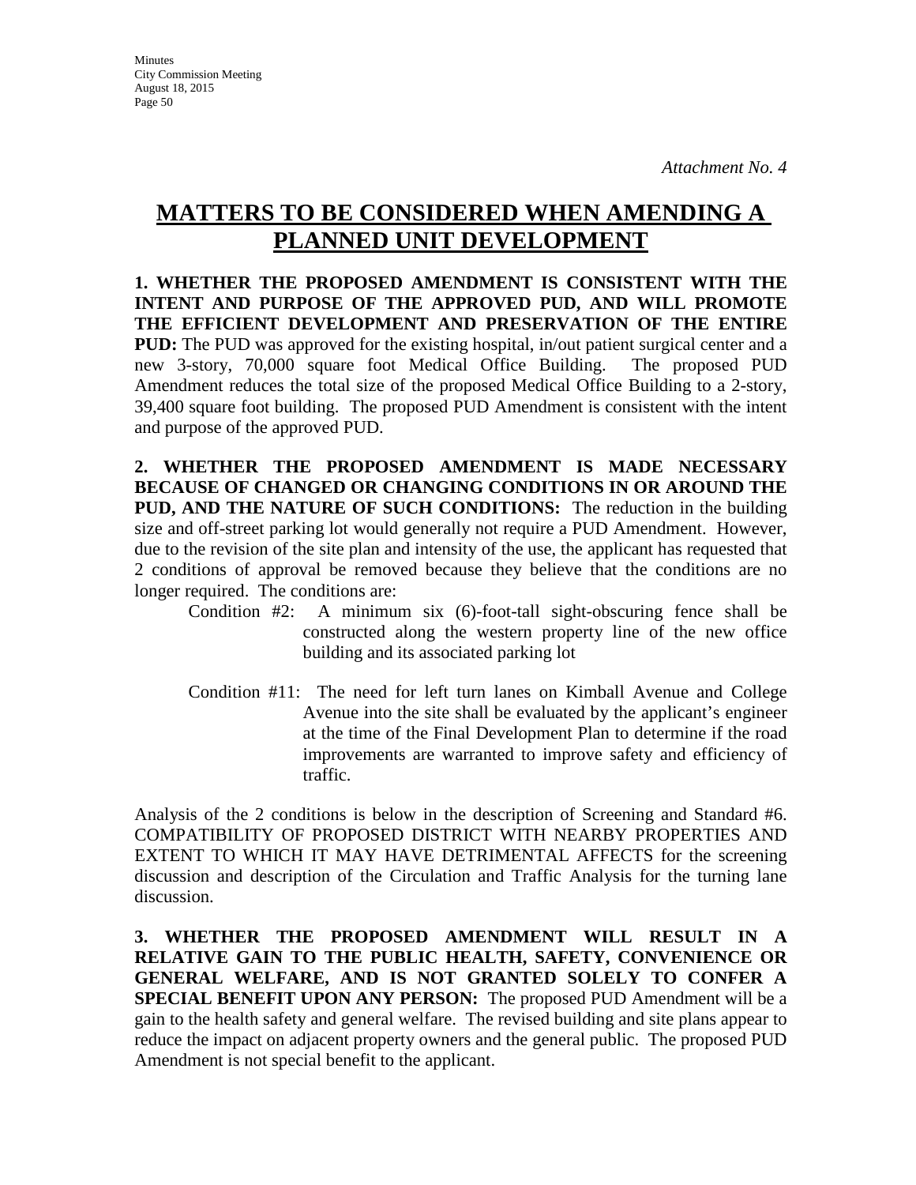*Attachment No. 4*

# MATTERS TO BE CONSIDERED WHEN AMENDING A PLANNED UNIT DEVELOPMENT

**1. WHETHER THE PROPOSED AMENDMENT IS CONSISTENT WITH THE INTENT AND PURPOSE OF THE APPROVED PUD, AND WILL PROMOTE THE EFFICIENT DEVELOPMENT AND PRESERVATION OF THE ENTIRE PUD:** The PUD was approved for the existing hospital, in/out patient surgical center and a new 3-story, 70,000 square foot Medical Office Building. The proposed PUD Amendment reduces the total size of the proposed Medical Office Building to a 2-story, 39,400 square foot building. The proposed PUD Amendment is consistent with the intent and purpose of the approved PUD.

**2. WHETHER THE PROPOSED AMENDMENT IS MADE NECESSARY BECAUSE OF CHANGED OR CHANGING CONDITIONS IN OR AROUND THE PUD, AND THE NATURE OF SUCH CONDITIONS:** The reduction in the building size and off-street parking lot would generally not require a PUD Amendment. However, due to the revision of the site plan and intensity of the use, the applicant has requested that 2 conditions of approval be removed because they believe that the conditions are no longer required. The conditions are:

Condition #2: A minimum six (6)-foot-tall sight-obscuring fence shall be constructed along the western property line of the new office building and its associated parking lot

Condition #11: The need for left turn lanes on Kimball Avenue and College Avenue into the site shall be evaluated by the applicant's engineer at the time of the Final Development Plan to determine if the road improvements are warranted to improve safety and efficiency of traffic.

Analysis of the 2 conditions is below in the description of Screening and Standard #6. COMPATIBILITY OF PROPOSED DISTRICT WITH NEARBY PROPERTIES AND EXTENT TO WHICH IT MAY HAVE DETRIMENTAL AFFECTS for the screening discussion and description of the Circulation and Traffic Analysis for the turning lane discussion.

**3. WHETHER THE PROPOSED AMENDMENT WILL RESULT IN A RELATIVE GAIN TO THE PUBLIC HEALTH, SAFETY, CONVENIENCE OR GENERAL WELFARE, AND IS NOT GRANTED SOLELY TO CONFER A SPECIAL BENEFIT UPON ANY PERSON:** The proposed PUD Amendment will be a gain to the health safety and general welfare. The revised building and site plans appear to reduce the impact on adjacent property owners and the general public. The proposed PUD Amendment is not special benefit to the applicant.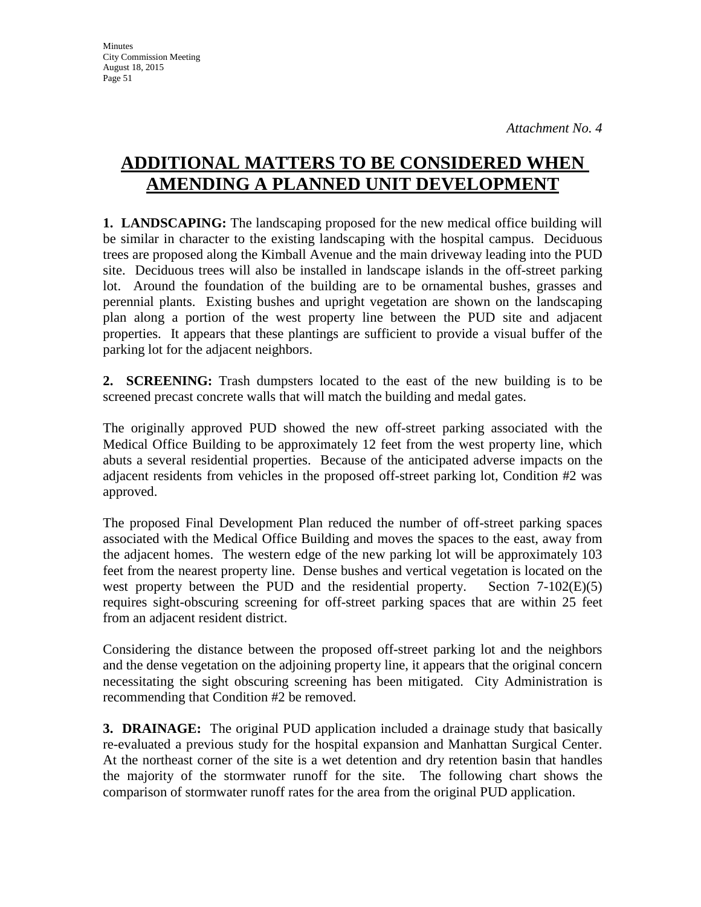*Attachment No. 4*

# ADDITIONAL MATTERS TO BE CONSIDERED WHEN AMENDING A PLANNED UNIT DEVELOPMENT

**1. LANDSCAPING:** The landscaping proposed for the new medical office building will be similar in character to the existing landscaping with the hospital campus. Deciduous trees are proposed along the Kimball Avenue and the main driveway leading into the PUD site. Deciduous trees will also be installed in landscape islands in the off-street parking lot. Around the foundation of the building are to be ornamental bushes, grasses and perennial plants. Existing bushes and upright vegetation are shown on the landscaping plan along a portion of the west property line between the PUD site and adjacent properties. It appears that these plantings are sufficient to provide a visual buffer of the parking lot for the adjacent neighbors.

**2. SCREENING:** Trash dumpsters located to the east of the new building is to be screened precast concrete walls that will match the building and medal gates.

The originally approved PUD showed the new off-street parking associated with the Medical Office Building to be approximately 12 feet from the west property line, which abuts a several residential properties. Because of the anticipated adverse impacts on the adjacent residents from vehicles in the proposed off-street parking lot, Condition #2 was approved.

The proposed Final Development Plan reduced the number of off-street parking spaces associated with the Medical Office Building and moves the spaces to the east, away from the adjacent homes. The western edge of the new parking lot will be approximately 103 feet from the nearest property line. Dense bushes and vertical vegetation is located on the west property between the PUD and the residential property. Section 7-102(E)(5) requires sight-obscuring screening for off-street parking spaces that are within 25 feet from an adjacent resident district.

Considering the distance between the proposed off-street parking lot and the neighbors and the dense vegetation on the adjoining property line, it appears that the original concern necessitating the sight obscuring screening has been mitigated. City Administration is recommending that Condition #2 be removed.

**3. DRAINAGE:** The original PUD application included a drainage study that basically re-evaluated a previous study for the hospital expansion and Manhattan Surgical Center. At the northeast corner of the site is a wet detention and dry retention basin that handles the majority of the stormwater runoff for the site. The following chart shows the comparison of stormwater runoff rates for the area from the original PUD application.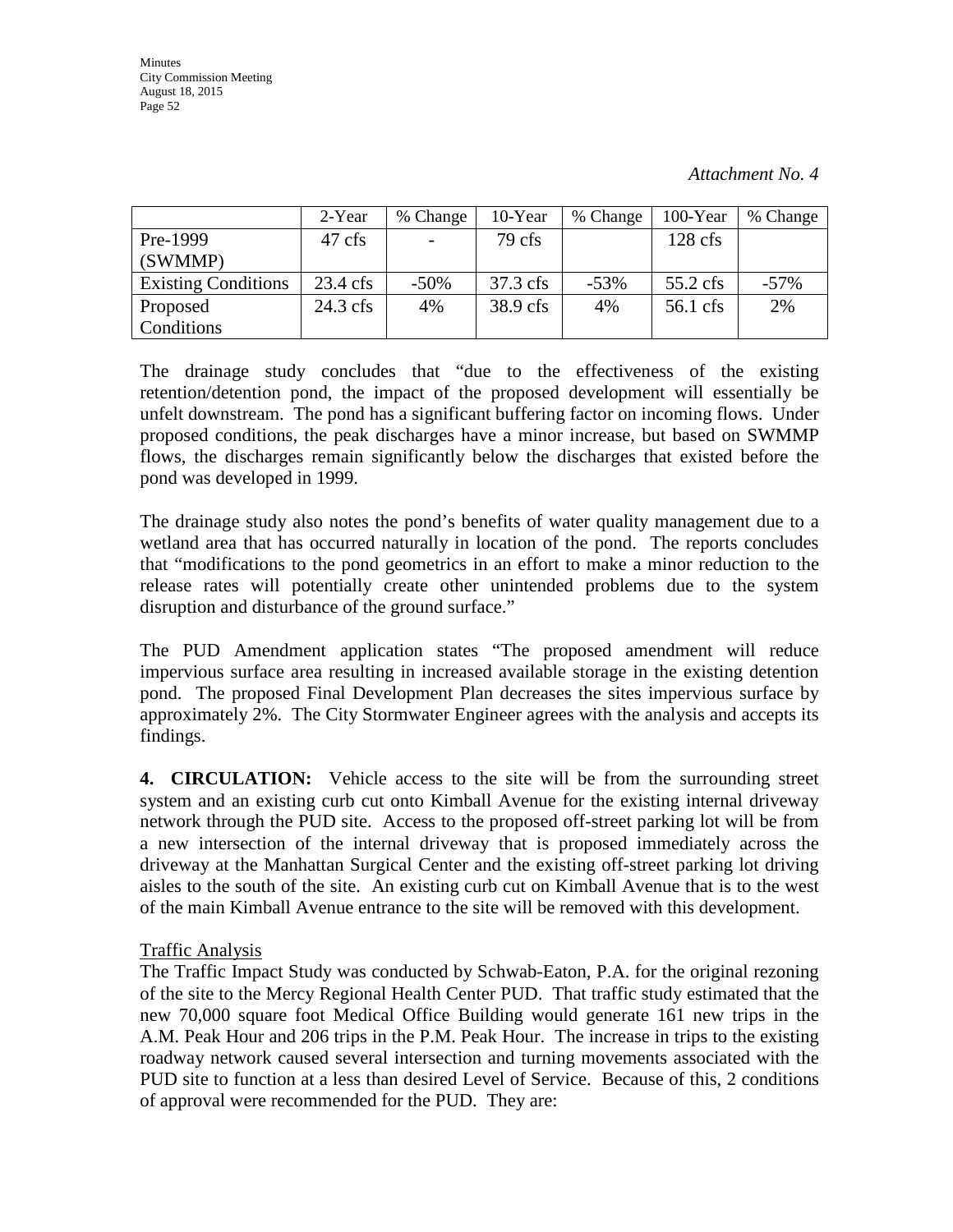*Attachment No. 4*

| | 2-Year | % Change | 10-Year | % Change | 100-Year | % Change |
|---|---|---|---|---|---|---|
| Pre-1999 (SWMMP) | 47 cfs | - | 79 cfs | | 128 cfs | |
| Existing Conditions | 23.4 cfs | -50% | 37.3 cfs | -53% | 55.2 cfs | -57% |
| Proposed Conditions | 24.3 cfs | 4% | 38.9 cfs | 4% | 56.1 cfs | 2% |

The drainage study concludes that "due to the effectiveness of the existing retention/detention pond, the impact of the proposed development will essentially be unfelt downstream. The pond has a significant buffering factor on incoming flows. Under proposed conditions, the peak discharges have a minor increase, but based on SWMMP flows, the discharges remain significantly below the discharges that existed before the pond was developed in 1999.

The drainage study also notes the pond's benefits of water quality management due to a wetland area that has occurred naturally in location of the pond. The reports concludes that "modifications to the pond geometrics in an effort to make a minor reduction to the release rates will potentially create other unintended problems due to the system disruption and disturbance of the ground surface."

The PUD Amendment application states "The proposed amendment will reduce impervious surface area resulting in increased available storage in the existing detention pond. The proposed Final Development Plan decreases the sites impervious surface by approximately 2%. The City Stormwater Engineer agrees with the analysis and accepts its findings.

**4. CIRCULATION:** Vehicle access to the site will be from the surrounding street system and an existing curb cut onto Kimball Avenue for the existing internal driveway network through the PUD site. Access to the proposed off-street parking lot will be from a new intersection of the internal driveway that is proposed immediately across the driveway at the Manhattan Surgical Center and the existing off-street parking lot driving aisles to the south of the site. An existing curb cut on Kimball Avenue that is to the west of the main Kimball Avenue entrance to the site will be removed with this development.

Traffic Analysis

The Traffic Impact Study was conducted by Schwab-Eaton, P.A. for the original rezoning of the site to the Mercy Regional Health Center PUD. That traffic study estimated that the new 70,000 square foot Medical Office Building would generate 161 new trips in the A.M. Peak Hour and 206 trips in the P.M. Peak Hour. The increase in trips to the existing roadway network caused several intersection and turning movements associated with the PUD site to function at a less than desired Level of Service. Because of this, 2 conditions of approval were recommended for the PUD. They are: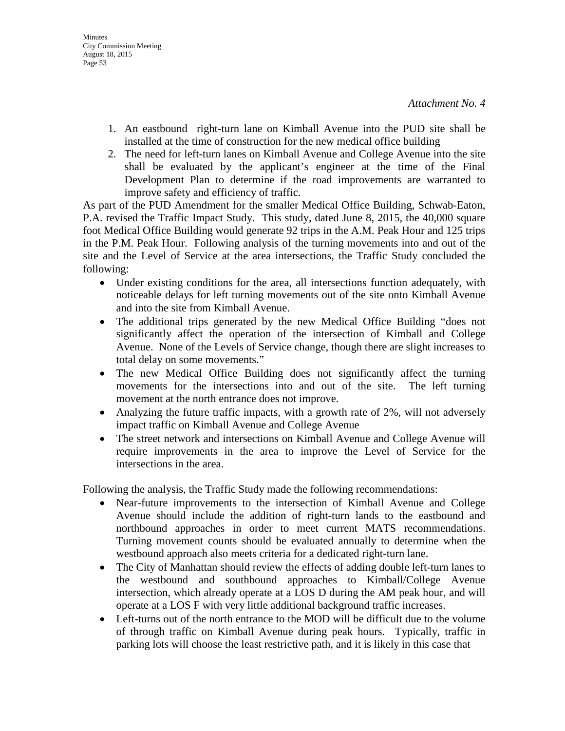*Attachment No. 4*

1. An eastbound right-turn lane on Kimball Avenue into the PUD site shall be installed at the time of construction for the new medical office building
2. The need for left-turn lanes on Kimball Avenue and College Avenue into the site shall be evaluated by the applicant's engineer at the time of the Final Development Plan to determine if the road improvements are warranted to improve safety and efficiency of traffic.

As part of the PUD Amendment for the smaller Medical Office Building, Schwab-Eaton, P.A. revised the Traffic Impact Study. This study, dated June 8, 2015, the 40,000 square foot Medical Office Building would generate 92 trips in the A.M. Peak Hour and 125 trips in the P.M. Peak Hour. Following analysis of the turning movements into and out of the site and the Level of Service at the area intersections, the Traffic Study concluded the following:

- Under existing conditions for the area, all intersections function adequately, with noticeable delays for left turning movements out of the site onto Kimball Avenue and into the site from Kimball Avenue.
- The additional trips generated by the new Medical Office Building "does not significantly affect the operation of the intersection of Kimball and College Avenue. None of the Levels of Service change, though there are slight increases to total delay on some movements."
- The new Medical Office Building does not significantly affect the turning movements for the intersections into and out of the site. The left turning movement at the north entrance does not improve.
- Analyzing the future traffic impacts, with a growth rate of 2%, will not adversely impact traffic on Kimball Avenue and College Avenue
- The street network and intersections on Kimball Avenue and College Avenue will require improvements in the area to improve the Level of Service for the intersections in the area.

Following the analysis, the Traffic Study made the following recommendations:

- Near-future improvements to the intersection of Kimball Avenue and College Avenue should include the addition of right-turn lands to the eastbound and northbound approaches in order to meet current MATS recommendations. Turning movement counts should be evaluated annually to determine when the westbound approach also meets criteria for a dedicated right-turn lane.
- The City of Manhattan should review the effects of adding double left-turn lanes to the westbound and southbound approaches to Kimball/College Avenue intersection, which already operate at a LOS D during the AM peak hour, and will operate at a LOS F with very little additional background traffic increases.
- Left-turns out of the north entrance to the MOD will be difficult due to the volume of through traffic on Kimball Avenue during peak hours. Typically, traffic in parking lots will choose the least restrictive path, and it is likely in this case that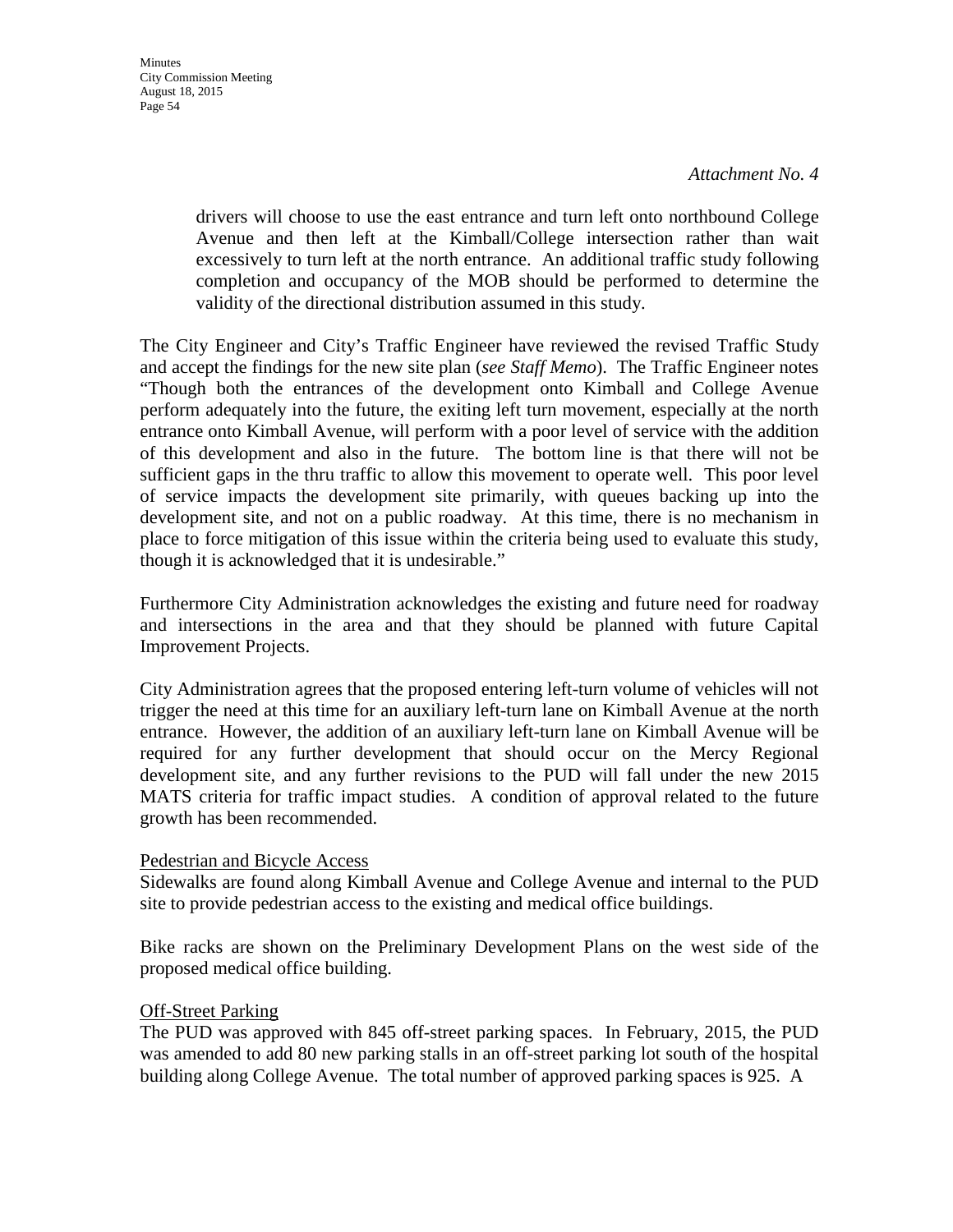*Attachment No. 4*

> drivers will choose to use the east entrance and turn left onto northbound College Avenue and then left at the Kimball/College intersection rather than wait excessively to turn left at the north entrance. An additional traffic study following completion and occupancy of the MOB should be performed to determine the validity of the directional distribution assumed in this study.

The City Engineer and City's Traffic Engineer have reviewed the revised Traffic Study and accept the findings for the new site plan (*see Staff Memo*). The Traffic Engineer notes "Though both the entrances of the development onto Kimball and College Avenue perform adequately into the future, the exiting left turn movement, especially at the north entrance onto Kimball Avenue, will perform with a poor level of service with the addition of this development and also in the future. The bottom line is that there will not be sufficient gaps in the thru traffic to allow this movement to operate well. This poor level of service impacts the development site primarily, with queues backing up into the development site, and not on a public roadway. At this time, there is no mechanism in place to force mitigation of this issue within the criteria being used to evaluate this study, though it is acknowledged that it is undesirable."

Furthermore City Administration acknowledges the existing and future need for roadway and intersections in the area and that they should be planned with future Capital Improvement Projects.

City Administration agrees that the proposed entering left-turn volume of vehicles will not trigger the need at this time for an auxiliary left-turn lane on Kimball Avenue at the north entrance. However, the addition of an auxiliary left-turn lane on Kimball Avenue will be required for any further development that should occur on the Mercy Regional development site, and any further revisions to the PUD will fall under the new 2015 MATS criteria for traffic impact studies. A condition of approval related to the future growth has been recommended.

<u>Pedestrian and Bicycle Access</u>

Sidewalks are found along Kimball Avenue and College Avenue and internal to the PUD site to provide pedestrian access to the existing and medical office buildings.

Bike racks are shown on the Preliminary Development Plans on the west side of the proposed medical office building.

<u>Off-Street Parking</u>

The PUD was approved with 845 off-street parking spaces. In February, 2015, the PUD was amended to add 80 new parking stalls in an off-street parking lot south of the hospital building along College Avenue. The total number of approved parking spaces is 925. A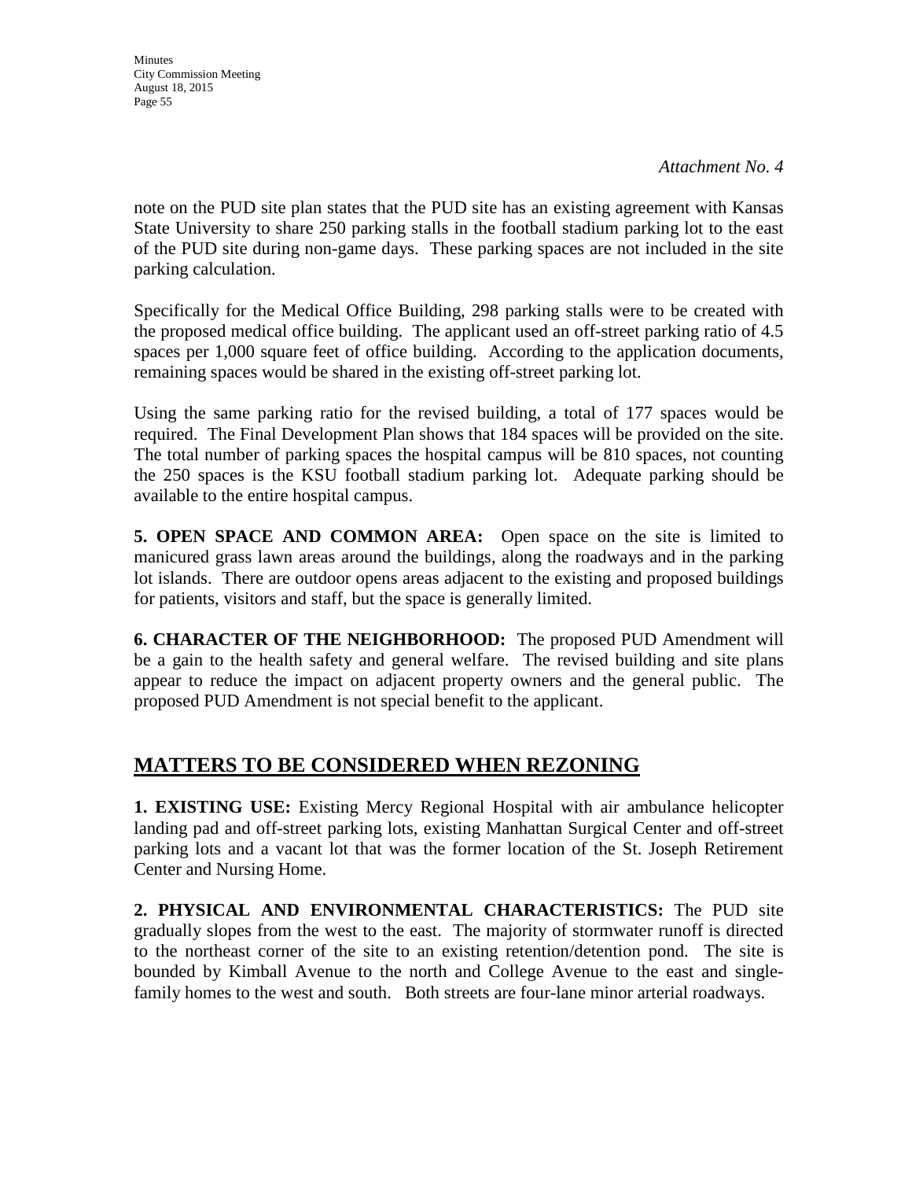*Attachment No. 4*

note on the PUD site plan states that the PUD site has an existing agreement with Kansas State University to share 250 parking stalls in the football stadium parking lot to the east of the PUD site during non-game days. These parking spaces are not included in the site parking calculation.

Specifically for the Medical Office Building, 298 parking stalls were to be created with the proposed medical office building. The applicant used an off-street parking ratio of 4.5 spaces per 1,000 square feet of office building. According to the application documents, remaining spaces would be shared in the existing off-street parking lot.

Using the same parking ratio for the revised building, a total of 177 spaces would be required. The Final Development Plan shows that 184 spaces will be provided on the site. The total number of parking spaces the hospital campus will be 810 spaces, not counting the 250 spaces is the KSU football stadium parking lot. Adequate parking should be available to the entire hospital campus.

**5. OPEN SPACE AND COMMON AREA:** Open space on the site is limited to manicured grass lawn areas around the buildings, along the roadways and in the parking lot islands. There are outdoor opens areas adjacent to the existing and proposed buildings for patients, visitors and staff, but the space is generally limited.

**6. CHARACTER OF THE NEIGHBORHOOD:** The proposed PUD Amendment will be a gain to the health safety and general welfare. The revised building and site plans appear to reduce the impact on adjacent property owners and the general public. The proposed PUD Amendment is not special benefit to the applicant.

## MATTERS TO BE CONSIDERED WHEN REZONING

**1. EXISTING USE:** Existing Mercy Regional Hospital with air ambulance helicopter landing pad and off-street parking lots, existing Manhattan Surgical Center and off-street parking lots and a vacant lot that was the former location of the St. Joseph Retirement Center and Nursing Home.

**2. PHYSICAL AND ENVIRONMENTAL CHARACTERISTICS:** The PUD site gradually slopes from the west to the east. The majority of stormwater runoff is directed to the northeast corner of the site to an existing retention/detention pond. The site is bounded by Kimball Avenue to the north and College Avenue to the east and single-family homes to the west and south. Both streets are four-lane minor arterial roadways.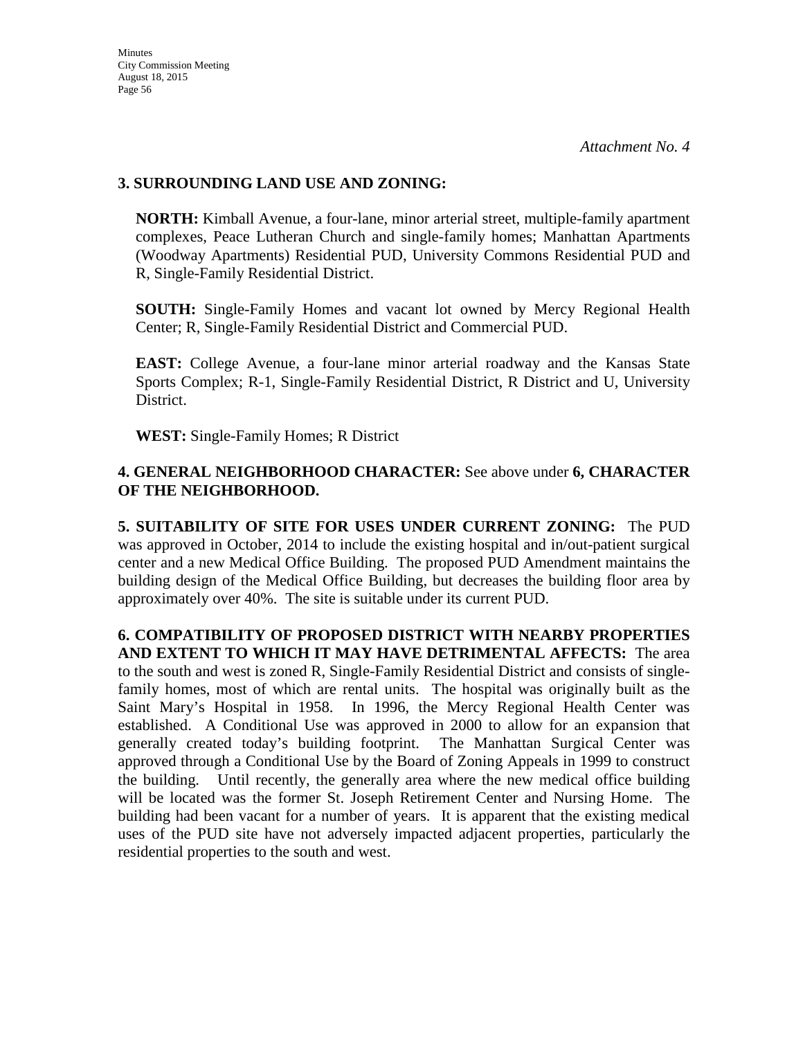*Attachment No. 4*

**3. SURROUNDING LAND USE AND ZONING:**

**NORTH:** Kimball Avenue, a four-lane, minor arterial street, multiple-family apartment complexes, Peace Lutheran Church and single-family homes; Manhattan Apartments (Woodway Apartments) Residential PUD, University Commons Residential PUD and R, Single-Family Residential District.

**SOUTH:** Single-Family Homes and vacant lot owned by Mercy Regional Health Center; R, Single-Family Residential District and Commercial PUD.

**EAST:** College Avenue, a four-lane minor arterial roadway and the Kansas State Sports Complex; R-1, Single-Family Residential District, R District and U, University District.

**WEST:** Single-Family Homes; R District

**4. GENERAL NEIGHBORHOOD CHARACTER:** See above under **6, CHARACTER OF THE NEIGHBORHOOD.**

**5. SUITABILITY OF SITE FOR USES UNDER CURRENT ZONING:** The PUD was approved in October, 2014 to include the existing hospital and in/out-patient surgical center and a new Medical Office Building. The proposed PUD Amendment maintains the building design of the Medical Office Building, but decreases the building floor area by approximately over 40%. The site is suitable under its current PUD.

**6. COMPATIBILITY OF PROPOSED DISTRICT WITH NEARBY PROPERTIES AND EXTENT TO WHICH IT MAY HAVE DETRIMENTAL AFFECTS:** The area to the south and west is zoned R, Single-Family Residential District and consists of single-family homes, most of which are rental units. The hospital was originally built as the Saint Mary's Hospital in 1958. In 1996, the Mercy Regional Health Center was established. A Conditional Use was approved in 2000 to allow for an expansion that generally created today's building footprint. The Manhattan Surgical Center was approved through a Conditional Use by the Board of Zoning Appeals in 1999 to construct the building. Until recently, the generally area where the new medical office building will be located was the former St. Joseph Retirement Center and Nursing Home. The building had been vacant for a number of years. It is apparent that the existing medical uses of the PUD site have not adversely impacted adjacent properties, particularly the residential properties to the south and west.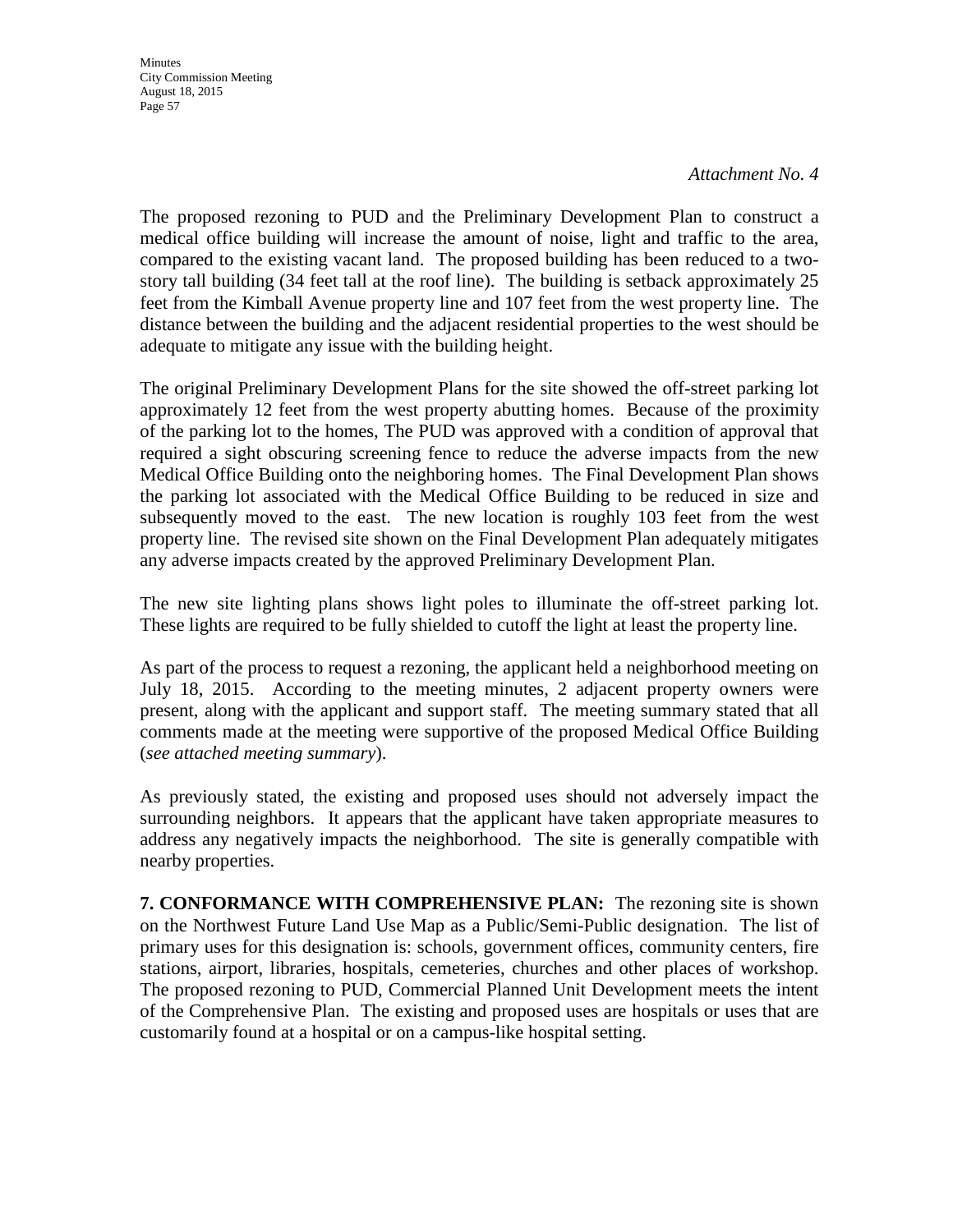*Attachment No. 4*

The proposed rezoning to PUD and the Preliminary Development Plan to construct a medical office building will increase the amount of noise, light and traffic to the area, compared to the existing vacant land. The proposed building has been reduced to a two-story tall building (34 feet tall at the roof line). The building is setback approximately 25 feet from the Kimball Avenue property line and 107 feet from the west property line. The distance between the building and the adjacent residential properties to the west should be adequate to mitigate any issue with the building height.

The original Preliminary Development Plans for the site showed the off-street parking lot approximately 12 feet from the west property abutting homes. Because of the proximity of the parking lot to the homes, The PUD was approved with a condition of approval that required a sight obscuring screening fence to reduce the adverse impacts from the new Medical Office Building onto the neighboring homes. The Final Development Plan shows the parking lot associated with the Medical Office Building to be reduced in size and subsequently moved to the east. The new location is roughly 103 feet from the west property line. The revised site shown on the Final Development Plan adequately mitigates any adverse impacts created by the approved Preliminary Development Plan.

The new site lighting plans shows light poles to illuminate the off-street parking lot. These lights are required to be fully shielded to cutoff the light at least the property line.

As part of the process to request a rezoning, the applicant held a neighborhood meeting on July 18, 2015. According to the meeting minutes, 2 adjacent property owners were present, along with the applicant and support staff. The meeting summary stated that all comments made at the meeting were supportive of the proposed Medical Office Building (*see attached meeting summary*).

As previously stated, the existing and proposed uses should not adversely impact the surrounding neighbors. It appears that the applicant have taken appropriate measures to address any negatively impacts the neighborhood. The site is generally compatible with nearby properties.

**7. CONFORMANCE WITH COMPREHENSIVE PLAN:** The rezoning site is shown on the Northwest Future Land Use Map as a Public/Semi-Public designation. The list of primary uses for this designation is: schools, government offices, community centers, fire stations, airport, libraries, hospitals, cemeteries, churches and other places of workshop. The proposed rezoning to PUD, Commercial Planned Unit Development meets the intent of the Comprehensive Plan. The existing and proposed uses are hospitals or uses that are customarily found at a hospital or on a campus-like hospital setting.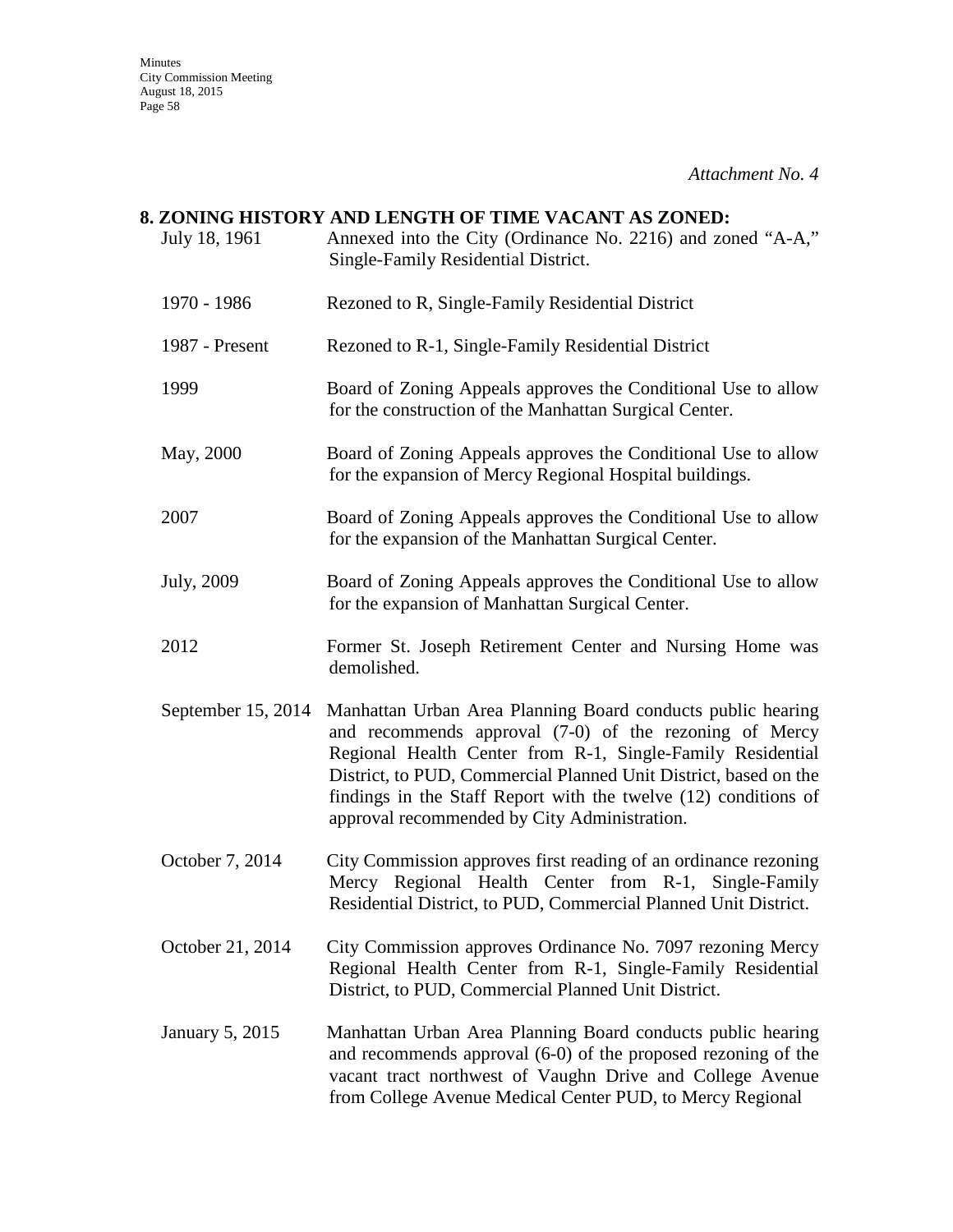*Attachment No. 4*

**8. ZONING HISTORY AND LENGTH OF TIME VACANT AS ZONED:**

| | |
|---|---|
| July 18, 1961 | Annexed into the City (Ordinance No. 2216) and zoned "A-A," Single-Family Residential District. |
| 1970 - 1986 | Rezoned to R, Single-Family Residential District |
| 1987 - Present | Rezoned to R-1, Single-Family Residential District |
| 1999 | Board of Zoning Appeals approves the Conditional Use to allow for the construction of the Manhattan Surgical Center. |
| May, 2000 | Board of Zoning Appeals approves the Conditional Use to allow for the expansion of Mercy Regional Hospital buildings. |
| 2007 | Board of Zoning Appeals approves the Conditional Use to allow for the expansion of the Manhattan Surgical Center. |
| July, 2009 | Board of Zoning Appeals approves the Conditional Use to allow for the expansion of Manhattan Surgical Center. |
| 2012 | Former St. Joseph Retirement Center and Nursing Home was demolished. |
| September 15, 2014 | Manhattan Urban Area Planning Board conducts public hearing and recommends approval (7-0) of the rezoning of Mercy Regional Health Center from R-1, Single-Family Residential District, to PUD, Commercial Planned Unit District, based on the findings in the Staff Report with the twelve (12) conditions of approval recommended by City Administration. |
| October 7, 2014 | City Commission approves first reading of an ordinance rezoning Mercy Regional Health Center from R-1, Single-Family Residential District, to PUD, Commercial Planned Unit District. |
| October 21, 2014 | City Commission approves Ordinance No. 7097 rezoning Mercy Regional Health Center from R-1, Single-Family Residential District, to PUD, Commercial Planned Unit District. |
| January 5, 2015 | Manhattan Urban Area Planning Board conducts public hearing and recommends approval (6-0) of the proposed rezoning of the vacant tract northwest of Vaughn Drive and College Avenue from College Avenue Medical Center PUD, to Mercy Regional |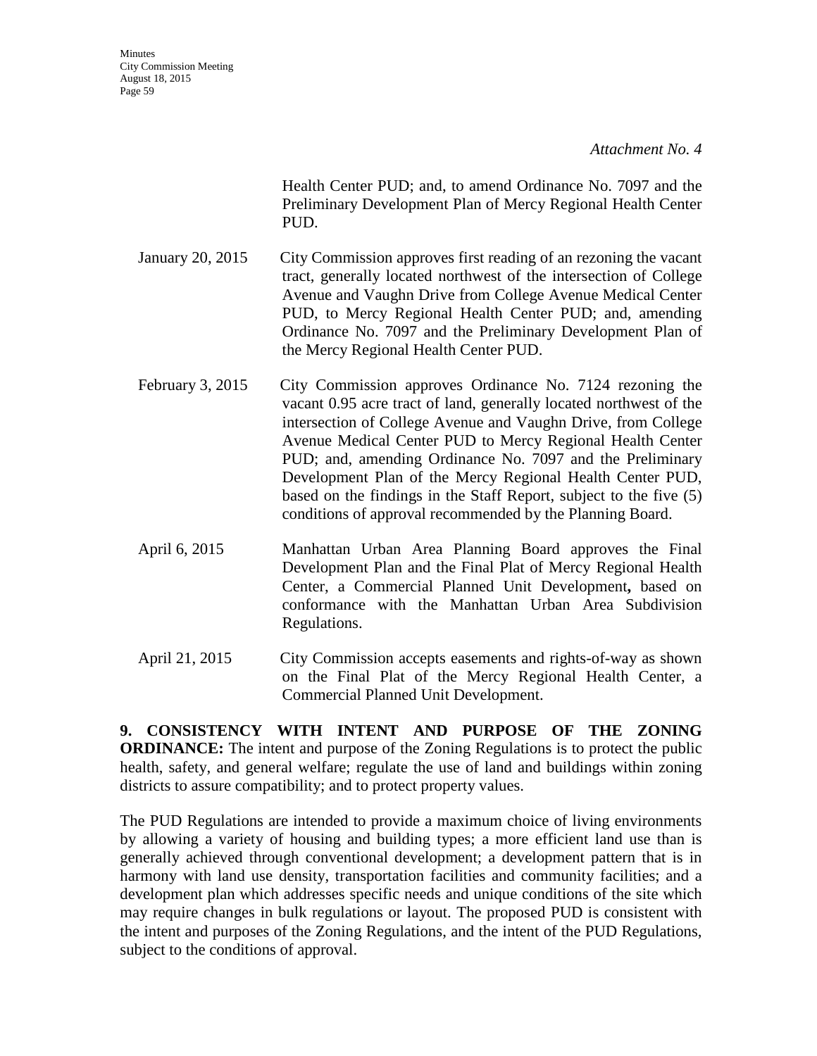*Attachment No. 4*

Health Center PUD; and, to amend Ordinance No. 7097 and the Preliminary Development Plan of Mercy Regional Health Center PUD.

January 20, 2015 — City Commission approves first reading of an rezoning the vacant tract, generally located northwest of the intersection of College Avenue and Vaughn Drive from College Avenue Medical Center PUD, to Mercy Regional Health Center PUD; and, amending Ordinance No. 7097 and the Preliminary Development Plan of the Mercy Regional Health Center PUD.

February 3, 2015 — City Commission approves Ordinance No. 7124 rezoning the vacant 0.95 acre tract of land, generally located northwest of the intersection of College Avenue and Vaughn Drive, from College Avenue Medical Center PUD to Mercy Regional Health Center PUD; and, amending Ordinance No. 7097 and the Preliminary Development Plan of the Mercy Regional Health Center PUD, based on the findings in the Staff Report, subject to the five (5) conditions of approval recommended by the Planning Board.

April 6, 2015 — Manhattan Urban Area Planning Board approves the Final Development Plan and the Final Plat of Mercy Regional Health Center, a Commercial Planned Unit Development**,** based on conformance with the Manhattan Urban Area Subdivision Regulations.

April 21, 2015 — City Commission accepts easements and rights-of-way as shown on the Final Plat of the Mercy Regional Health Center, a Commercial Planned Unit Development.

**9. CONSISTENCY WITH INTENT AND PURPOSE OF THE ZONING ORDINANCE:** The intent and purpose of the Zoning Regulations is to protect the public health, safety, and general welfare; regulate the use of land and buildings within zoning districts to assure compatibility; and to protect property values.

The PUD Regulations are intended to provide a maximum choice of living environments by allowing a variety of housing and building types; a more efficient land use than is generally achieved through conventional development; a development pattern that is in harmony with land use density, transportation facilities and community facilities; and a development plan which addresses specific needs and unique conditions of the site which may require changes in bulk regulations or layout. The proposed PUD is consistent with the intent and purposes of the Zoning Regulations, and the intent of the PUD Regulations, subject to the conditions of approval.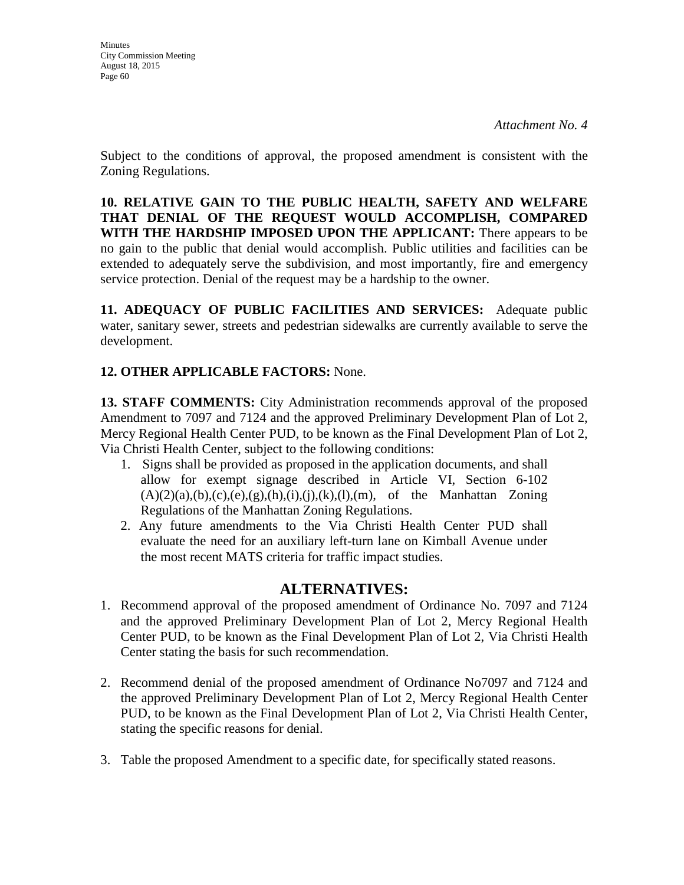*Attachment No. 4*

Subject to the conditions of approval, the proposed amendment is consistent with the Zoning Regulations.

**10. RELATIVE GAIN TO THE PUBLIC HEALTH, SAFETY AND WELFARE THAT DENIAL OF THE REQUEST WOULD ACCOMPLISH, COMPARED WITH THE HARDSHIP IMPOSED UPON THE APPLICANT:** There appears to be no gain to the public that denial would accomplish. Public utilities and facilities can be extended to adequately serve the subdivision, and most importantly, fire and emergency service protection. Denial of the request may be a hardship to the owner.

**11. ADEQUACY OF PUBLIC FACILITIES AND SERVICES:** Adequate public water, sanitary sewer, streets and pedestrian sidewalks are currently available to serve the development.

**12. OTHER APPLICABLE FACTORS:** None.

**13. STAFF COMMENTS:** City Administration recommends approval of the proposed Amendment to 7097 and 7124 and the approved Preliminary Development Plan of Lot 2, Mercy Regional Health Center PUD, to be known as the Final Development Plan of Lot 2, Via Christi Health Center, subject to the following conditions:

1. Signs shall be provided as proposed in the application documents, and shall allow for exempt signage described in Article VI, Section 6-102 (A)(2)(a),(b),(c),(e),(g),(h),(i),(j),(k),(l),(m), of the Manhattan Zoning Regulations of the Manhattan Zoning Regulations.
2. Any future amendments to the Via Christi Health Center PUD shall evaluate the need for an auxiliary left-turn lane on Kimball Avenue under the most recent MATS criteria for traffic impact studies.

## ALTERNATIVES:

1. Recommend approval of the proposed amendment of Ordinance No. 7097 and 7124 and the approved Preliminary Development Plan of Lot 2, Mercy Regional Health Center PUD, to be known as the Final Development Plan of Lot 2, Via Christi Health Center stating the basis for such recommendation.
2. Recommend denial of the proposed amendment of Ordinance No7097 and 7124 and the approved Preliminary Development Plan of Lot 2, Mercy Regional Health Center PUD, to be known as the Final Development Plan of Lot 2, Via Christi Health Center, stating the specific reasons for denial.
3. Table the proposed Amendment to a specific date, for specifically stated reasons.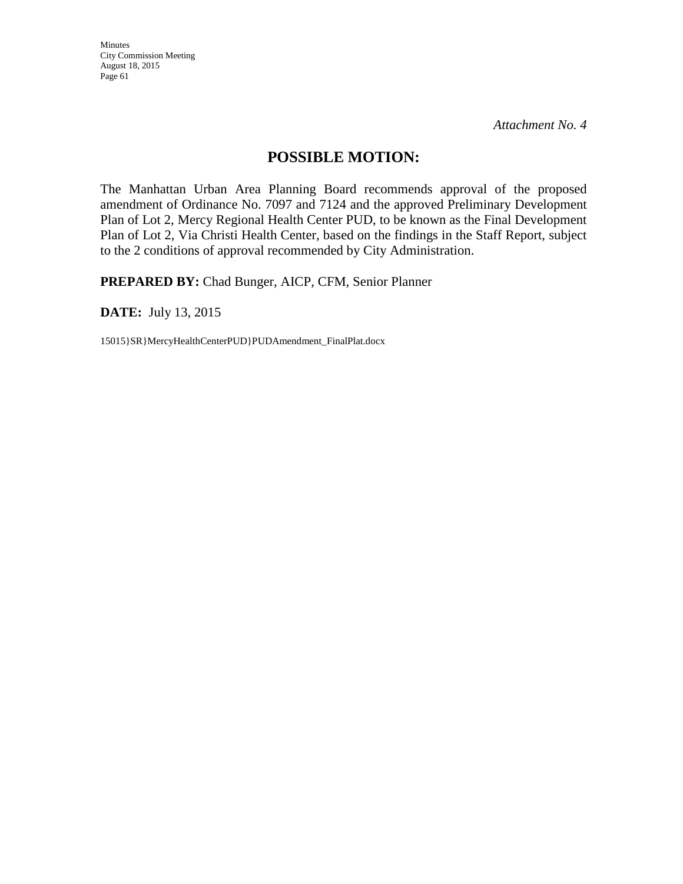*Attachment No. 4*

## POSSIBLE MOTION:

The Manhattan Urban Area Planning Board recommends approval of the proposed amendment of Ordinance No. 7097 and 7124 and the approved Preliminary Development Plan of Lot 2, Mercy Regional Health Center PUD, to be known as the Final Development Plan of Lot 2, Via Christi Health Center, based on the findings in the Staff Report, subject to the 2 conditions of approval recommended by City Administration.

**PREPARED BY:** Chad Bunger, AICP, CFM, Senior Planner

**DATE:** July 13, 2015

15015}SR}MercyHealthCenterPUD}PUDAmendment_FinalPlat.docx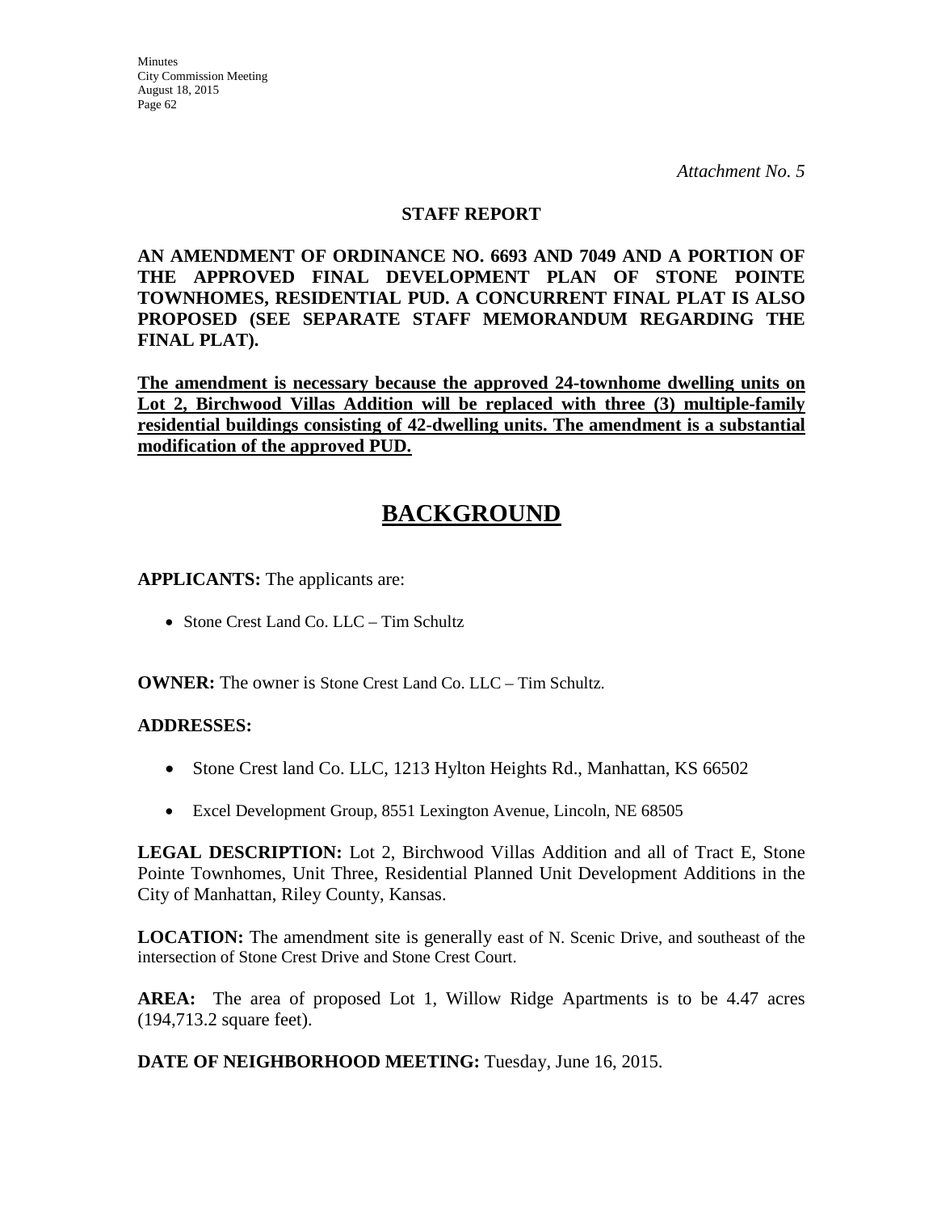*Attachment No. 5*

**STAFF REPORT**

**AN AMENDMENT OF ORDINANCE NO. 6693 AND 7049 AND A PORTION OF THE APPROVED FINAL DEVELOPMENT PLAN OF STONE POINTE TOWNHOMES, RESIDENTIAL PUD. A CONCURRENT FINAL PLAT IS ALSO PROPOSED (SEE SEPARATE STAFF MEMORANDUM REGARDING THE FINAL PLAT).**

**<u>The amendment is necessary because the approved 24-townhome dwelling units on Lot 2, Birchwood Villas Addition will be replaced with three (3) multiple-family residential buildings consisting of 42-dwelling units. The amendment is a substantial modification of the approved PUD.</u>**

# <u>BACKGROUND</u>

**APPLICANTS:** The applicants are:

- Stone Crest Land Co. LLC – Tim Schultz

**OWNER:** The owner is Stone Crest Land Co. LLC – Tim Schultz.

**ADDRESSES:**

- Stone Crest land Co. LLC, 1213 Hylton Heights Rd., Manhattan, KS 66502
- Excel Development Group, 8551 Lexington Avenue, Lincoln, NE 68505

**LEGAL DESCRIPTION:** Lot 2, Birchwood Villas Addition and all of Tract E, Stone Pointe Townhomes, Unit Three, Residential Planned Unit Development Additions in the City of Manhattan, Riley County, Kansas.

**LOCATION:** The amendment site is generally east of N. Scenic Drive, and southeast of the intersection of Stone Crest Drive and Stone Crest Court.

**AREA:** The area of proposed Lot 1, Willow Ridge Apartments is to be 4.47 acres (194,713.2 square feet).

**DATE OF NEIGHBORHOOD MEETING:** Tuesday, June 16, 2015.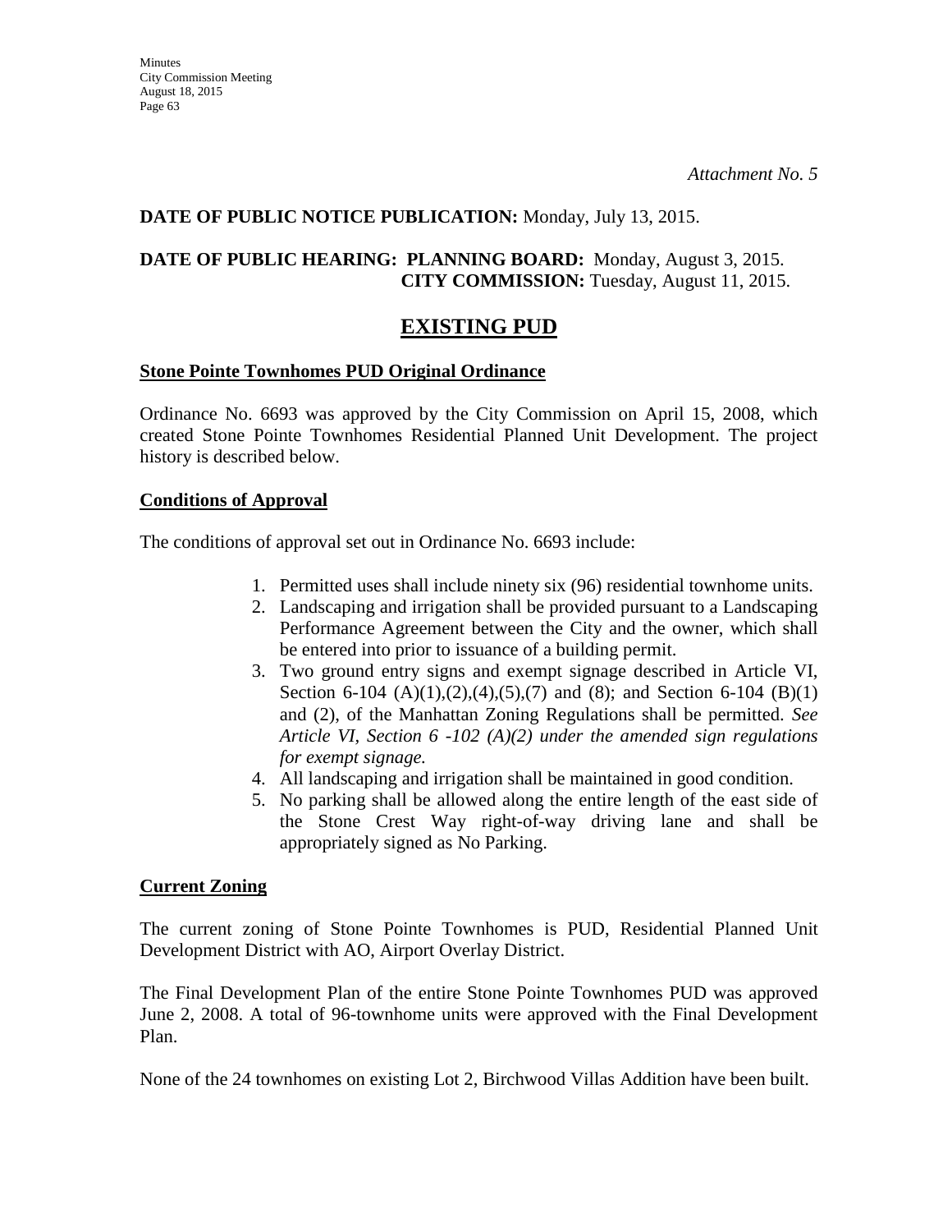*Attachment No. 5*

**DATE OF PUBLIC NOTICE PUBLICATION:** Monday, July 13, 2015.

**DATE OF PUBLIC HEARING: PLANNING BOARD:** Monday, August 3, 2015.
**CITY COMMISSION:** Tuesday, August 11, 2015.

# EXISTING PUD

**Stone Pointe Townhomes PUD Original Ordinance**

Ordinance No. 6693 was approved by the City Commission on April 15, 2008, which created Stone Pointe Townhomes Residential Planned Unit Development. The project history is described below.

**Conditions of Approval**

The conditions of approval set out in Ordinance No. 6693 include:

1. Permitted uses shall include ninety six (96) residential townhome units.
2. Landscaping and irrigation shall be provided pursuant to a Landscaping Performance Agreement between the City and the owner, which shall be entered into prior to issuance of a building permit.
3. Two ground entry signs and exempt signage described in Article VI, Section 6-104 (A)(1),(2),(4),(5),(7) and (8); and Section 6-104 (B)(1) and (2), of the Manhattan Zoning Regulations shall be permitted. *See Article VI, Section 6 -102 (A)(2) under the amended sign regulations for exempt signage.*
4. All landscaping and irrigation shall be maintained in good condition.
5. No parking shall be allowed along the entire length of the east side of the Stone Crest Way right-of-way driving lane and shall be appropriately signed as No Parking.

**Current Zoning**

The current zoning of Stone Pointe Townhomes is PUD, Residential Planned Unit Development District with AO, Airport Overlay District.

The Final Development Plan of the entire Stone Pointe Townhomes PUD was approved June 2, 2008. A total of 96-townhome units were approved with the Final Development Plan.

None of the 24 townhomes on existing Lot 2, Birchwood Villas Addition have been built.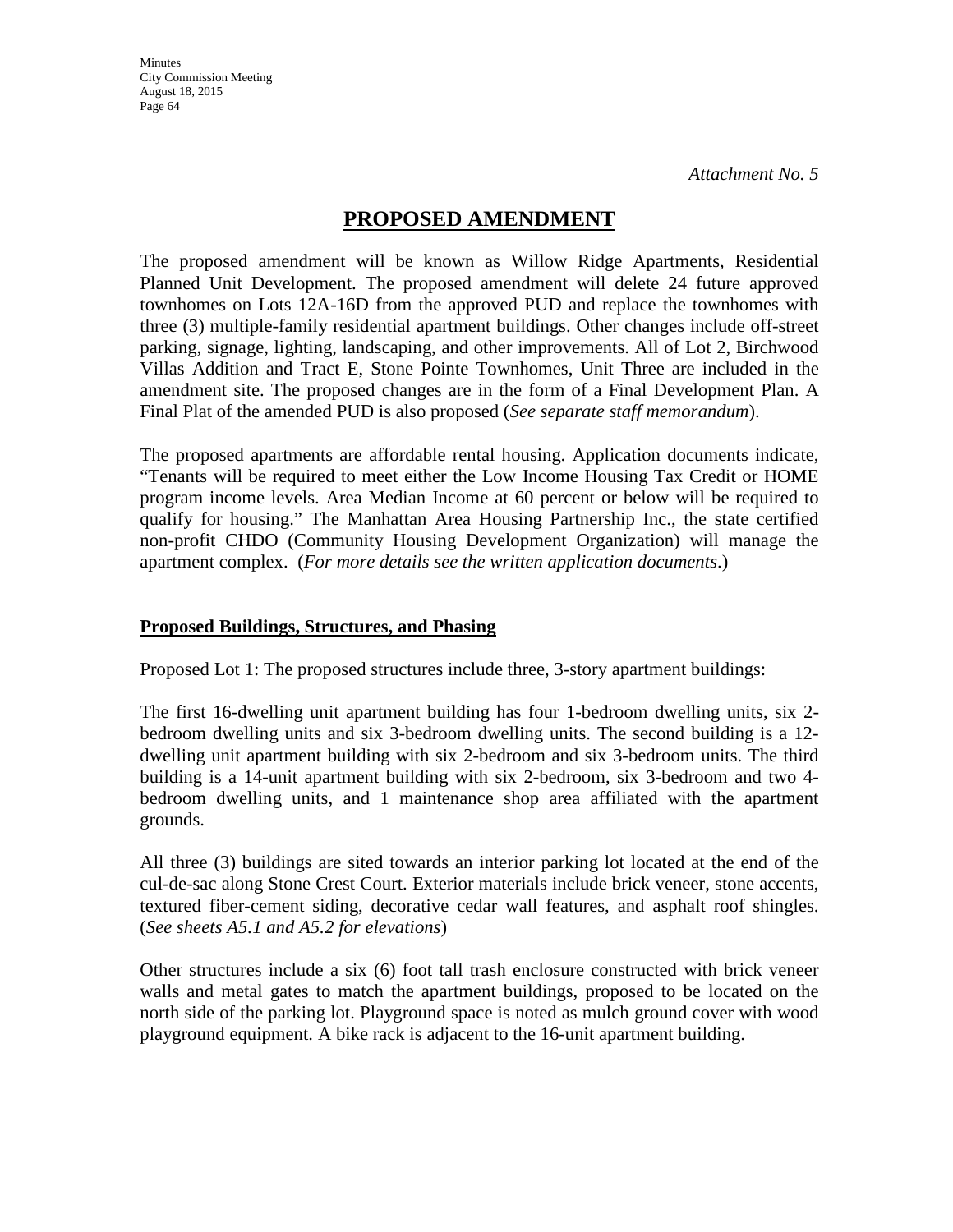*Attachment No. 5*

# PROPOSED AMENDMENT

The proposed amendment will be known as Willow Ridge Apartments, Residential Planned Unit Development. The proposed amendment will delete 24 future approved townhomes on Lots 12A-16D from the approved PUD and replace the townhomes with three (3) multiple-family residential apartment buildings. Other changes include off-street parking, signage, lighting, landscaping, and other improvements. All of Lot 2, Birchwood Villas Addition and Tract E, Stone Pointe Townhomes, Unit Three are included in the amendment site. The proposed changes are in the form of a Final Development Plan. A Final Plat of the amended PUD is also proposed (*See separate staff memorandum*).

The proposed apartments are affordable rental housing. Application documents indicate, "Tenants will be required to meet either the Low Income Housing Tax Credit or HOME program income levels. Area Median Income at 60 percent or below will be required to qualify for housing." The Manhattan Area Housing Partnership Inc., the state certified non-profit CHDO (Community Housing Development Organization) will manage the apartment complex. (*For more details see the written application documents*.)

## Proposed Buildings, Structures, and Phasing

Proposed Lot 1: The proposed structures include three, 3-story apartment buildings:

The first 16-dwelling unit apartment building has four 1-bedroom dwelling units, six 2-bedroom dwelling units and six 3-bedroom dwelling units. The second building is a 12-dwelling unit apartment building with six 2-bedroom and six 3-bedroom units. The third building is a 14-unit apartment building with six 2-bedroom, six 3-bedroom and two 4-bedroom dwelling units, and 1 maintenance shop area affiliated with the apartment grounds.

All three (3) buildings are sited towards an interior parking lot located at the end of the cul-de-sac along Stone Crest Court. Exterior materials include brick veneer, stone accents, textured fiber-cement siding, decorative cedar wall features, and asphalt roof shingles. (*See sheets A5.1 and A5.2 for elevations*)

Other structures include a six (6) foot tall trash enclosure constructed with brick veneer walls and metal gates to match the apartment buildings, proposed to be located on the north side of the parking lot. Playground space is noted as mulch ground cover with wood playground equipment. A bike rack is adjacent to the 16-unit apartment building.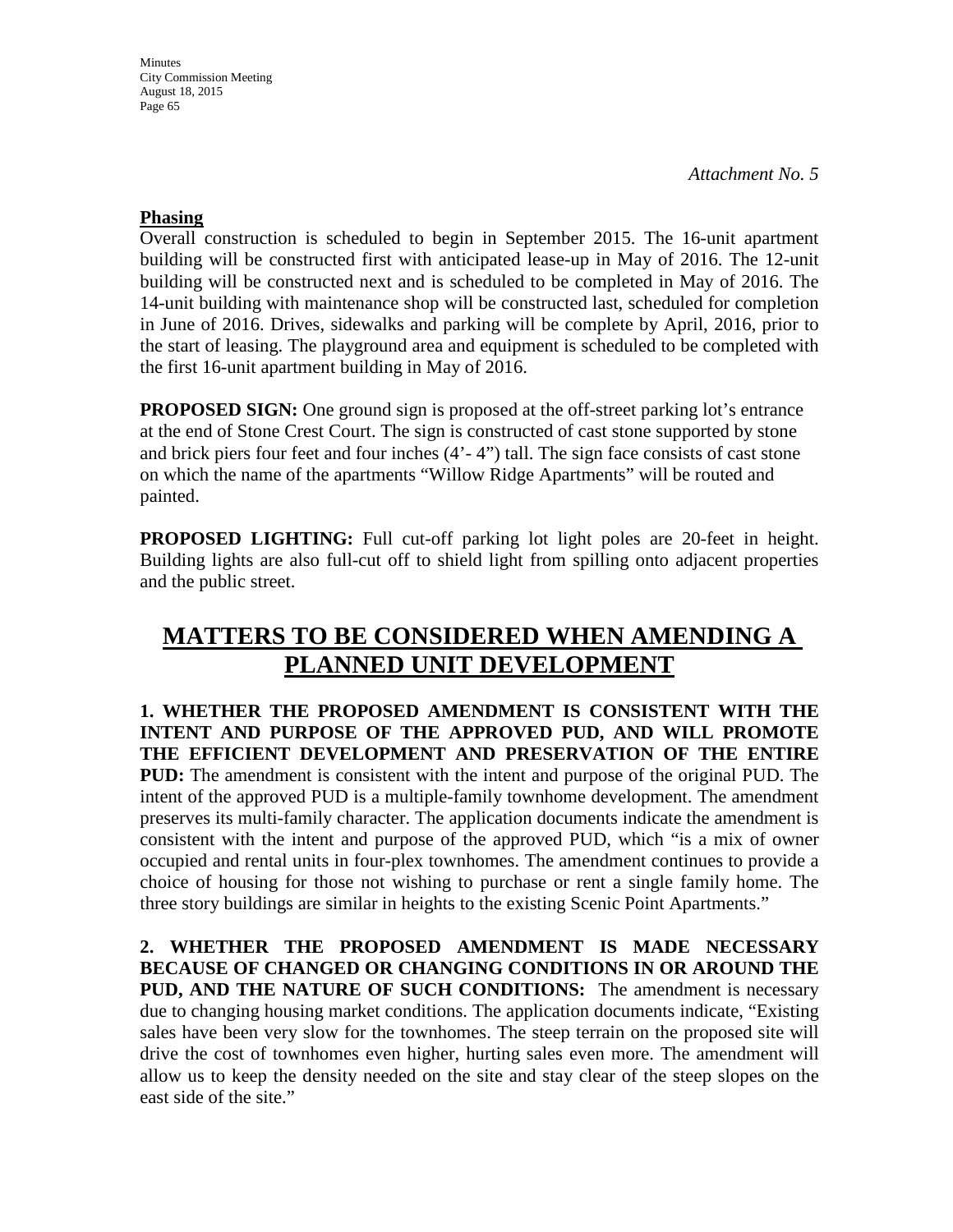*Attachment No. 5*

**Phasing**

Overall construction is scheduled to begin in September 2015. The 16-unit apartment building will be constructed first with anticipated lease-up in May of 2016. The 12-unit building will be constructed next and is scheduled to be completed in May of 2016. The 14-unit building with maintenance shop will be constructed last, scheduled for completion in June of 2016. Drives, sidewalks and parking will be complete by April, 2016, prior to the start of leasing. The playground area and equipment is scheduled to be completed with the first 16-unit apartment building in May of 2016.

**PROPOSED SIGN:** One ground sign is proposed at the off-street parking lot's entrance at the end of Stone Crest Court. The sign is constructed of cast stone supported by stone and brick piers four feet and four inches (4'- 4") tall. The sign face consists of cast stone on which the name of the apartments "Willow Ridge Apartments" will be routed and painted.

**PROPOSED LIGHTING:** Full cut-off parking lot light poles are 20-feet in height. Building lights are also full-cut off to shield light from spilling onto adjacent properties and the public street.

# MATTERS TO BE CONSIDERED WHEN AMENDING A PLANNED UNIT DEVELOPMENT

**1. WHETHER THE PROPOSED AMENDMENT IS CONSISTENT WITH THE INTENT AND PURPOSE OF THE APPROVED PUD, AND WILL PROMOTE THE EFFICIENT DEVELOPMENT AND PRESERVATION OF THE ENTIRE PUD:** The amendment is consistent with the intent and purpose of the original PUD. The intent of the approved PUD is a multiple-family townhome development. The amendment preserves its multi-family character. The application documents indicate the amendment is consistent with the intent and purpose of the approved PUD, which "is a mix of owner occupied and rental units in four-plex townhomes. The amendment continues to provide a choice of housing for those not wishing to purchase or rent a single family home. The three story buildings are similar in heights to the existing Scenic Point Apartments."

**2. WHETHER THE PROPOSED AMENDMENT IS MADE NECESSARY BECAUSE OF CHANGED OR CHANGING CONDITIONS IN OR AROUND THE PUD, AND THE NATURE OF SUCH CONDITIONS:** The amendment is necessary due to changing housing market conditions. The application documents indicate, "Existing sales have been very slow for the townhomes. The steep terrain on the proposed site will drive the cost of townhomes even higher, hurting sales even more. The amendment will allow us to keep the density needed on the site and stay clear of the steep slopes on the east side of the site."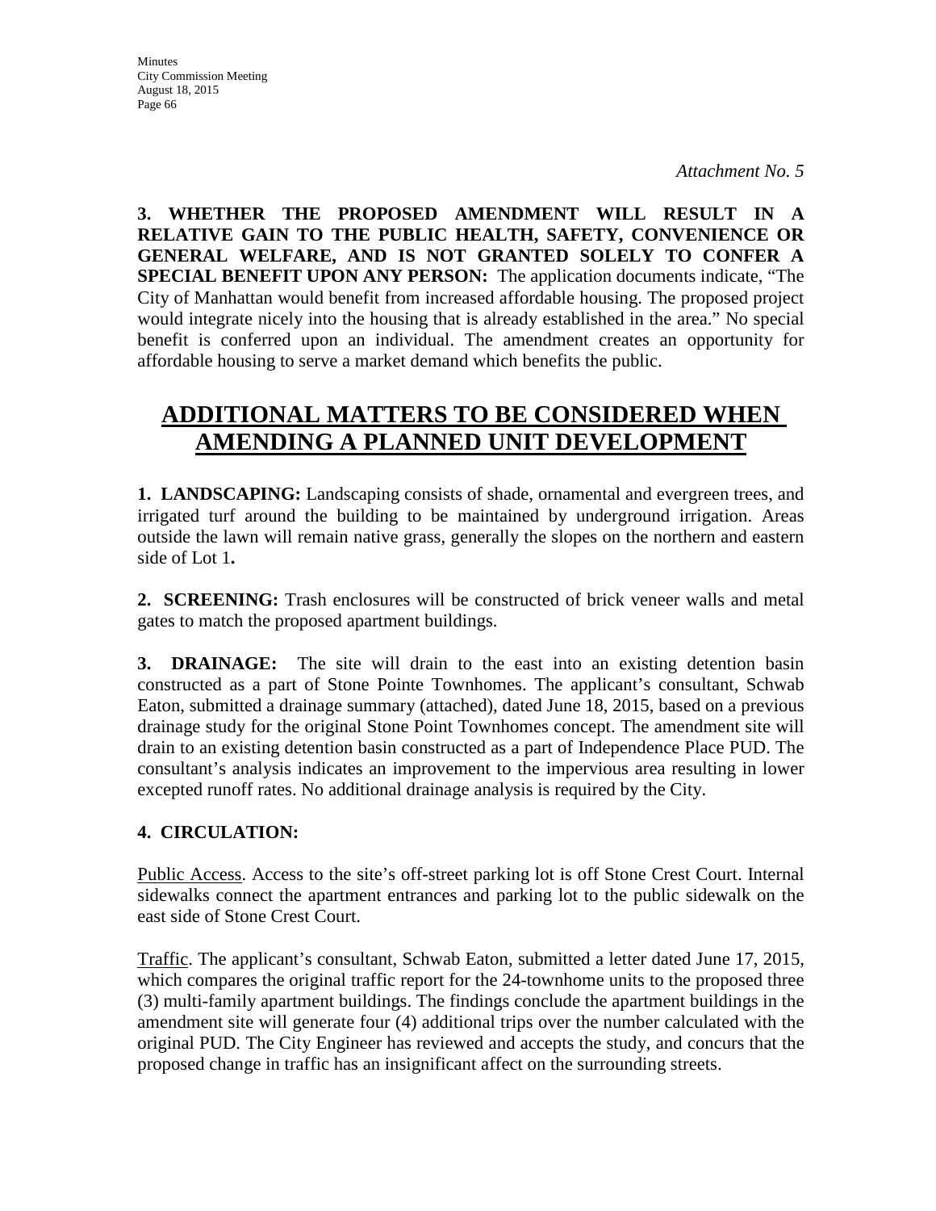*Attachment No. 5*

**3. WHETHER THE PROPOSED AMENDMENT WILL RESULT IN A RELATIVE GAIN TO THE PUBLIC HEALTH, SAFETY, CONVENIENCE OR GENERAL WELFARE, AND IS NOT GRANTED SOLELY TO CONFER A SPECIAL BENEFIT UPON ANY PERSON:** The application documents indicate, "The City of Manhattan would benefit from increased affordable housing. The proposed project would integrate nicely into the housing that is already established in the area." No special benefit is conferred upon an individual. The amendment creates an opportunity for affordable housing to serve a market demand which benefits the public.

# ADDITIONAL MATTERS TO BE CONSIDERED WHEN AMENDING A PLANNED UNIT DEVELOPMENT

**1. LANDSCAPING:** Landscaping consists of shade, ornamental and evergreen trees, and irrigated turf around the building to be maintained by underground irrigation. Areas outside the lawn will remain native grass, generally the slopes on the northern and eastern side of Lot 1**.**

**2. SCREENING:** Trash enclosures will be constructed of brick veneer walls and metal gates to match the proposed apartment buildings.

**3. DRAINAGE:** The site will drain to the east into an existing detention basin constructed as a part of Stone Pointe Townhomes. The applicant's consultant, Schwab Eaton, submitted a drainage summary (attached), dated June 18, 2015, based on a previous drainage study for the original Stone Point Townhomes concept. The amendment site will drain to an existing detention basin constructed as a part of Independence Place PUD. The consultant's analysis indicates an improvement to the impervious area resulting in lower excepted runoff rates. No additional drainage analysis is required by the City.

**4. CIRCULATION:**

Public Access. Access to the site's off-street parking lot is off Stone Crest Court. Internal sidewalks connect the apartment entrances and parking lot to the public sidewalk on the east side of Stone Crest Court.

Traffic. The applicant's consultant, Schwab Eaton, submitted a letter dated June 17, 2015, which compares the original traffic report for the 24-townhome units to the proposed three (3) multi-family apartment buildings. The findings conclude the apartment buildings in the amendment site will generate four (4) additional trips over the number calculated with the original PUD. The City Engineer has reviewed and accepts the study, and concurs that the proposed change in traffic has an insignificant affect on the surrounding streets.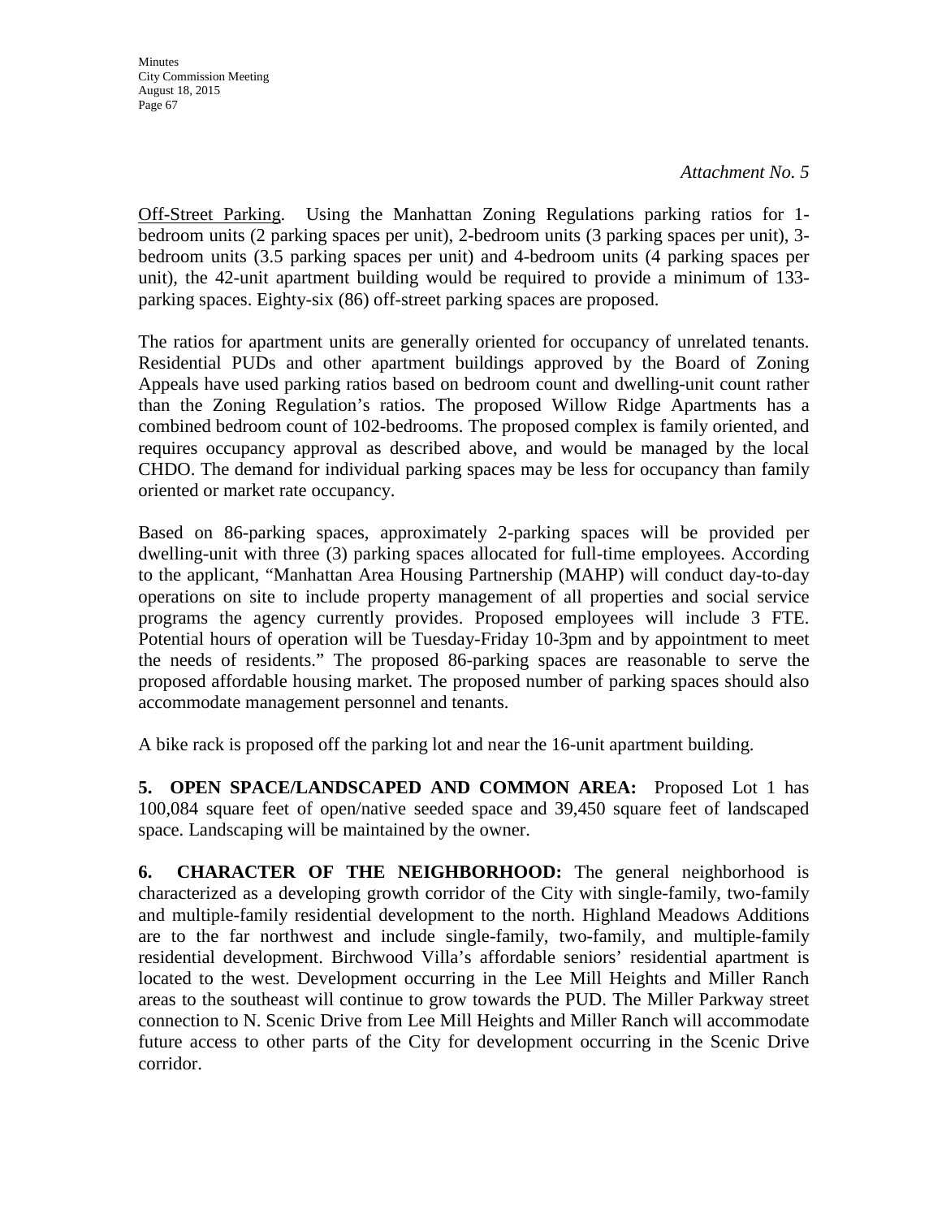*Attachment No. 5*

Off-Street Parking. Using the Manhattan Zoning Regulations parking ratios for 1-bedroom units (2 parking spaces per unit), 2-bedroom units (3 parking spaces per unit), 3-bedroom units (3.5 parking spaces per unit) and 4-bedroom units (4 parking spaces per unit), the 42-unit apartment building would be required to provide a minimum of 133-parking spaces. Eighty-six (86) off-street parking spaces are proposed.

The ratios for apartment units are generally oriented for occupancy of unrelated tenants. Residential PUDs and other apartment buildings approved by the Board of Zoning Appeals have used parking ratios based on bedroom count and dwelling-unit count rather than the Zoning Regulation's ratios. The proposed Willow Ridge Apartments has a combined bedroom count of 102-bedrooms. The proposed complex is family oriented, and requires occupancy approval as described above, and would be managed by the local CHDO. The demand for individual parking spaces may be less for occupancy than family oriented or market rate occupancy.

Based on 86-parking spaces, approximately 2-parking spaces will be provided per dwelling-unit with three (3) parking spaces allocated for full-time employees. According to the applicant, "Manhattan Area Housing Partnership (MAHP) will conduct day-to-day operations on site to include property management of all properties and social service programs the agency currently provides. Proposed employees will include 3 FTE. Potential hours of operation will be Tuesday-Friday 10-3pm and by appointment to meet the needs of residents." The proposed 86-parking spaces are reasonable to serve the proposed affordable housing market. The proposed number of parking spaces should also accommodate management personnel and tenants.

A bike rack is proposed off the parking lot and near the 16-unit apartment building.

**5. OPEN SPACE/LANDSCAPED AND COMMON AREA:** Proposed Lot 1 has 100,084 square feet of open/native seeded space and 39,450 square feet of landscaped space. Landscaping will be maintained by the owner.

**6. CHARACTER OF THE NEIGHBORHOOD:** The general neighborhood is characterized as a developing growth corridor of the City with single-family, two-family and multiple-family residential development to the north. Highland Meadows Additions are to the far northwest and include single-family, two-family, and multiple-family residential development. Birchwood Villa's affordable seniors' residential apartment is located to the west. Development occurring in the Lee Mill Heights and Miller Ranch areas to the southeast will continue to grow towards the PUD. The Miller Parkway street connection to N. Scenic Drive from Lee Mill Heights and Miller Ranch will accommodate future access to other parts of the City for development occurring in the Scenic Drive corridor.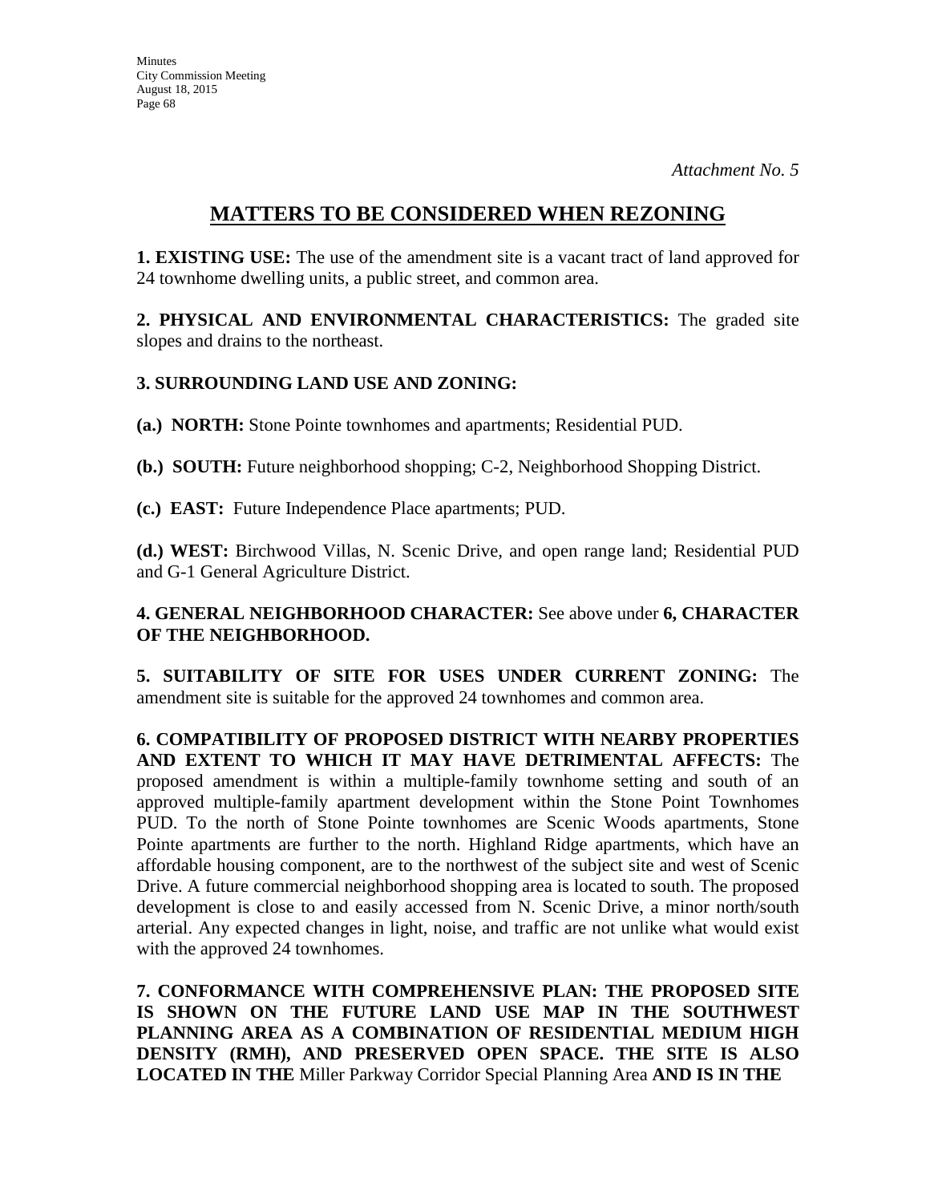*Attachment No. 5*

# MATTERS TO BE CONSIDERED WHEN REZONING

**1. EXISTING USE:** The use of the amendment site is a vacant tract of land approved for 24 townhome dwelling units, a public street, and common area.

**2. PHYSICAL AND ENVIRONMENTAL CHARACTERISTICS:** The graded site slopes and drains to the northeast.

**3. SURROUNDING LAND USE AND ZONING:**

**(a.) NORTH:** Stone Pointe townhomes and apartments; Residential PUD.

**(b.) SOUTH:** Future neighborhood shopping; C-2, Neighborhood Shopping District.

**(c.) EAST:** Future Independence Place apartments; PUD.

**(d.) WEST:** Birchwood Villas, N. Scenic Drive, and open range land; Residential PUD and G-1 General Agriculture District.

**4. GENERAL NEIGHBORHOOD CHARACTER:** See above under **6, CHARACTER OF THE NEIGHBORHOOD.**

**5. SUITABILITY OF SITE FOR USES UNDER CURRENT ZONING:** The amendment site is suitable for the approved 24 townhomes and common area.

**6. COMPATIBILITY OF PROPOSED DISTRICT WITH NEARBY PROPERTIES AND EXTENT TO WHICH IT MAY HAVE DETRIMENTAL AFFECTS:** The proposed amendment is within a multiple-family townhome setting and south of an approved multiple-family apartment development within the Stone Point Townhomes PUD. To the north of Stone Pointe townhomes are Scenic Woods apartments, Stone Pointe apartments are further to the north. Highland Ridge apartments, which have an affordable housing component, are to the northwest of the subject site and west of Scenic Drive. A future commercial neighborhood shopping area is located to south. The proposed development is close to and easily accessed from N. Scenic Drive, a minor north/south arterial. Any expected changes in light, noise, and traffic are not unlike what would exist with the approved 24 townhomes.

**7. CONFORMANCE WITH COMPREHENSIVE PLAN: THE PROPOSED SITE IS SHOWN ON THE FUTURE LAND USE MAP IN THE SOUTHWEST PLANNING AREA AS A COMBINATION OF RESIDENTIAL MEDIUM HIGH DENSITY (RMH), AND PRESERVED OPEN SPACE. THE SITE IS ALSO LOCATED IN THE** Miller Parkway Corridor Special Planning Area **AND IS IN THE**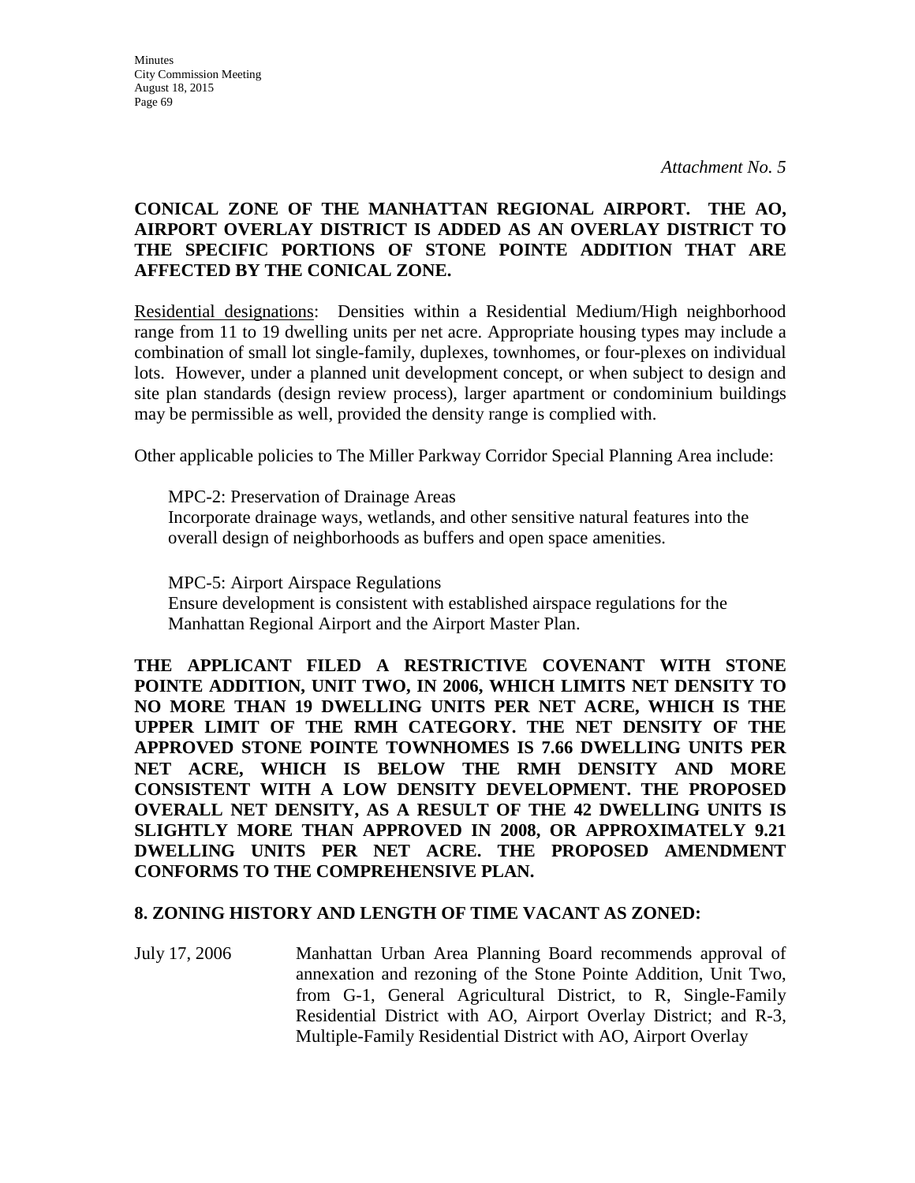*Attachment No. 5*

**CONICAL ZONE OF THE MANHATTAN REGIONAL AIRPORT. THE AO, AIRPORT OVERLAY DISTRICT IS ADDED AS AN OVERLAY DISTRICT TO THE SPECIFIC PORTIONS OF STONE POINTE ADDITION THAT ARE AFFECTED BY THE CONICAL ZONE.**

Residential designations: Densities within a Residential Medium/High neighborhood range from 11 to 19 dwelling units per net acre. Appropriate housing types may include a combination of small lot single-family, duplexes, townhomes, or four-plexes on individual lots. However, under a planned unit development concept, or when subject to design and site plan standards (design review process), larger apartment or condominium buildings may be permissible as well, provided the density range is complied with.

Other applicable policies to The Miller Parkway Corridor Special Planning Area include:

> MPC-2: Preservation of Drainage Areas
> Incorporate drainage ways, wetlands, and other sensitive natural features into the overall design of neighborhoods as buffers and open space amenities.
>
> MPC-5: Airport Airspace Regulations
> Ensure development is consistent with established airspace regulations for the Manhattan Regional Airport and the Airport Master Plan.

**THE APPLICANT FILED A RESTRICTIVE COVENANT WITH STONE POINTE ADDITION, UNIT TWO, IN 2006, WHICH LIMITS NET DENSITY TO NO MORE THAN 19 DWELLING UNITS PER NET ACRE, WHICH IS THE UPPER LIMIT OF THE RMH CATEGORY. THE NET DENSITY OF THE APPROVED STONE POINTE TOWNHOMES IS 7.66 DWELLING UNITS PER NET ACRE, WHICH IS BELOW THE RMH DENSITY AND MORE CONSISTENT WITH A LOW DENSITY DEVELOPMENT. THE PROPOSED OVERALL NET DENSITY, AS A RESULT OF THE 42 DWELLING UNITS IS SLIGHTLY MORE THAN APPROVED IN 2008, OR APPROXIMATELY 9.21 DWELLING UNITS PER NET ACRE. THE PROPOSED AMENDMENT CONFORMS TO THE COMPREHENSIVE PLAN.**

**8. ZONING HISTORY AND LENGTH OF TIME VACANT AS ZONED:**

July 17, 2006 — Manhattan Urban Area Planning Board recommends approval of annexation and rezoning of the Stone Pointe Addition, Unit Two, from G-1, General Agricultural District, to R, Single-Family Residential District with AO, Airport Overlay District; and R-3, Multiple-Family Residential District with AO, Airport Overlay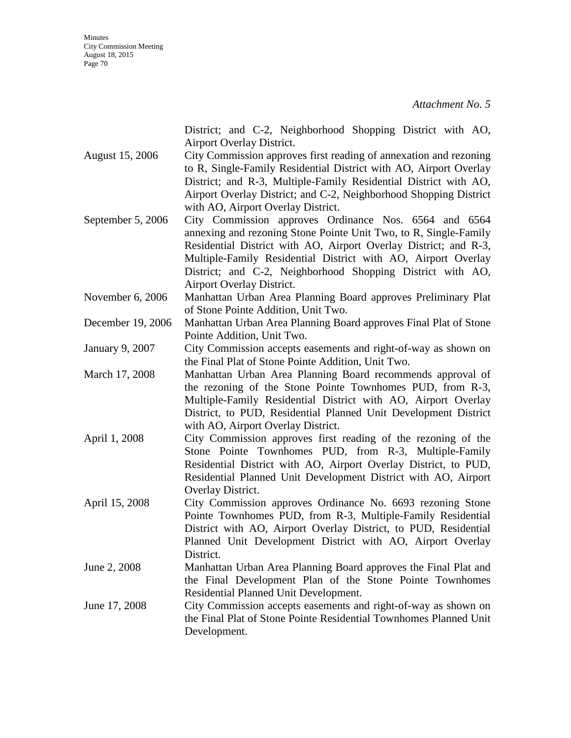*Attachment No. 5*

| | |
|---|---|
| | District; and C-2, Neighborhood Shopping District with AO, Airport Overlay District. |
| August 15, 2006 | City Commission approves first reading of annexation and rezoning to R, Single-Family Residential District with AO, Airport Overlay District; and R-3, Multiple-Family Residential District with AO, Airport Overlay District; and C-2, Neighborhood Shopping District with AO, Airport Overlay District. |
| September 5, 2006 | City Commission approves Ordinance Nos. 6564 and 6564 annexing and rezoning Stone Pointe Unit Two, to R, Single-Family Residential District with AO, Airport Overlay District; and R-3, Multiple-Family Residential District with AO, Airport Overlay District; and C-2, Neighborhood Shopping District with AO, Airport Overlay District. |
| November 6, 2006 | Manhattan Urban Area Planning Board approves Preliminary Plat of Stone Pointe Addition, Unit Two. |
| December 19, 2006 | Manhattan Urban Area Planning Board approves Final Plat of Stone Pointe Addition, Unit Two. |
| January 9, 2007 | City Commission accepts easements and right-of-way as shown on the Final Plat of Stone Pointe Addition, Unit Two. |
| March 17, 2008 | Manhattan Urban Area Planning Board recommends approval of the rezoning of the Stone Pointe Townhomes PUD, from R-3, Multiple-Family Residential District with AO, Airport Overlay District, to PUD, Residential Planned Unit Development District with AO, Airport Overlay District. |
| April 1, 2008 | City Commission approves first reading of the rezoning of the Stone Pointe Townhomes PUD, from R-3, Multiple-Family Residential District with AO, Airport Overlay District, to PUD, Residential Planned Unit Development District with AO, Airport Overlay District. |
| April 15, 2008 | City Commission approves Ordinance No. 6693 rezoning Stone Pointe Townhomes PUD, from R-3, Multiple-Family Residential District with AO, Airport Overlay District, to PUD, Residential Planned Unit Development District with AO, Airport Overlay District. |
| June 2, 2008 | Manhattan Urban Area Planning Board approves the Final Plat and the Final Development Plan of the Stone Pointe Townhomes Residential Planned Unit Development. |
| June 17, 2008 | City Commission accepts easements and right-of-way as shown on the Final Plat of Stone Pointe Residential Townhomes Planned Unit Development. |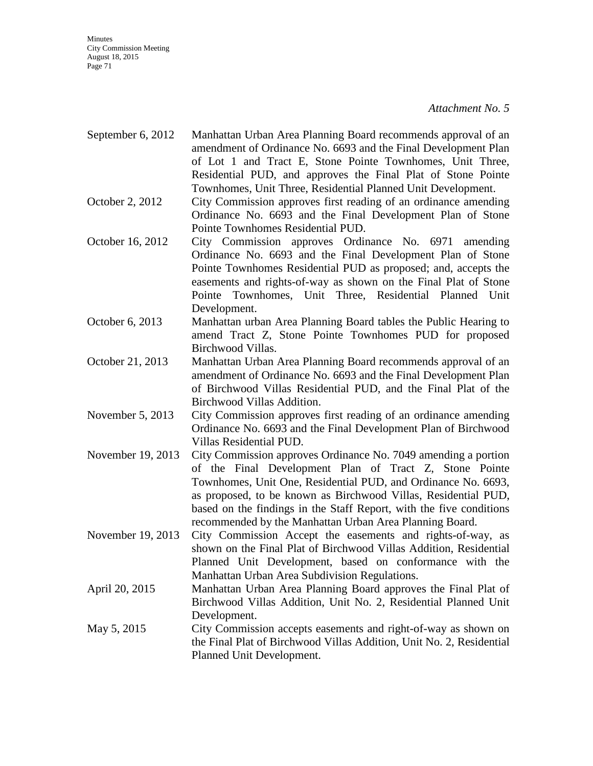*Attachment No. 5*

| | |
|---|---|
| September 6, 2012 | Manhattan Urban Area Planning Board recommends approval of an amendment of Ordinance No. 6693 and the Final Development Plan of Lot 1 and Tract E, Stone Pointe Townhomes, Unit Three, Residential PUD, and approves the Final Plat of Stone Pointe Townhomes, Unit Three, Residential Planned Unit Development. |
| October 2, 2012 | City Commission approves first reading of an ordinance amending Ordinance No. 6693 and the Final Development Plan of Stone Pointe Townhomes Residential PUD. |
| October 16, 2012 | City Commission approves Ordinance No. 6971 amending Ordinance No. 6693 and the Final Development Plan of Stone Pointe Townhomes Residential PUD as proposed; and, accepts the easements and rights-of-way as shown on the Final Plat of Stone Pointe Townhomes, Unit Three, Residential Planned Unit Development. |
| October 6, 2013 | Manhattan urban Area Planning Board tables the Public Hearing to amend Tract Z, Stone Pointe Townhomes PUD for proposed Birchwood Villas. |
| October 21, 2013 | Manhattan Urban Area Planning Board recommends approval of an amendment of Ordinance No. 6693 and the Final Development Plan of Birchwood Villas Residential PUD, and the Final Plat of the Birchwood Villas Addition. |
| November 5, 2013 | City Commission approves first reading of an ordinance amending Ordinance No. 6693 and the Final Development Plan of Birchwood Villas Residential PUD. |
| November 19, 2013 | City Commission approves Ordinance No. 7049 amending a portion of the Final Development Plan of Tract Z, Stone Pointe Townhomes, Unit One, Residential PUD, and Ordinance No. 6693, as proposed, to be known as Birchwood Villas, Residential PUD, based on the findings in the Staff Report, with the five conditions recommended by the Manhattan Urban Area Planning Board. |
| November 19, 2013 | City Commission Accept the easements and rights-of-way, as shown on the Final Plat of Birchwood Villas Addition, Residential Planned Unit Development, based on conformance with the Manhattan Urban Area Subdivision Regulations. |
| April 20, 2015 | Manhattan Urban Area Planning Board approves the Final Plat of Birchwood Villas Addition, Unit No. 2, Residential Planned Unit Development. |
| May 5, 2015 | City Commission accepts easements and right-of-way as shown on the Final Plat of Birchwood Villas Addition, Unit No. 2, Residential Planned Unit Development. |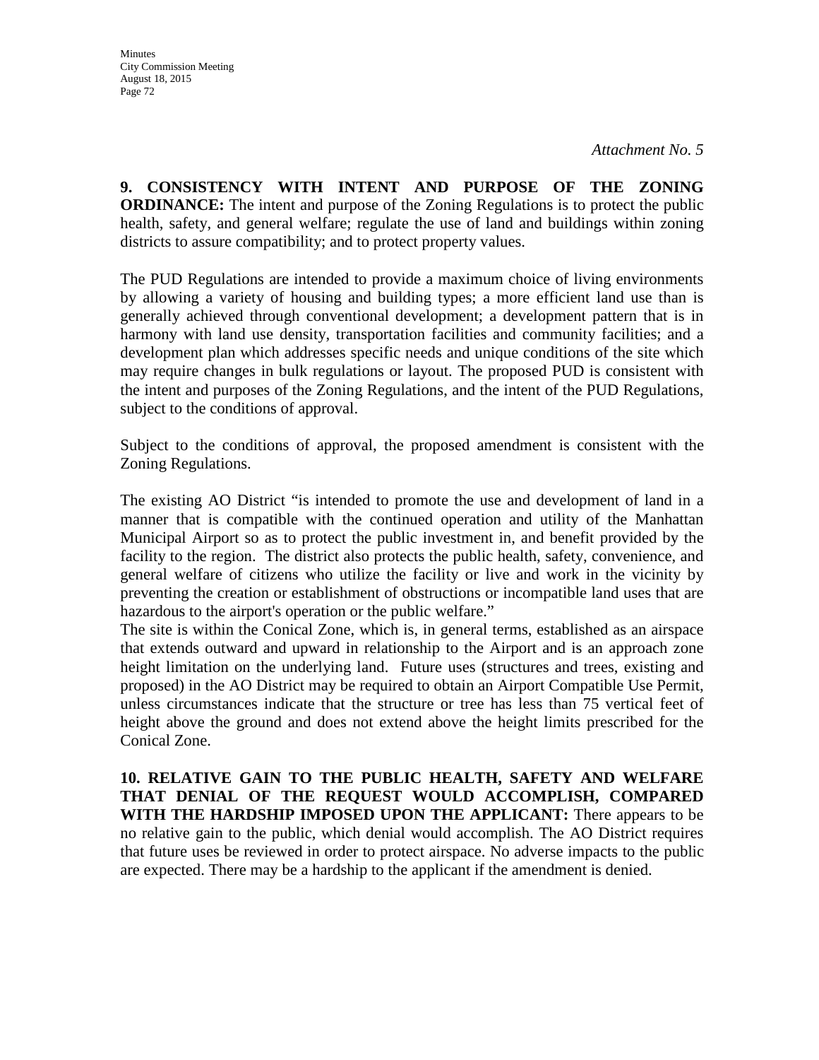*Attachment No. 5*

**9. CONSISTENCY WITH INTENT AND PURPOSE OF THE ZONING ORDINANCE:** The intent and purpose of the Zoning Regulations is to protect the public health, safety, and general welfare; regulate the use of land and buildings within zoning districts to assure compatibility; and to protect property values.

The PUD Regulations are intended to provide a maximum choice of living environments by allowing a variety of housing and building types; a more efficient land use than is generally achieved through conventional development; a development pattern that is in harmony with land use density, transportation facilities and community facilities; and a development plan which addresses specific needs and unique conditions of the site which may require changes in bulk regulations or layout. The proposed PUD is consistent with the intent and purposes of the Zoning Regulations, and the intent of the PUD Regulations, subject to the conditions of approval.

Subject to the conditions of approval, the proposed amendment is consistent with the Zoning Regulations.

The existing AO District "is intended to promote the use and development of land in a manner that is compatible with the continued operation and utility of the Manhattan Municipal Airport so as to protect the public investment in, and benefit provided by the facility to the region. The district also protects the public health, safety, convenience, and general welfare of citizens who utilize the facility or live and work in the vicinity by preventing the creation or establishment of obstructions or incompatible land uses that are hazardous to the airport's operation or the public welfare."

The site is within the Conical Zone, which is, in general terms, established as an airspace that extends outward and upward in relationship to the Airport and is an approach zone height limitation on the underlying land. Future uses (structures and trees, existing and proposed) in the AO District may be required to obtain an Airport Compatible Use Permit, unless circumstances indicate that the structure or tree has less than 75 vertical feet of height above the ground and does not extend above the height limits prescribed for the Conical Zone.

**10. RELATIVE GAIN TO THE PUBLIC HEALTH, SAFETY AND WELFARE THAT DENIAL OF THE REQUEST WOULD ACCOMPLISH, COMPARED WITH THE HARDSHIP IMPOSED UPON THE APPLICANT:** There appears to be no relative gain to the public, which denial would accomplish. The AO District requires that future uses be reviewed in order to protect airspace. No adverse impacts to the public are expected. There may be a hardship to the applicant if the amendment is denied.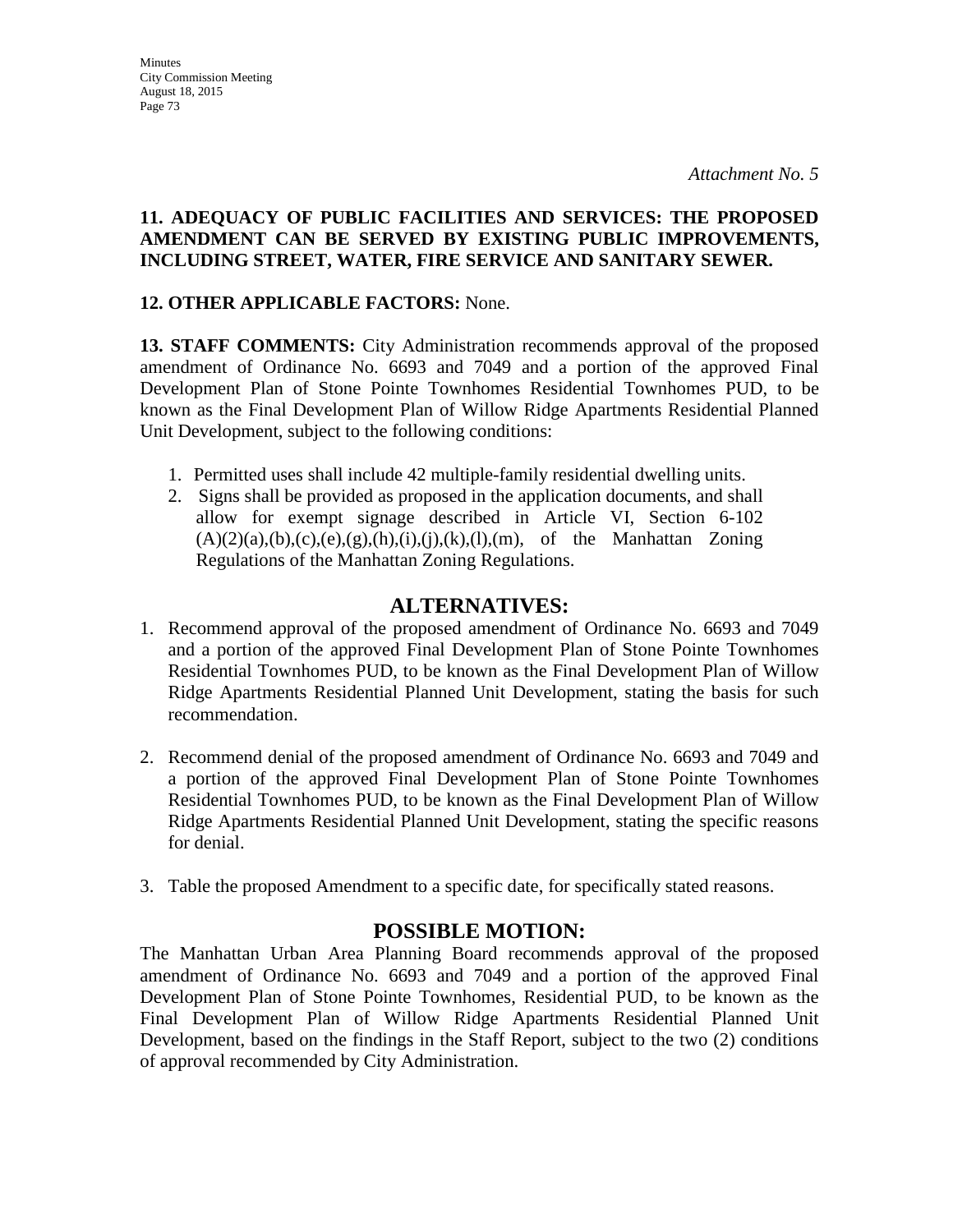*Attachment No. 5*

**11. ADEQUACY OF PUBLIC FACILITIES AND SERVICES: THE PROPOSED AMENDMENT CAN BE SERVED BY EXISTING PUBLIC IMPROVEMENTS, INCLUDING STREET, WATER, FIRE SERVICE AND SANITARY SEWER.**

**12. OTHER APPLICABLE FACTORS:** None.

**13. STAFF COMMENTS:** City Administration recommends approval of the proposed amendment of Ordinance No. 6693 and 7049 and a portion of the approved Final Development Plan of Stone Pointe Townhomes Residential Townhomes PUD, to be known as the Final Development Plan of Willow Ridge Apartments Residential Planned Unit Development, subject to the following conditions:

1. Permitted uses shall include 42 multiple-family residential dwelling units.
2. Signs shall be provided as proposed in the application documents, and shall allow for exempt signage described in Article VI, Section 6-102 (A)(2)(a),(b),(c),(e),(g),(h),(i),(j),(k),(l),(m), of the Manhattan Zoning Regulations of the Manhattan Zoning Regulations.

## ALTERNATIVES:

1. Recommend approval of the proposed amendment of Ordinance No. 6693 and 7049 and a portion of the approved Final Development Plan of Stone Pointe Townhomes Residential Townhomes PUD, to be known as the Final Development Plan of Willow Ridge Apartments Residential Planned Unit Development, stating the basis for such recommendation.

2. Recommend denial of the proposed amendment of Ordinance No. 6693 and 7049 and a portion of the approved Final Development Plan of Stone Pointe Townhomes Residential Townhomes PUD, to be known as the Final Development Plan of Willow Ridge Apartments Residential Planned Unit Development, stating the specific reasons for denial.

3. Table the proposed Amendment to a specific date, for specifically stated reasons.

## POSSIBLE MOTION:

The Manhattan Urban Area Planning Board recommends approval of the proposed amendment of Ordinance No. 6693 and 7049 and a portion of the approved Final Development Plan of Stone Pointe Townhomes, Residential PUD, to be known as the Final Development Plan of Willow Ridge Apartments Residential Planned Unit Development, based on the findings in the Staff Report, subject to the two (2) conditions of approval recommended by City Administration.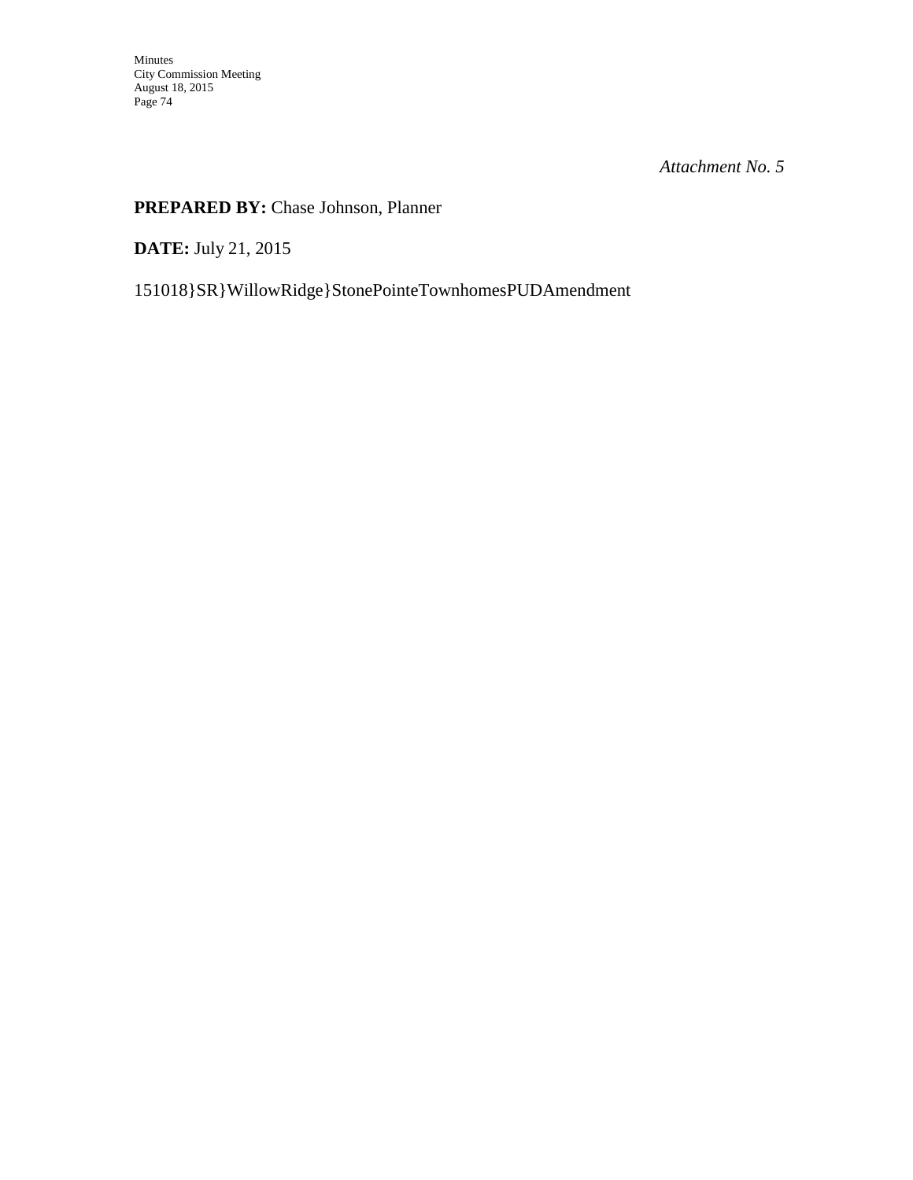*Attachment No. 5*

**PREPARED BY:** Chase Johnson, Planner

**DATE:** July 21, 2015

151018}SR}WillowRidge}StonePointeTownhomesPUDAmendment